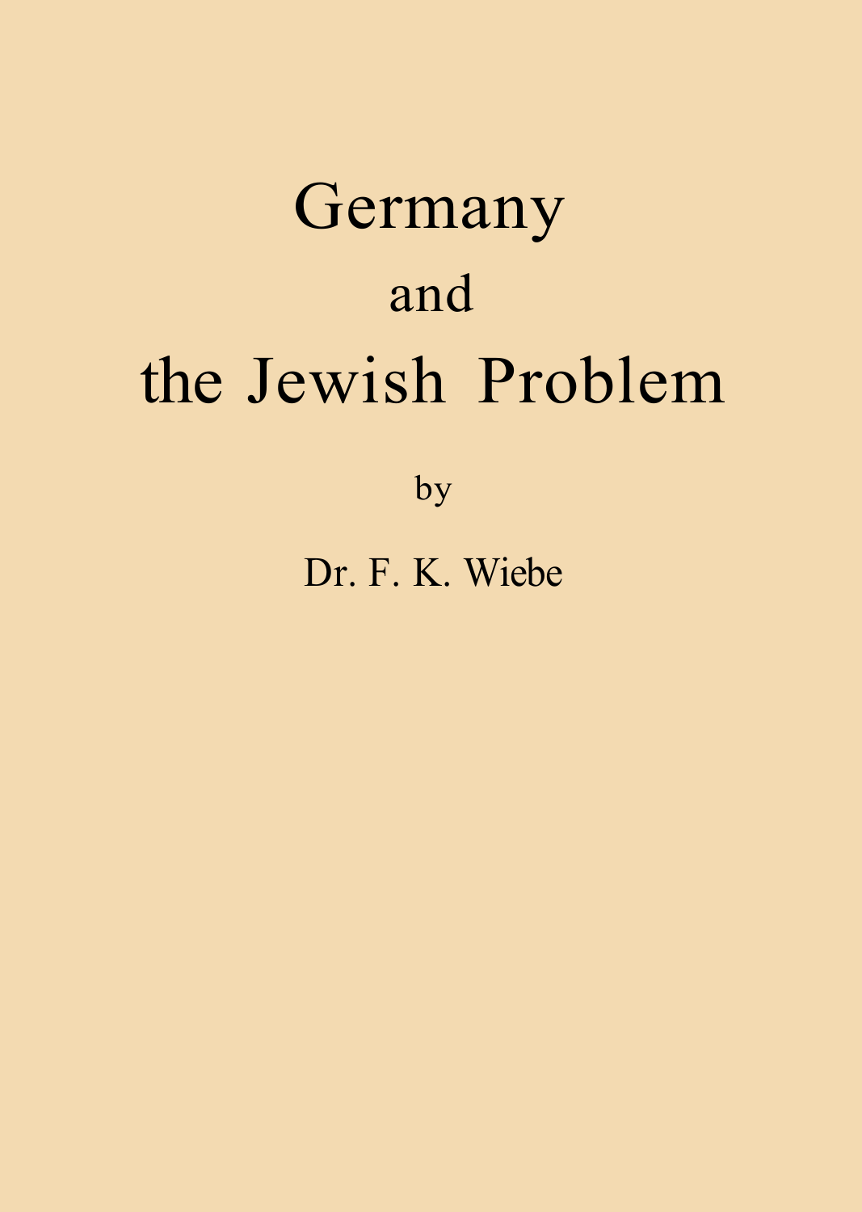# Germany and the Jewish Problem

by

Dr. F. K. Wiebe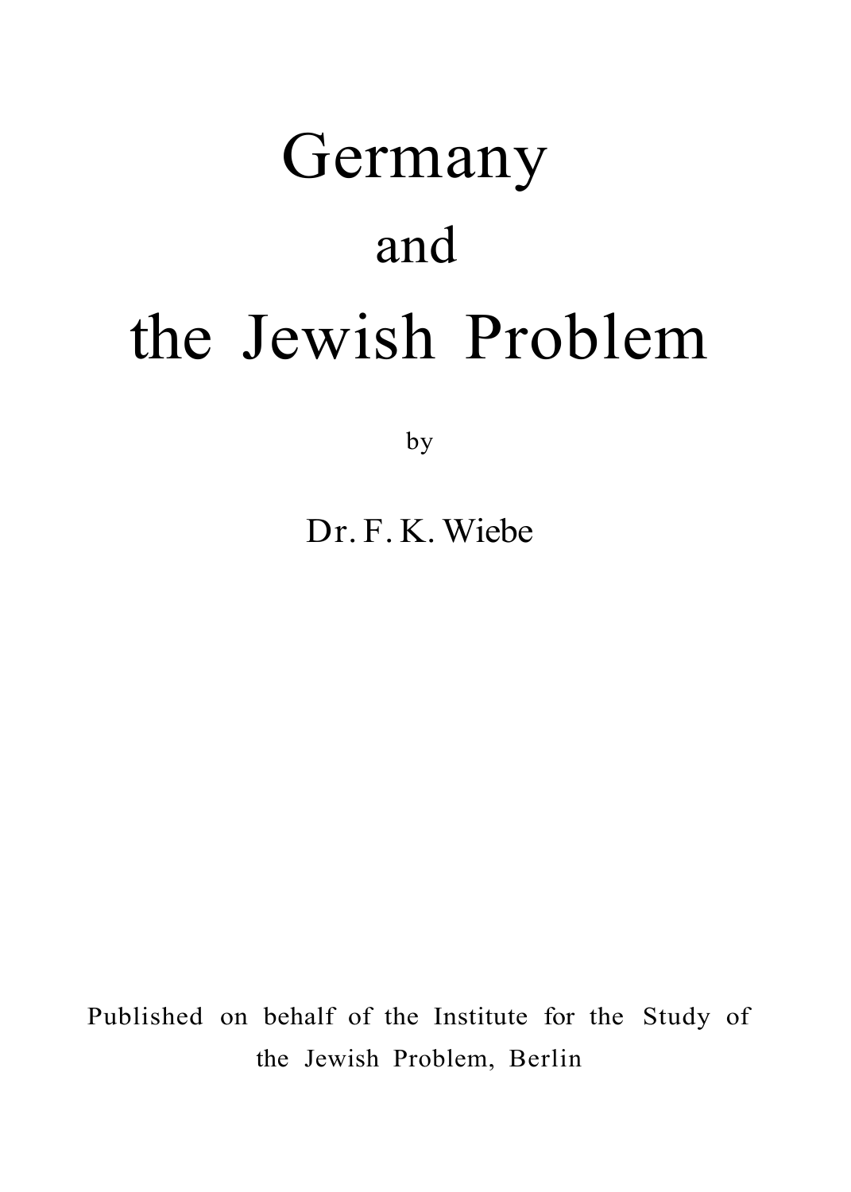# Germany

## and

# the Jewish Problem

by

Dr. F. K. Wiebe

Published on behalf of the Institute for the Study of the Jewish Problem, Berlin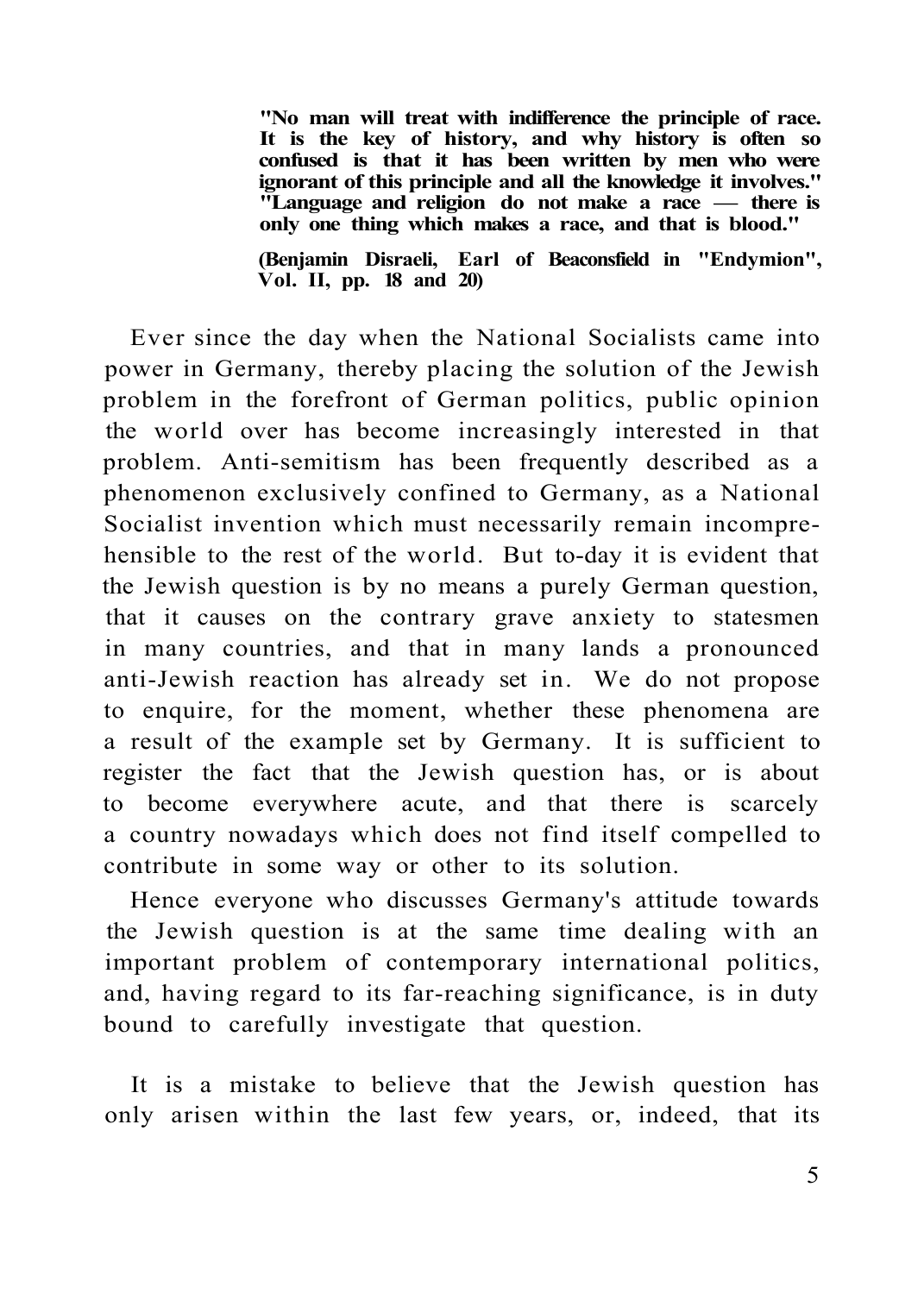**"No man will treat with indifference the principle of race. It is the key of history, and why history is often so confused is that it has been written by men who were ignorant of this principle and all the knowledge it involves." "Language and religion do not make a race — there is only one thing which makes a race, and that is blood."**

**(Benjamin Disraeli, Earl of Beaconsfield in "Endymion", Vol. II, pp. 18 and 20)**

Ever since the day when the National Socialists came into power in Germany, thereby placing the solution of the Jewish problem in the forefront of German politics, public opinion the world over has become increasingly interested in that problem. Anti-semitism has been frequently described as a phenomenon exclusively confined to Germany, as a National Socialist invention which must necessarily remain incomprehensible to the rest of the world. But to-day it is evident that the Jewish question is by no means a purely German question, that it causes on the contrary grave anxiety to statesmen in many countries, and that in many lands a pronounced anti-Jewish reaction has already set in. We do not propose to enquire, for the moment, whether these phenomena are a result of the example set by Germany. It is sufficient to register the fact that the Jewish question has, or is about to become everywhere acute, and that there is scarcely a country nowadays which does not find itself compelled to contribute in some way or other to its solution.

Hence everyone who discusses Germany's attitude towards the Jewish question is at the same time dealing with an important problem of contemporary international politics, and, having regard to its far-reaching significance, is in duty bound to carefully investigate that question.

It is a mistake to believe that the Jewish question has only arisen within the last few years, or, indeed, that its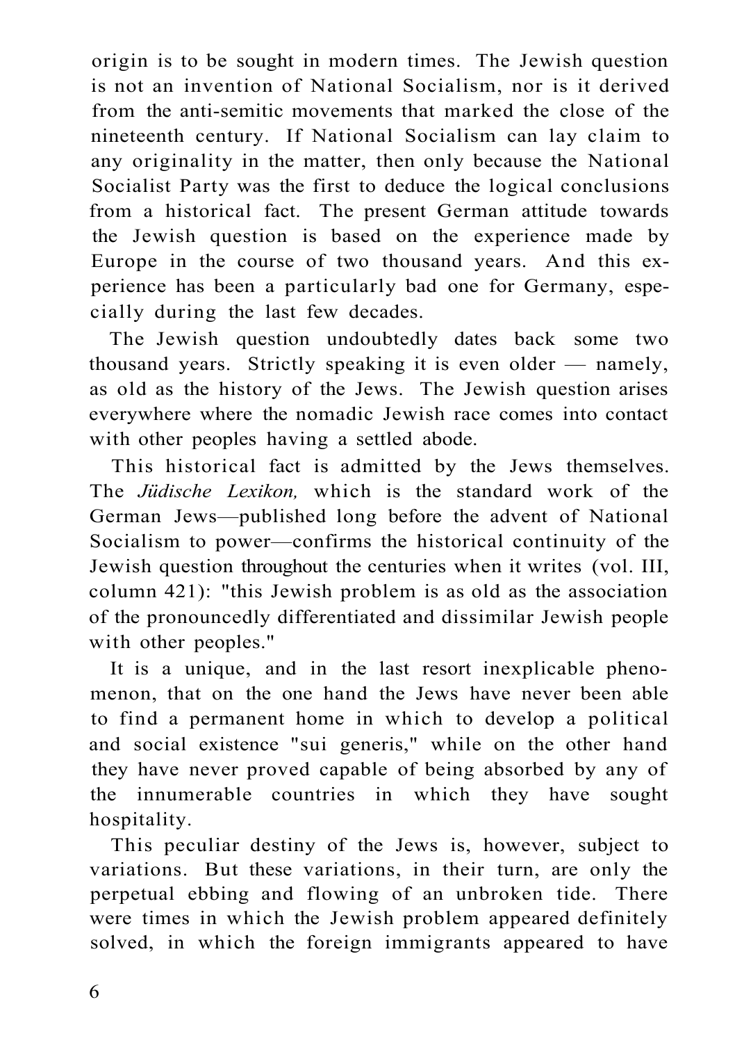origin is to be sought in modern times. The Jewish question is not an invention of National Socialism, nor is it derived from the anti-semitic movements that marked the close of the nineteenth century. If National Socialism can lay claim to any originality in the matter, then only because the National Socialist Party was the first to deduce the logical conclusions from a historical fact. The present German attitude towards the Jewish question is based on the experience made by Europe in the course of two thousand years. And this experience has been a particularly bad one for Germany, especially during the last few decades.

The Jewish question undoubtedly dates back some two thousand years. Strictly speaking it is even older — namely, as old as the history of the Jews. The Jewish question arises everywhere where the nomadic Jewish race comes into contact with other peoples having a settled abode.

This historical fact is admitted by the Jews themselves. The *Jüdische Lexikon,* which is the standard work of the German Jews—published long before the advent of National Socialism to power—confirms the historical continuity of the Jewish question throughout the centuries when it writes (vol. III, column 421): "this Jewish problem is as old as the association of the pronouncedly differentiated and dissimilar Jewish people with other peoples."

It is a unique, and in the last resort inexplicable phenomenon, that on the one hand the Jews have never been able to find a permanent home in which to develop a political and social existence "sui generis," while on the other hand they have never proved capable of being absorbed by any of the innumerable countries in which they have sought hospitality.

This peculiar destiny of the Jews is, however, subject to variations. But these variations, in their turn, are only the perpetual ebbing and flowing of an unbroken tide. There were times in which the Jewish problem appeared definitely solved, in which the foreign immigrants appeared to have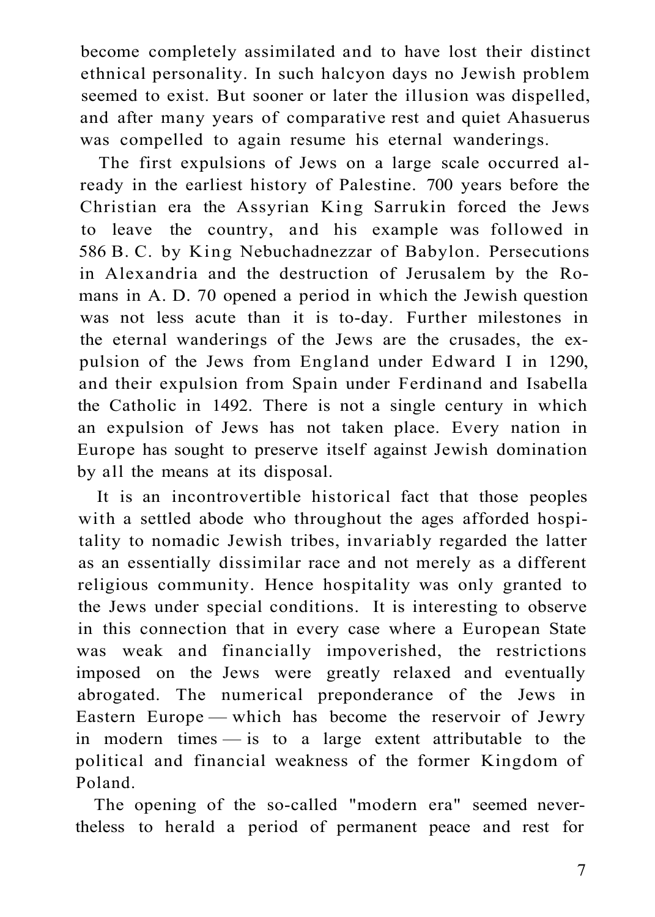become completely assimilated and to have lost their distinct ethnical personality. In such halcyon days no Jewish problem seemed to exist. But sooner or later the illusion was dispelled, and after many years of comparative rest and quiet Ahasuerus was compelled to again resume his eternal wanderings.

The first expulsions of Jews on a large scale occurred already in the earliest history of Palestine. 700 years before the Christian era the Assyrian King Sarrukin forced the Jews to leave the country, and his example was followed in 586 B. C. by King Nebuchadnezzar of Babylon. Persecutions in Alexandria and the destruction of Jerusalem by the Romans in A. D. 70 opened a period in which the Jewish question was not less acute than it is to-day. Further milestones in the eternal wanderings of the Jews are the crusades, the expulsion of the Jews from England under Edward I in 1290, and their expulsion from Spain under Ferdinand and Isabella the Catholic in 1492. There is not a single century in which an expulsion of Jews has not taken place. Every nation in Europe has sought to preserve itself against Jewish domination by all the means at its disposal.

It is an incontrovertible historical fact that those peoples with a settled abode who throughout the ages afforded hospitality to nomadic Jewish tribes, invariably regarded the latter as an essentially dissimilar race and not merely as a different religious community. Hence hospitality was only granted to the Jews under special conditions. It is interesting to observe in this connection that in every case where a European State was weak and financially impoverished, the restrictions imposed on the Jews were greatly relaxed and eventually abrogated. The numerical preponderance of the Jews in Eastern Europe — which has become the reservoir of Jewry in modern times — is to a large extent attributable to the political and financial weakness of the former Kingdom of Poland.

The opening of the so-called "modern era" seemed nevertheless to herald a period of permanent peace and rest for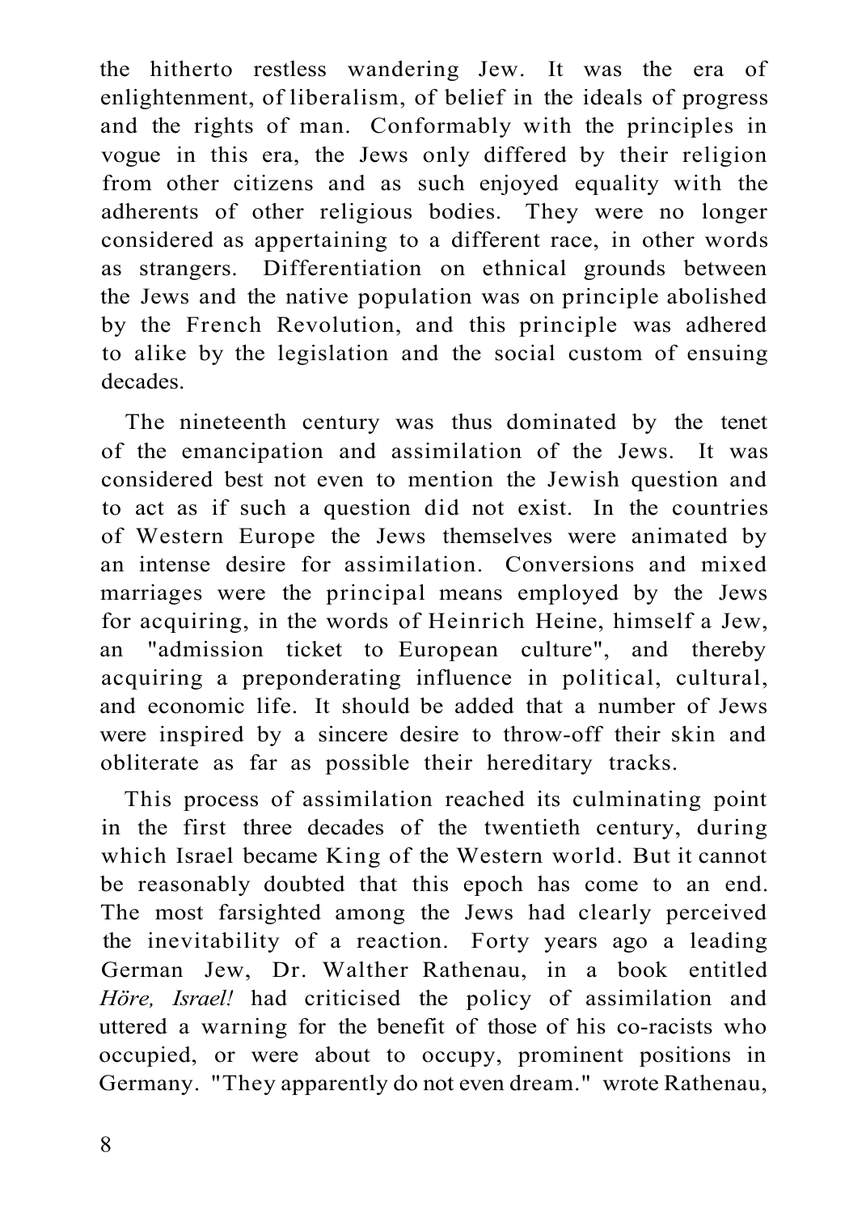the hitherto restless wandering Jew. It was the era of enlightenment, of liberalism, of belief in the ideals of progress and the rights of man. Conformably with the principles in vogue in this era, the Jews only differed by their religion from other citizens and as such enjoyed equality with the adherents of other religious bodies. They were no longer considered as appertaining to a different race, in other words as strangers. Differentiation on ethnical grounds between the Jews and the native population was on principle abolished by the French Revolution, and this principle was adhered to alike by the legislation and the social custom of ensuing decades.

The nineteenth century was thus dominated by the tenet of the emancipation and assimilation of the Jews. It was considered best not even to mention the Jewish question and to act as if such a question did not exist. In the countries of Western Europe the Jews themselves were animated by an intense desire for assimilation. Conversions and mixed marriages were the principal means employed by the Jews for acquiring, in the words of Heinrich Heine, himself a Jew, an "admission ticket to European culture", and thereby acquiring a preponderating influence in political, cultural, and economic life. It should be added that a number of Jews were inspired by a sincere desire to throw-off their skin and obliterate as far as possible their hereditary tracks.

This process of assimilation reached its culminating point in the first three decades of the twentieth century, during which Israel became King of the Western world. But it cannot be reasonably doubted that this epoch has come to an end. The most farsighted among the Jews had clearly perceived the inevitability of a reaction. Forty years ago a leading German Jew, Dr. Walther Rathenau, in a book entitled *Höre, Israel!* had criticised the policy of assimilation and uttered a warning for the benefit of those of his co-racists who occupied, or were about to occupy, prominent positions in Germany. "They apparently do not even dream." wrote Rathenau,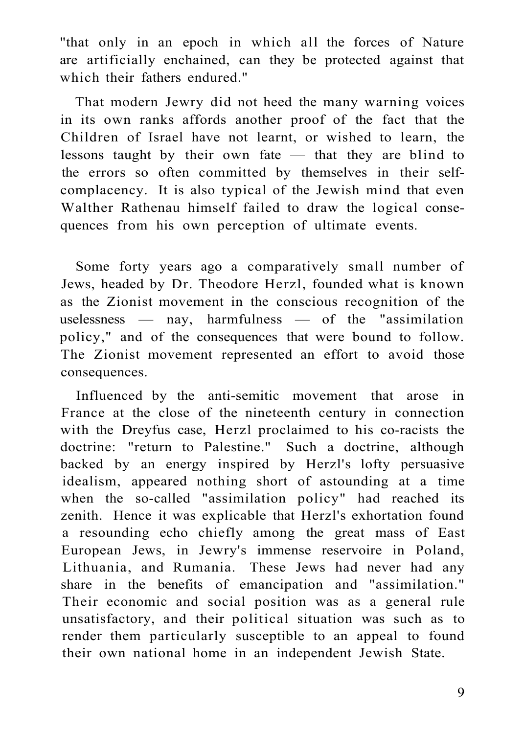"that only in an epoch in which all the forces of Nature are artificially enchained, can they be protected against that which their fathers endured."

That modern Jewry did not heed the many warning voices in its own ranks affords another proof of the fact that the Children of Israel have not learnt, or wished to learn, the lessons taught by their own fate — that they are blind to the errors so often committed by themselves in their self-complacency. It is also typical of the Jewish mind that even Walther Rathenau himself failed to draw the logical consequences from his own perception of ultimate events.

Some forty years ago a comparatively small number of Jews, headed by Dr. Theodore Herzl, founded what is known as the Zionist movement in the conscious recognition of the uselessness — nay, harmfulness — of the "assimilation policy," and of the consequences that were bound to follow. The Zionist movement represented an effort to avoid those consequences.

Influenced by the anti-semitic movement that arose in France at the close of the nineteenth century in connection with the Dreyfus case, Herzl proclaimed to his co-racists the doctrine: "return to Palestine." Such a doctrine, although backed by an energy inspired by Herzl's lofty persuasive idealism, appeared nothing short of astounding at a time when the so-called "assimilation policy" had reached its zenith. Hence it was explicable that Herzl's exhortation found a resounding echo chiefly among the great mass of East European Jews, in Jewry's immense reservoire in Poland, Lithuania, and Rumania. These Jews had never had any share in the benefits of emancipation and "assimilation." Their economic and social position was as a general rule unsatisfactory, and their political situation was such as to render them particularly susceptible to an appeal to found their own national home in an independent Jewish State.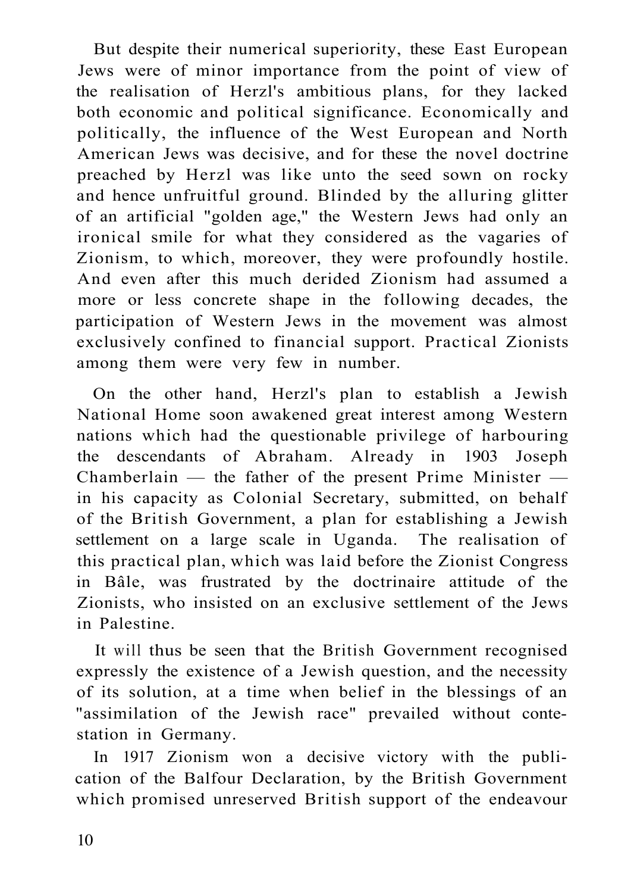But despite their numerical superiority, these East European Jews were of minor importance from the point of view of the realisation of Herzl's ambitious plans, for they lacked both economic and political significance. Economically and politically, the influence of the West European and North American Jews was decisive, and for these the novel doctrine preached by Herzl was like unto the seed sown on rocky and hence unfruitful ground. Blinded by the alluring glitter of an artificial "golden age," the Western Jews had only an ironical smile for what they considered as the vagaries of Zionism, to which, moreover, they were profoundly hostile. And even after this much derided Zionism had assumed a more or less concrete shape in the following decades, the participation of Western Jews in the movement was almost exclusively confined to financial support. Practical Zionists among them were very few in number.

On the other hand, Herzl's plan to establish a Jewish National Home soon awakened great interest among Western nations which had the questionable privilege of harbouring the descendants of Abraham. Already in 1903 Joseph Chamberlain — the father of the present Prime Minister — in his capacity as Colonial Secretary, submitted, on behalf of the British Government, a plan for establishing a Jewish settlement on a large scale in Uganda. The realisation of this practical plan, which was laid before the Zionist Congress in Bâle, was frustrated by the doctrinaire attitude of the Zionists, who insisted on an exclusive settlement of the Jews in Palestine.

It will thus be seen that the British Government recognised expressly the existence of a Jewish question, and the necessity of its solution, at a time when belief in the blessings of an "assimilation of the Jewish race" prevailed without contestation in Germany.

In 1917 Zionism won a decisive victory with the publication of the Balfour Declaration, by the British Government which promised unreserved British support of the endeavour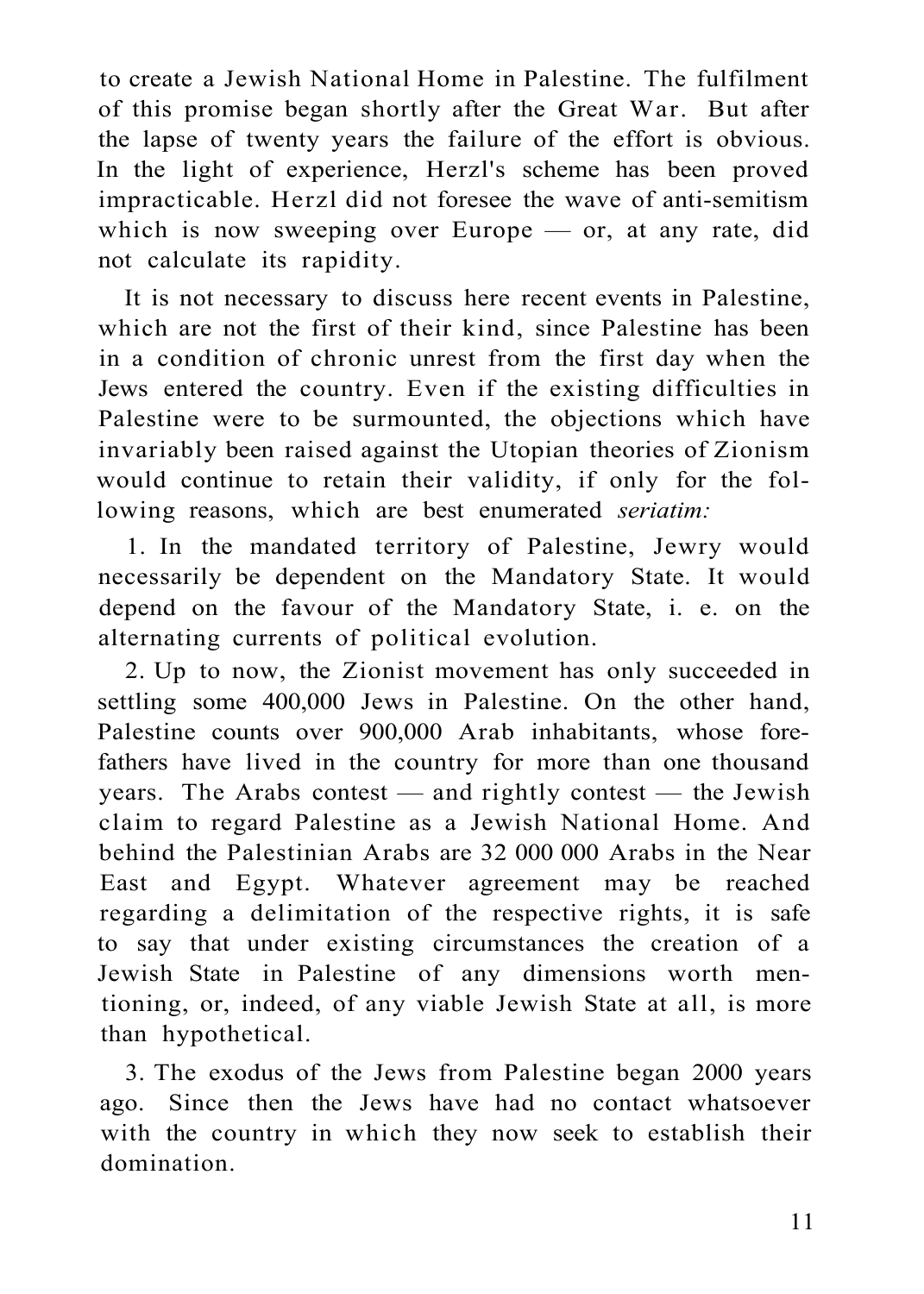to create a Jewish National Home in Palestine. The fulfilment of this promise began shortly after the Great War. But after the lapse of twenty years the failure of the effort is obvious. In the light of experience, Herzl's scheme has been proved impracticable. Herzl did not foresee the wave of anti-semitism which is now sweeping over Europe — or, at any rate, did not calculate its rapidity.

It is not necessary to discuss here recent events in Palestine, which are not the first of their kind, since Palestine has been in a condition of chronic unrest from the first day when the Jews entered the country. Even if the existing difficulties in Palestine were to be surmounted, the objections which have invariably been raised against the Utopian theories of Zionism would continue to retain their validity, if only for the following reasons, which are best enumerated *seriatim:*

1. In the mandated territory of Palestine, Jewry would necessarily be dependent on the Mandatory State. It would depend on the favour of the Mandatory State, i. e. on the alternating currents of political evolution.

2. Up to now, the Zionist movement has only succeeded in settling some 400,000 Jews in Palestine. On the other hand, Palestine counts over 900,000 Arab inhabitants, whose forefathers have lived in the country for more than one thousand years. The Arabs contest — and rightly contest — the Jewish claim to regard Palestine as a Jewish National Home. And behind the Palestinian Arabs are 32 000 000 Arabs in the Near East and Egypt. Whatever agreement may be reached regarding a delimitation of the respective rights, it is safe to say that under existing circumstances the creation of a Jewish State in Palestine of any dimensions worth mentioning, or, indeed, of any viable Jewish State at all, is more than hypothetical.

3. The exodus of the Jews from Palestine began 2000 years ago. Since then the Jews have had no contact whatsoever with the country in which they now seek to establish their domination.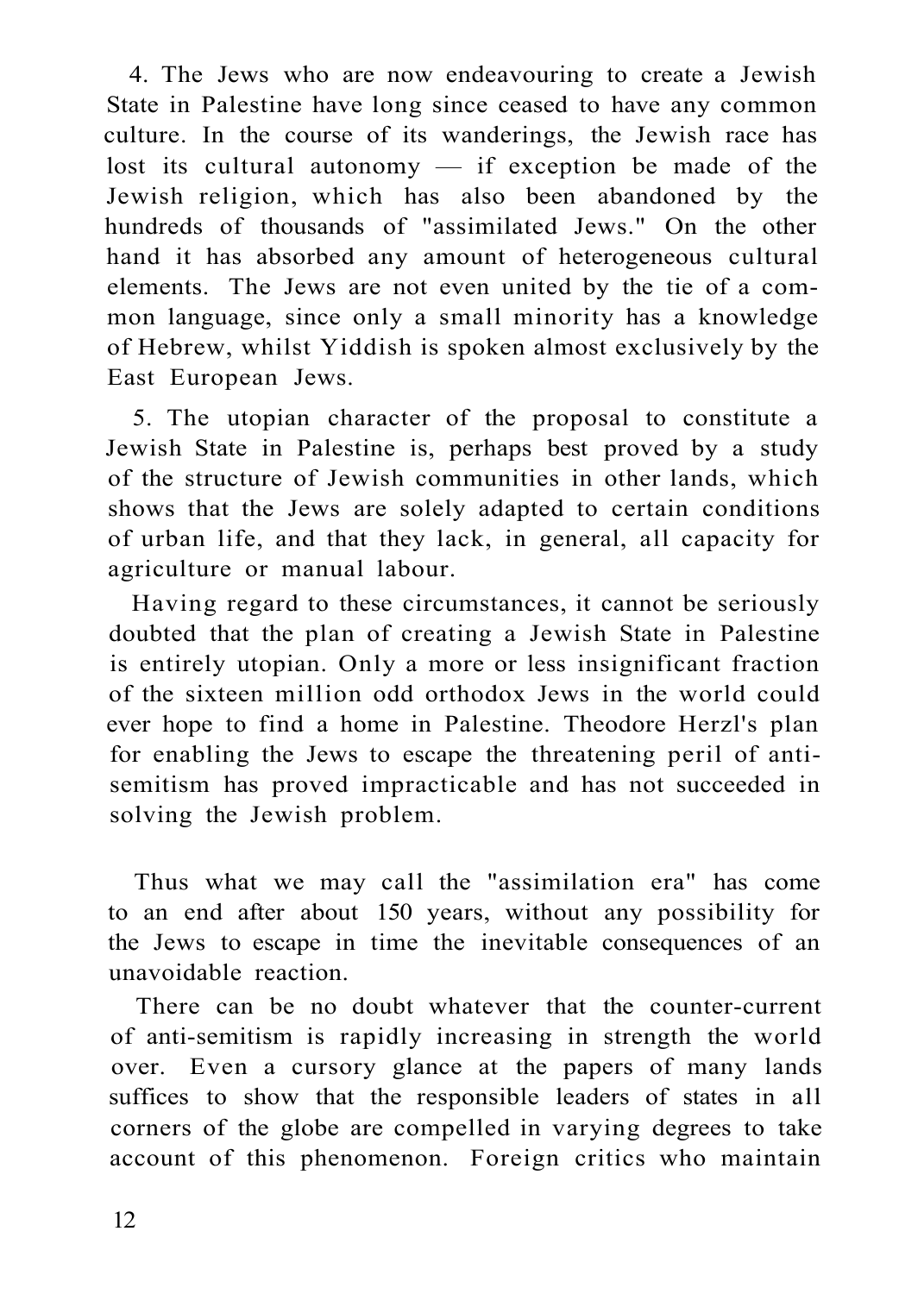4. The Jews who are now endeavouring to create a Jewish State in Palestine have long since ceased to have any common culture. In the course of its wanderings, the Jewish race has lost its cultural autonomy — if exception be made of the Jewish religion, which has also been abandoned by the hundreds of thousands of "assimilated Jews." On the other hand it has absorbed any amount of heterogeneous cultural elements. The Jews are not even united by the tie of a common language, since only a small minority has a knowledge of Hebrew, whilst Yiddish is spoken almost exclusively by the East European Jews.

5. The utopian character of the proposal to constitute a Jewish State in Palestine is, perhaps best proved by a study of the structure of Jewish communities in other lands, which shows that the Jews are solely adapted to certain conditions of urban life, and that they lack, in general, all capacity for agriculture or manual labour.

Having regard to these circumstances, it cannot be seriously doubted that the plan of creating a Jewish State in Palestine is entirely utopian. Only a more or less insignificant fraction of the sixteen million odd orthodox Jews in the world could ever hope to find a home in Palestine. Theodore Herzl's plan for enabling the Jews to escape the threatening peril of anti-semitism has proved impracticable and has not succeeded in solving the Jewish problem.

Thus what we may call the "assimilation era" has come to an end after about 150 years, without any possibility for the Jews to escape in time the inevitable consequences of an unavoidable reaction.

There can be no doubt whatever that the counter-current of anti-semitism is rapidly increasing in strength the world over. Even a cursory glance at the papers of many lands suffices to show that the responsible leaders of states in all corners of the globe are compelled in varying degrees to take account of this phenomenon. Foreign critics who maintain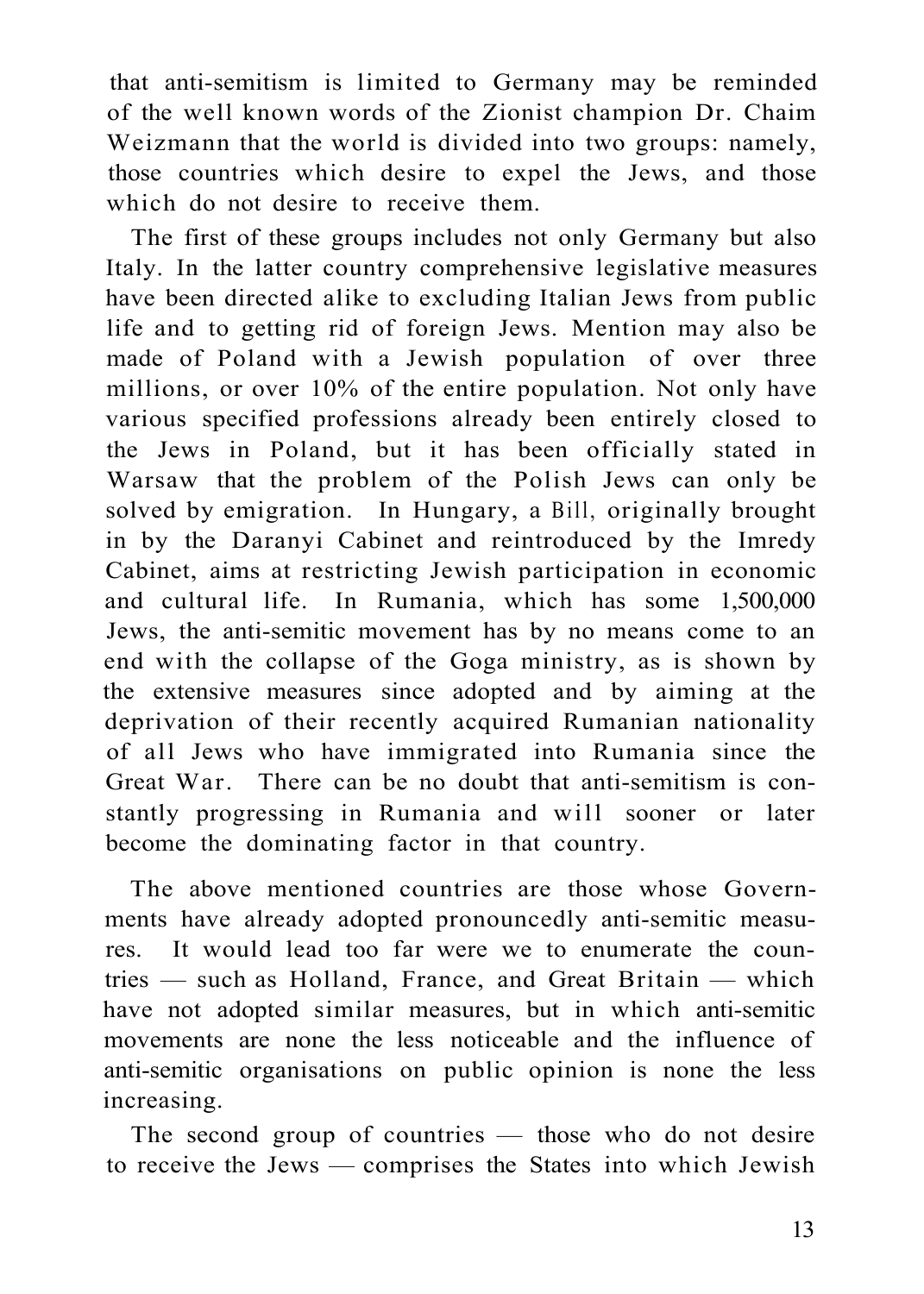that anti-semitism is limited to Germany may be reminded of the well known words of the Zionist champion Dr. Chaim Weizmann that the world is divided into two groups: namely, those countries which desire to expel the Jews, and those which do not desire to receive them.

The first of these groups includes not only Germany but also Italy. In the latter country comprehensive legislative measures have been directed alike to excluding Italian Jews from public life and to getting rid of foreign Jews. Mention may also be made of Poland with a Jewish population of over three millions, or over 10% of the entire population. Not only have various specified professions already been entirely closed to the Jews in Poland, but it has been officially stated in Warsaw that the problem of the Polish Jews can only be solved by emigration. In Hungary, a Bill, originally brought in by the Daranyi Cabinet and reintroduced by the Imredy Cabinet, aims at restricting Jewish participation in economic and cultural life. In Rumania, which has some 1,500,000 Jews, the anti-semitic movement has by no means come to an end with the collapse of the Goga ministry, as is shown by the extensive measures since adopted and by aiming at the deprivation of their recently acquired Rumanian nationality of all Jews who have immigrated into Rumania since the Great War. There can be no doubt that anti-semitism is constantly progressing in Rumania and will sooner or later become the dominating factor in that country.

The above mentioned countries are those whose Governments have already adopted pronouncedly anti-semitic measures. It would lead too far were we to enumerate the countries — such as Holland, France, and Great Britain — which have not adopted similar measures, but in which anti-semitic movements are none the less noticeable and the influence of anti-semitic organisations on public opinion is none the less increasing.

The second group of countries — those who do not desire to receive the Jews — comprises the States into which Jewish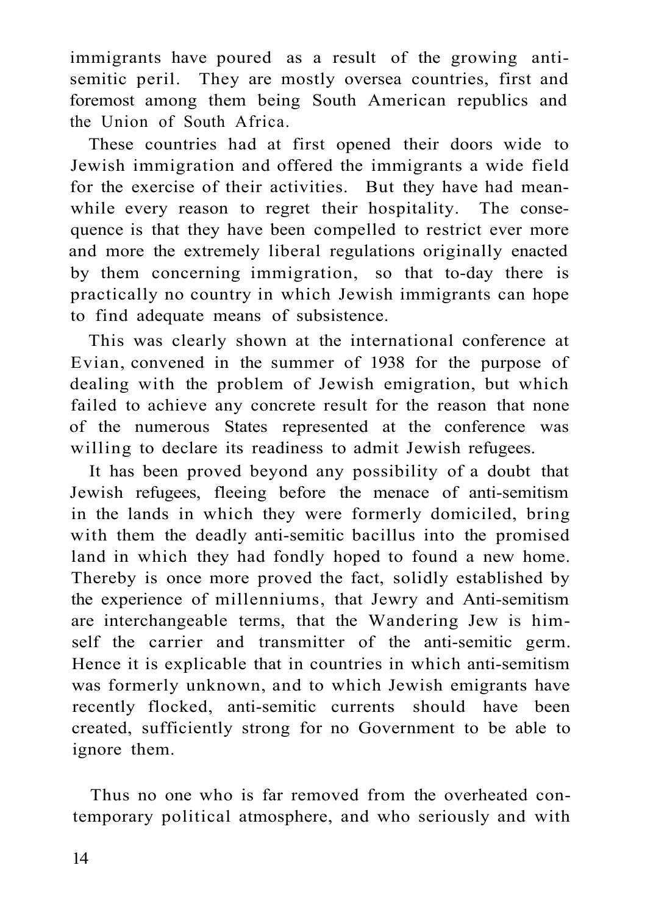immigrants have poured as a result of the growing anti-semitic peril. They are mostly oversea countries, first and foremost among them being South American republics and the Union of South Africa.

These countries had at first opened their doors wide to Jewish immigration and offered the immigrants a wide field for the exercise of their activities. But they have had meanwhile every reason to regret their hospitality. The consequence is that they have been compelled to restrict ever more and more the extremely liberal regulations originally enacted by them concerning immigration, so that to-day there is practically no country in which Jewish immigrants can hope to find adequate means of subsistence.

This was clearly shown at the international conference at Evian, convened in the summer of 1938 for the purpose of dealing with the problem of Jewish emigration, but which failed to achieve any concrete result for the reason that none of the numerous States represented at the conference was willing to declare its readiness to admit Jewish refugees.

It has been proved beyond any possibility of a doubt that Jewish refugees, fleeing before the menace of anti-semitism in the lands in which they were formerly domiciled, bring with them the deadly anti-semitic bacillus into the promised land in which they had fondly hoped to found a new home. Thereby is once more proved the fact, solidly established by the experience of millenniums, that Jewry and Anti-semitism are interchangeable terms, that the Wandering Jew is himself the carrier and transmitter of the anti-semitic germ. Hence it is explicable that in countries in which anti-semitism was formerly unknown, and to which Jewish emigrants have recently flocked, anti-semitic currents should have been created, sufficiently strong for no Government to be able to ignore them.

Thus no one who is far removed from the overheated contemporary political atmosphere, and who seriously and with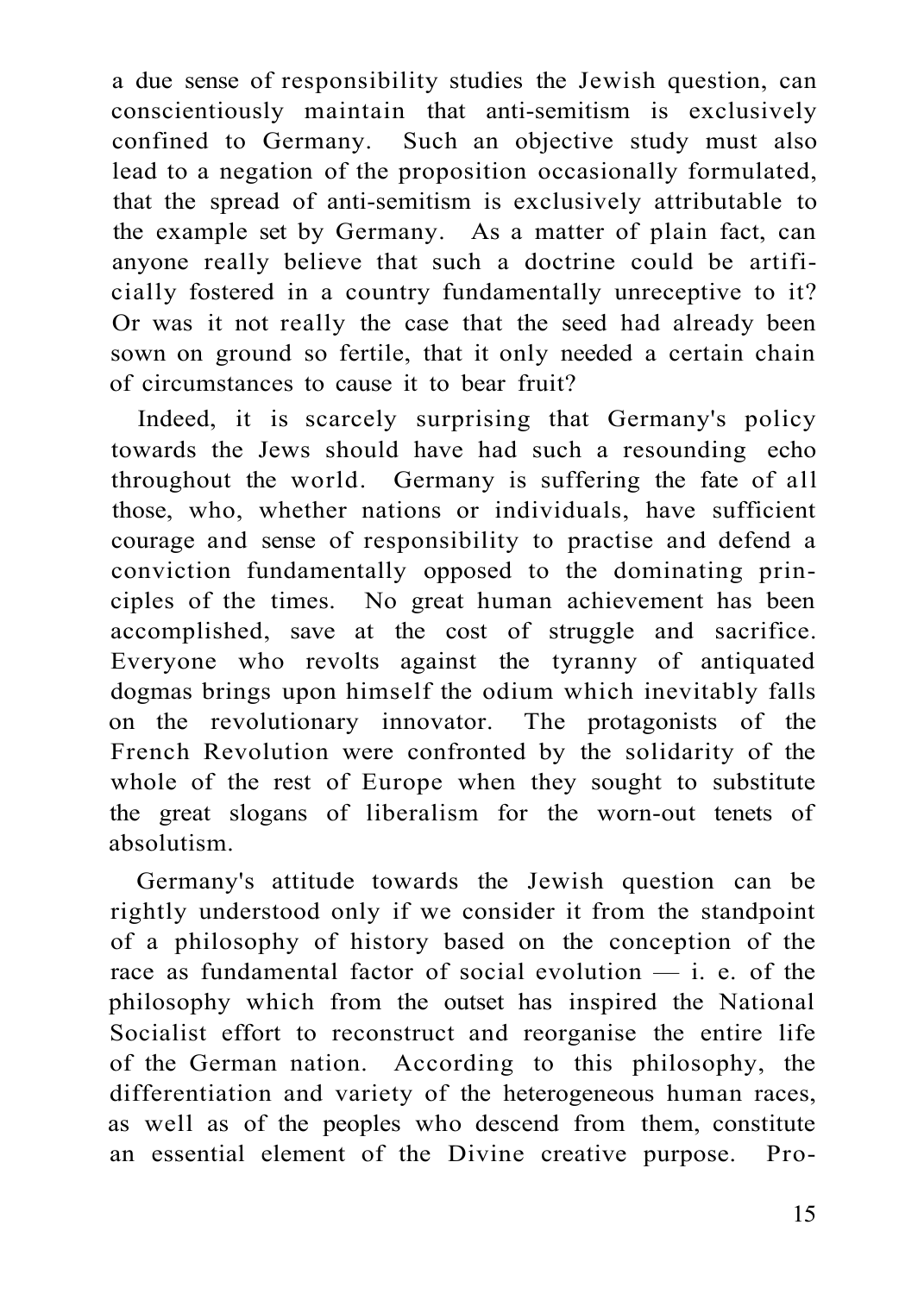a due sense of responsibility studies the Jewish question, can conscientiously maintain that anti-semitism is exclusively confined to Germany. Such an objective study must also lead to a negation of the proposition occasionally formulated, that the spread of anti-semitism is exclusively attributable to the example set by Germany. As a matter of plain fact, can anyone really believe that such a doctrine could be artificially fostered in a country fundamentally unreceptive to it? Or was it not really the case that the seed had already been sown on ground so fertile, that it only needed a certain chain of circumstances to cause it to bear fruit?

Indeed, it is scarcely surprising that Germany's policy towards the Jews should have had such a resounding echo throughout the world. Germany is suffering the fate of all those, who, whether nations or individuals, have sufficient courage and sense of responsibility to practise and defend a conviction fundamentally opposed to the dominating principles of the times. No great human achievement has been accomplished, save at the cost of struggle and sacrifice. Everyone who revolts against the tyranny of antiquated dogmas brings upon himself the odium which inevitably falls on the revolutionary innovator. The protagonists of the French Revolution were confronted by the solidarity of the whole of the rest of Europe when they sought to substitute the great slogans of liberalism for the worn-out tenets of absolutism.

Germany's attitude towards the Jewish question can be rightly understood only if we consider it from the standpoint of a philosophy of history based on the conception of the race as fundamental factor of social evolution — i. e. of the philosophy which from the outset has inspired the National Socialist effort to reconstruct and reorganise the entire life of the German nation. According to this philosophy, the differentiation and variety of the heterogeneous human races, as well as of the peoples who descend from them, constitute an essential element of the Divine creative purpose. Pro-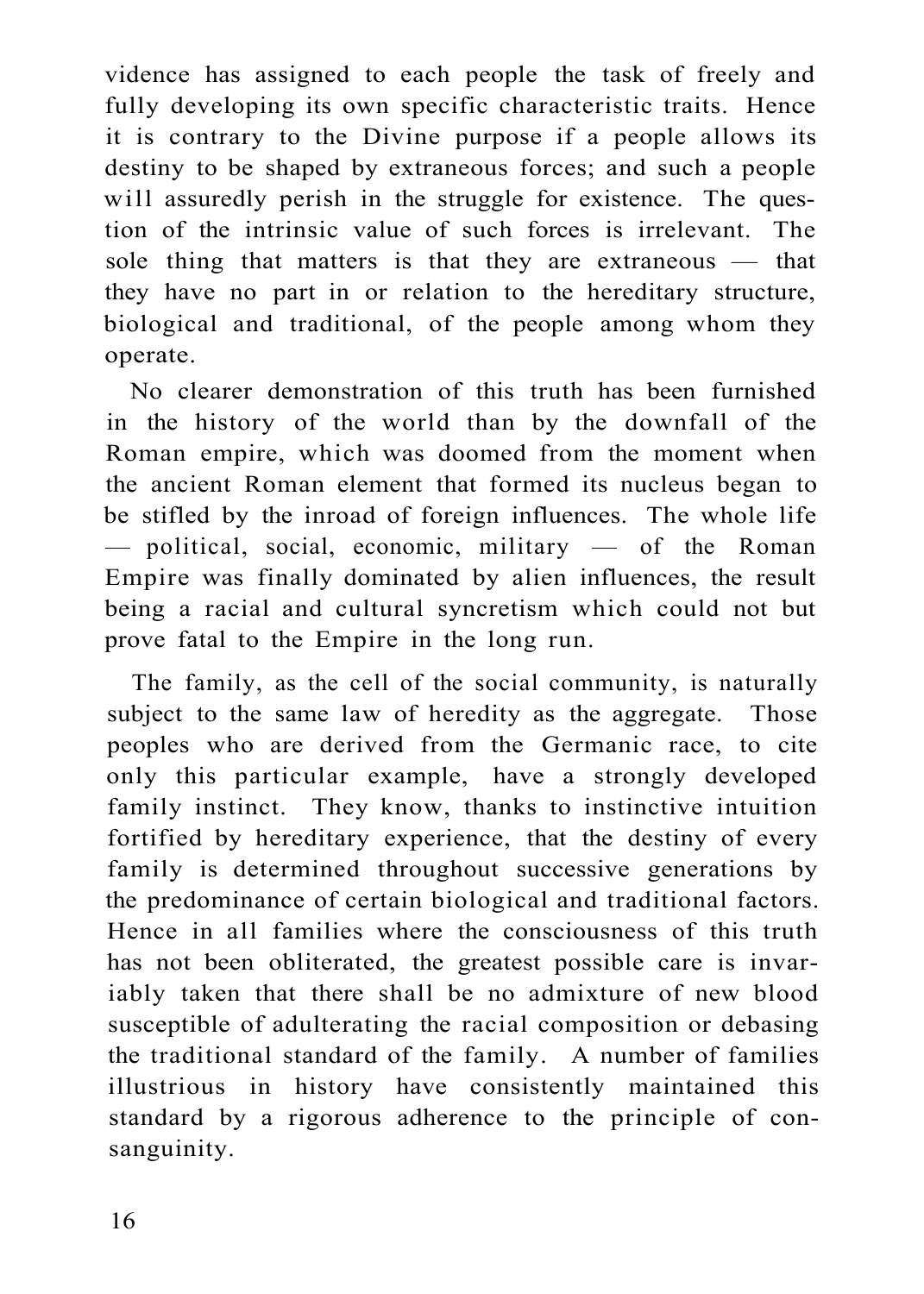vidence has assigned to each people the task of freely and fully developing its own specific characteristic traits. Hence it is contrary to the Divine purpose if a people allows its destiny to be shaped by extraneous forces; and such a people will assuredly perish in the struggle for existence. The question of the intrinsic value of such forces is irrelevant. The sole thing that matters is that they are extraneous — that they have no part in or relation to the hereditary structure, biological and traditional, of the people among whom they operate.

No clearer demonstration of this truth has been furnished in the history of the world than by the downfall of the Roman empire, which was doomed from the moment when the ancient Roman element that formed its nucleus began to be stifled by the inroad of foreign influences. The whole life — political, social, economic, military — of the Roman Empire was finally dominated by alien influences, the result being a racial and cultural syncretism which could not but prove fatal to the Empire in the long run.

The family, as the cell of the social community, is naturally subject to the same law of heredity as the aggregate. Those peoples who are derived from the Germanic race, to cite only this particular example, have a strongly developed family instinct. They know, thanks to instinctive intuition fortified by hereditary experience, that the destiny of every family is determined throughout successive generations by the predominance of certain biological and traditional factors. Hence in all families where the consciousness of this truth has not been obliterated, the greatest possible care is invariably taken that there shall be no admixture of new blood susceptible of adulterating the racial composition or debasing the traditional standard of the family. A number of families illustrious in history have consistently maintained this standard by a rigorous adherence to the principle of consanguinity.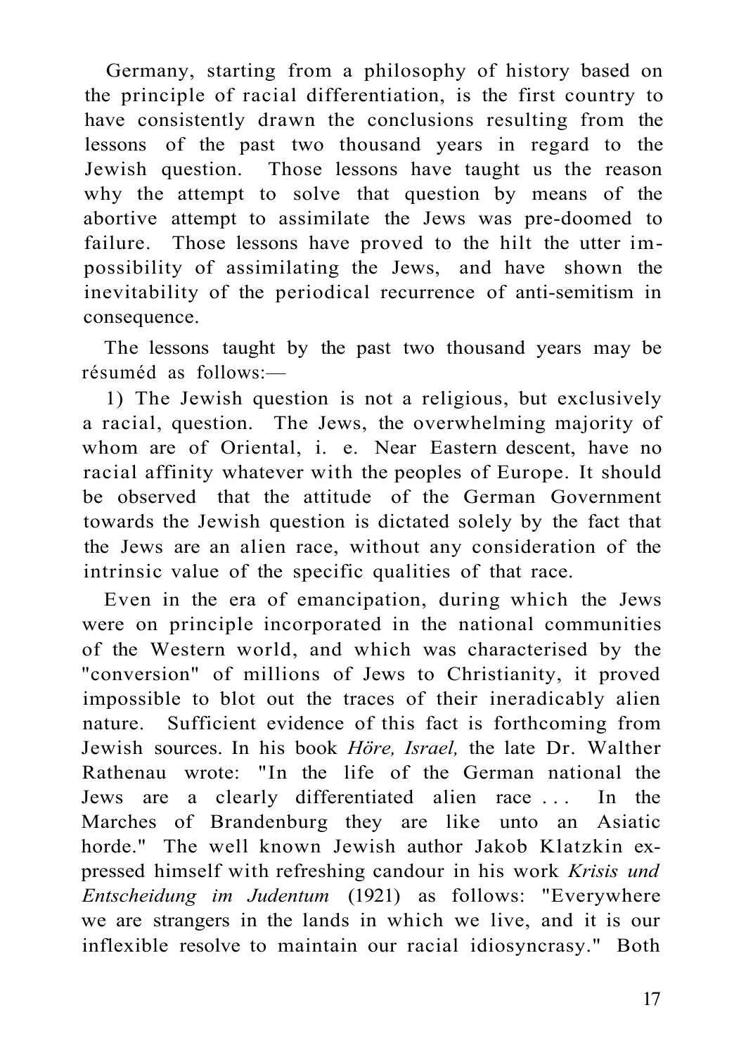Germany, starting from a philosophy of history based on the principle of racial differentiation, is the first country to have consistently drawn the conclusions resulting from the lessons of the past two thousand years in regard to the Jewish question. Those lessons have taught us the reason why the attempt to solve that question by means of the abortive attempt to assimilate the Jews was pre-doomed to failure. Those lessons have proved to the hilt the utter impossibility of assimilating the Jews, and have shown the inevitability of the periodical recurrence of anti-semitism in consequence.

The lessons taught by the past two thousand years may be résuméd as follows:—

1) The Jewish question is not a religious, but exclusively a racial, question. The Jews, the overwhelming majority of whom are of Oriental, i. e. Near Eastern descent, have no racial affinity whatever with the peoples of Europe. It should be observed that the attitude of the German Government towards the Jewish question is dictated solely by the fact that the Jews are an alien race, without any consideration of the intrinsic value of the specific qualities of that race.

Even in the era of emancipation, during which the Jews were on principle incorporated in the national communities of the Western world, and which was characterised by the "conversion" of millions of Jews to Christianity, it proved impossible to blot out the traces of their ineradicably alien nature. Sufficient evidence of this fact is forthcoming from Jewish sources. In his book *Höre, Israel,* the late Dr. Walther Rathenau wrote: "In the life of the German national the Jews are a clearly differentiated alien race . . . In the Marches of Brandenburg they are like unto an Asiatic horde." The well known Jewish author Jakob Klatzkin expressed himself with refreshing candour in his work *Krisis und Entscheidung im Judentum* (1921) as follows: "Everywhere we are strangers in the lands in which we live, and it is our inflexible resolve to maintain our racial idiosyncrasy." Both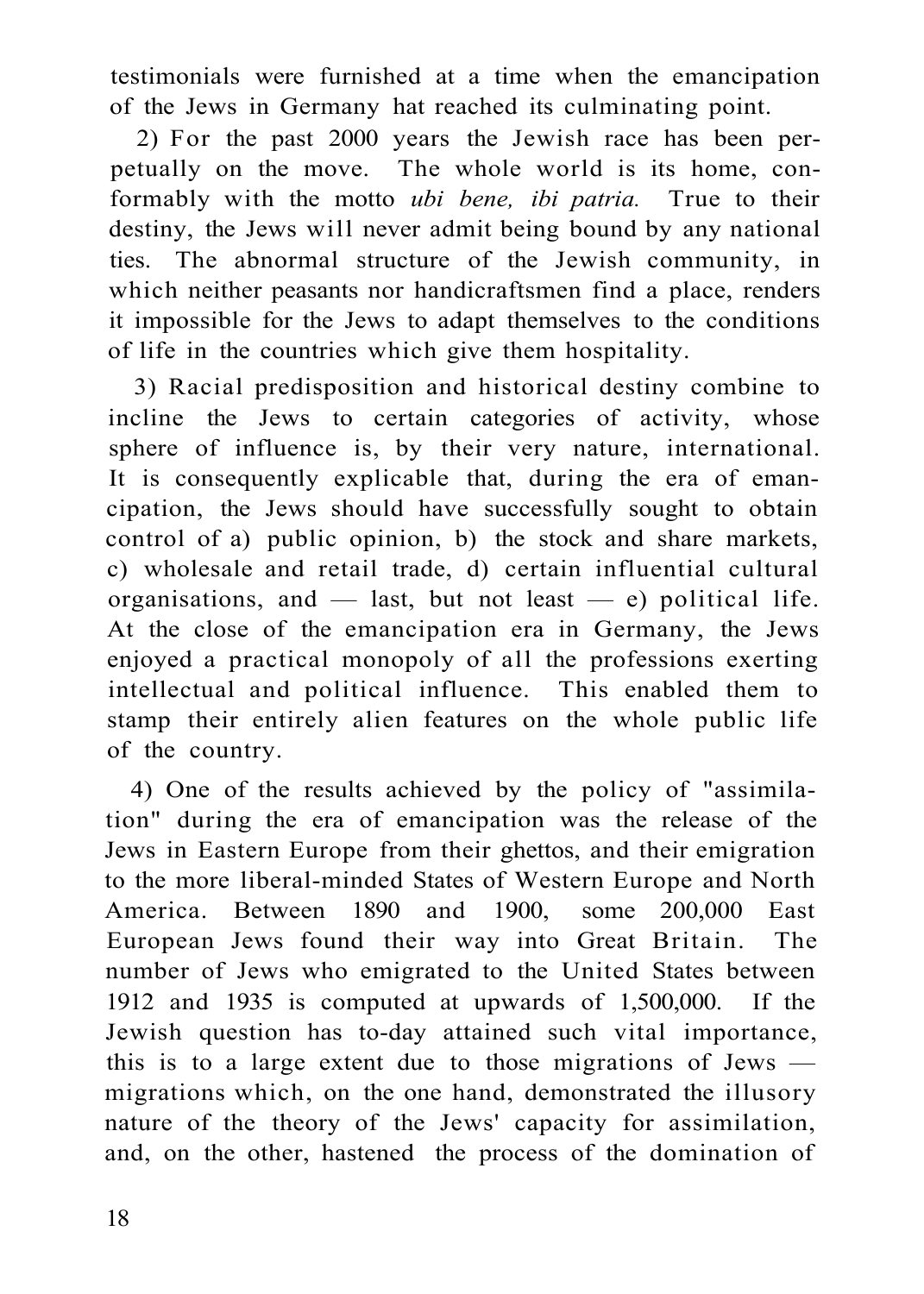testimonials were furnished at a time when the emancipation of the Jews in Germany hat reached its culminating point.

2) For the past 2000 years the Jewish race has been perpetually on the move. The whole world is its home, conformably with the motto *ubi bene, ibi patria.* True to their destiny, the Jews will never admit being bound by any national ties. The abnormal structure of the Jewish community, in which neither peasants nor handicraftsmen find a place, renders it impossible for the Jews to adapt themselves to the conditions of life in the countries which give them hospitality.

3) Racial predisposition and historical destiny combine to incline the Jews to certain categories of activity, whose sphere of influence is, by their very nature, international. It is consequently explicable that, during the era of emancipation, the Jews should have successfully sought to obtain control of a) public opinion, b) the stock and share markets, c) wholesale and retail trade, d) certain influential cultural organisations, and — last, but not least — e) political life. At the close of the emancipation era in Germany, the Jews enjoyed a practical monopoly of all the professions exerting intellectual and political influence. This enabled them to stamp their entirely alien features on the whole public life of the country.

4) One of the results achieved by the policy of "assimilation" during the era of emancipation was the release of the Jews in Eastern Europe from their ghettos, and their emigration to the more liberal-minded States of Western Europe and North America. Between 1890 and 1900, some 200,000 East European Jews found their way into Great Britain. The number of Jews who emigrated to the United States between 1912 and 1935 is computed at upwards of 1,500,000. If the Jewish question has to-day attained such vital importance, this is to a large extent due to those migrations of Jews — migrations which, on the one hand, demonstrated the illusory nature of the theory of the Jews' capacity for assimilation, and, on the other, hastened the process of the domination of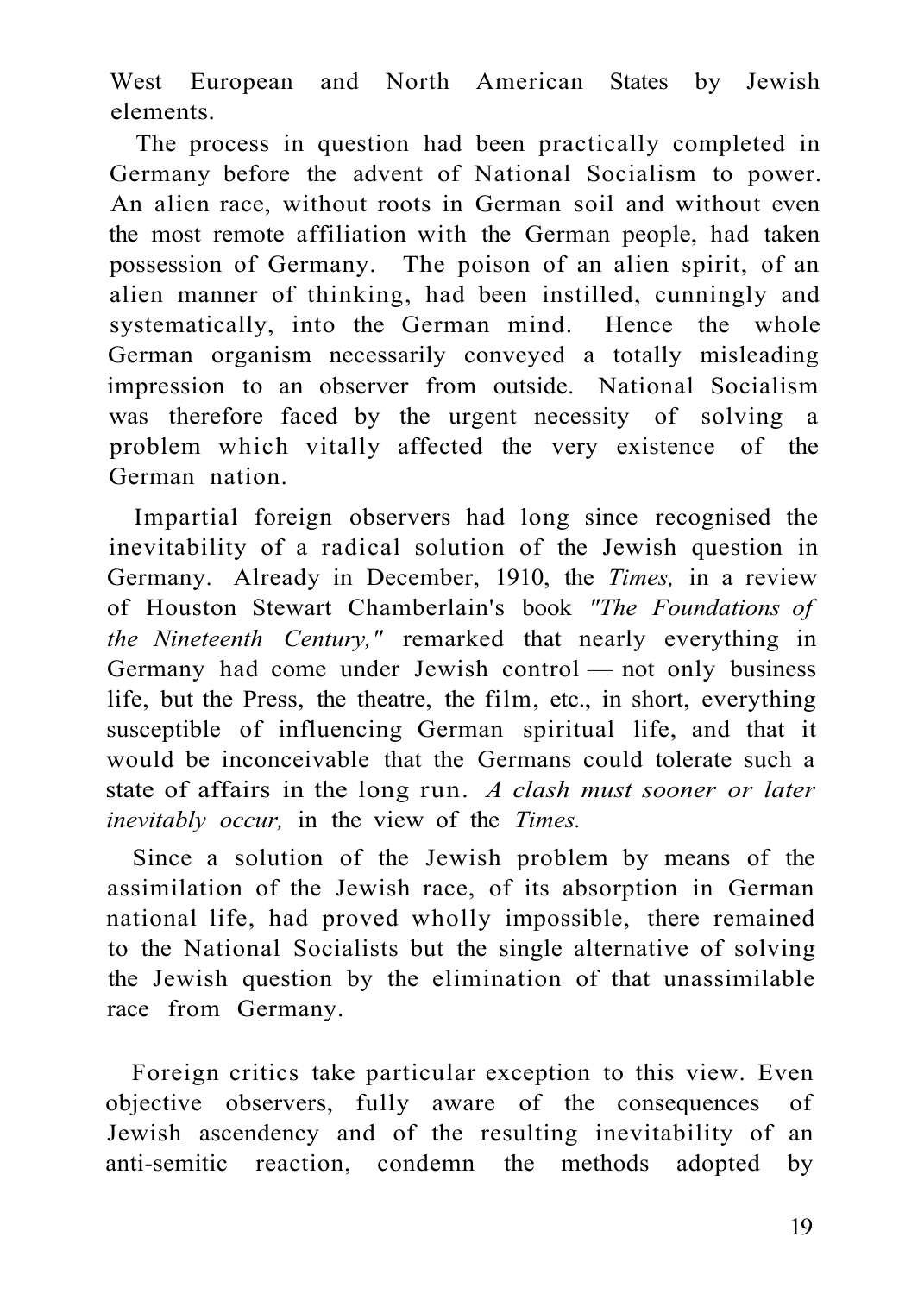West European and North American States by Jewish elements.

The process in question had been practically completed in Germany before the advent of National Socialism to power. An alien race, without roots in German soil and without even the most remote affiliation with the German people, had taken possession of Germany. The poison of an alien spirit, of an alien manner of thinking, had been instilled, cunningly and systematically, into the German mind. Hence the whole German organism necessarily conveyed a totally misleading impression to an observer from outside. National Socialism was therefore faced by the urgent necessity of solving a problem which vitally affected the very existence of the German nation.

Impartial foreign observers had long since recognised the inevitability of a radical solution of the Jewish question in Germany. Already in December, 1910, the *Times,* in a review of Houston Stewart Chamberlain's book *"The Foundations of the Nineteenth Century,"* remarked that nearly everything in Germany had come under Jewish control — not only business life, but the Press, the theatre, the film, etc., in short, everything susceptible of influencing German spiritual life, and that it would be inconceivable that the Germans could tolerate such a state of affairs in the long run. *A clash must sooner or later inevitably occur,* in the view of the *Times.*

Since a solution of the Jewish problem by means of the assimilation of the Jewish race, of its absorption in German national life, had proved wholly impossible, there remained to the National Socialists but the single alternative of solving the Jewish question by the elimination of that unassimilable race from Germany.

Foreign critics take particular exception to this view. Even objective observers, fully aware of the consequences of Jewish ascendency and of the resulting inevitability of an anti-semitic reaction, condemn the methods adopted by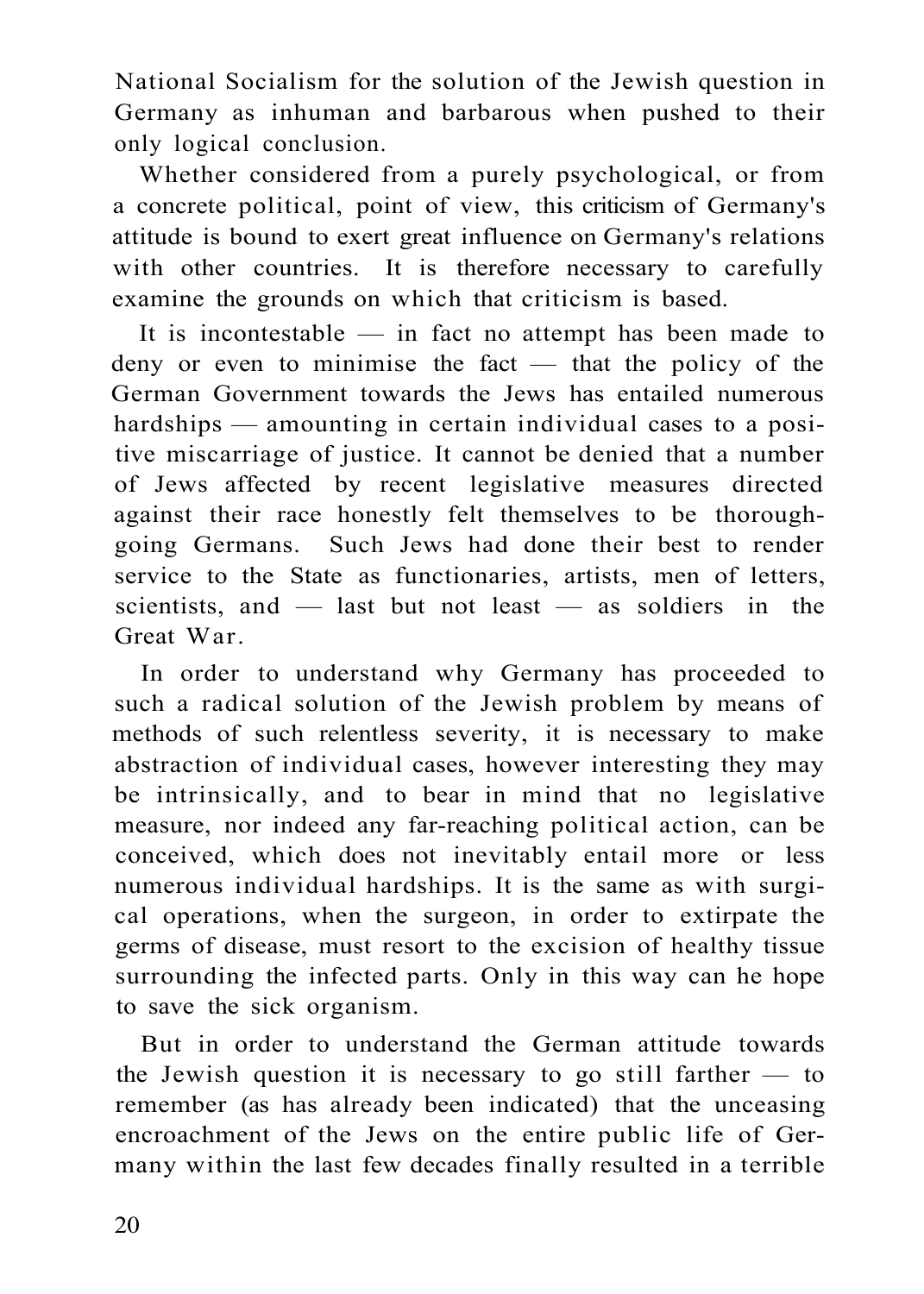National Socialism for the solution of the Jewish question in Germany as inhuman and barbarous when pushed to their only logical conclusion.

Whether considered from a purely psychological, or from a concrete political, point of view, this criticism of Germany's attitude is bound to exert great influence on Germany's relations with other countries. It is therefore necessary to carefully examine the grounds on which that criticism is based.

It is incontestable — in fact no attempt has been made to deny or even to minimise the fact — that the policy of the German Government towards the Jews has entailed numerous hardships — amounting in certain individual cases to a positive miscarriage of justice. It cannot be denied that a number of Jews affected by recent legislative measures directed against their race honestly felt themselves to be thoroughgoing Germans. Such Jews had done their best to render service to the State as functionaries, artists, men of letters, scientists, and — last but not least — as soldiers in the Great War.

In order to understand why Germany has proceeded to such a radical solution of the Jewish problem by means of methods of such relentless severity, it is necessary to make abstraction of individual cases, however interesting they may be intrinsically, and to bear in mind that no legislative measure, nor indeed any far-reaching political action, can be conceived, which does not inevitably entail more or less numerous individual hardships. It is the same as with surgical operations, when the surgeon, in order to extirpate the germs of disease, must resort to the excision of healthy tissue surrounding the infected parts. Only in this way can he hope to save the sick organism.

But in order to understand the German attitude towards the Jewish question it is necessary to go still farther — to remember (as has already been indicated) that the unceasing encroachment of the Jews on the entire public life of Germany within the last few decades finally resulted in a terrible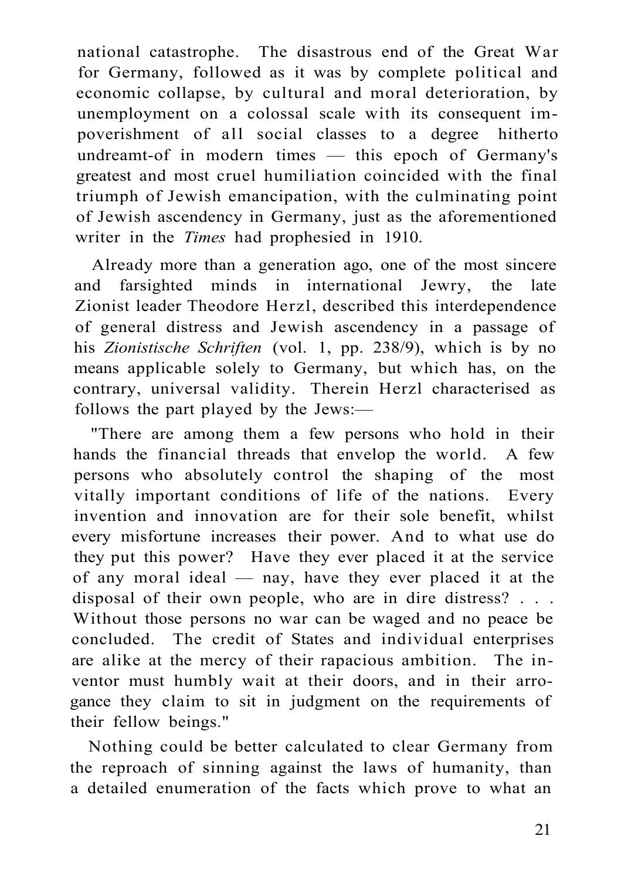national catastrophe. The disastrous end of the Great War for Germany, followed as it was by complete political and economic collapse, by cultural and moral deterioration, by unemployment on a colossal scale with its consequent impoverishment of all social classes to a degree hitherto undreamt-of in modern times — this epoch of Germany's greatest and most cruel humiliation coincided with the final triumph of Jewish emancipation, with the culminating point of Jewish ascendency in Germany, just as the aforementioned writer in the *Times* had prophesied in 1910.

Already more than a generation ago, one of the most sincere and farsighted minds in international Jewry, the late Zionist leader Theodore Herzl, described this interdependence of general distress and Jewish ascendency in a passage of his *Zionistische Schriften* (vol. 1, pp. 238/9), which is by no means applicable solely to Germany, but which has, on the contrary, universal validity. Therein Herzl characterised as follows the part played by the Jews:—

"There are among them a few persons who hold in their hands the financial threads that envelop the world. A few persons who absolutely control the shaping of the most vitally important conditions of life of the nations. Every invention and innovation are for their sole benefit, whilst every misfortune increases their power. And to what use do they put this power? Have they ever placed it at the service of any moral ideal — nay, have they ever placed it at the disposal of their own people, who are in dire distress? . . . Without those persons no war can be waged and no peace be concluded. The credit of States and individual enterprises are alike at the mercy of their rapacious ambition. The inventor must humbly wait at their doors, and in their arrogance they claim to sit in judgment on the requirements of their fellow beings."

Nothing could be better calculated to clear Germany from the reproach of sinning against the laws of humanity, than a detailed enumeration of the facts which prove to what an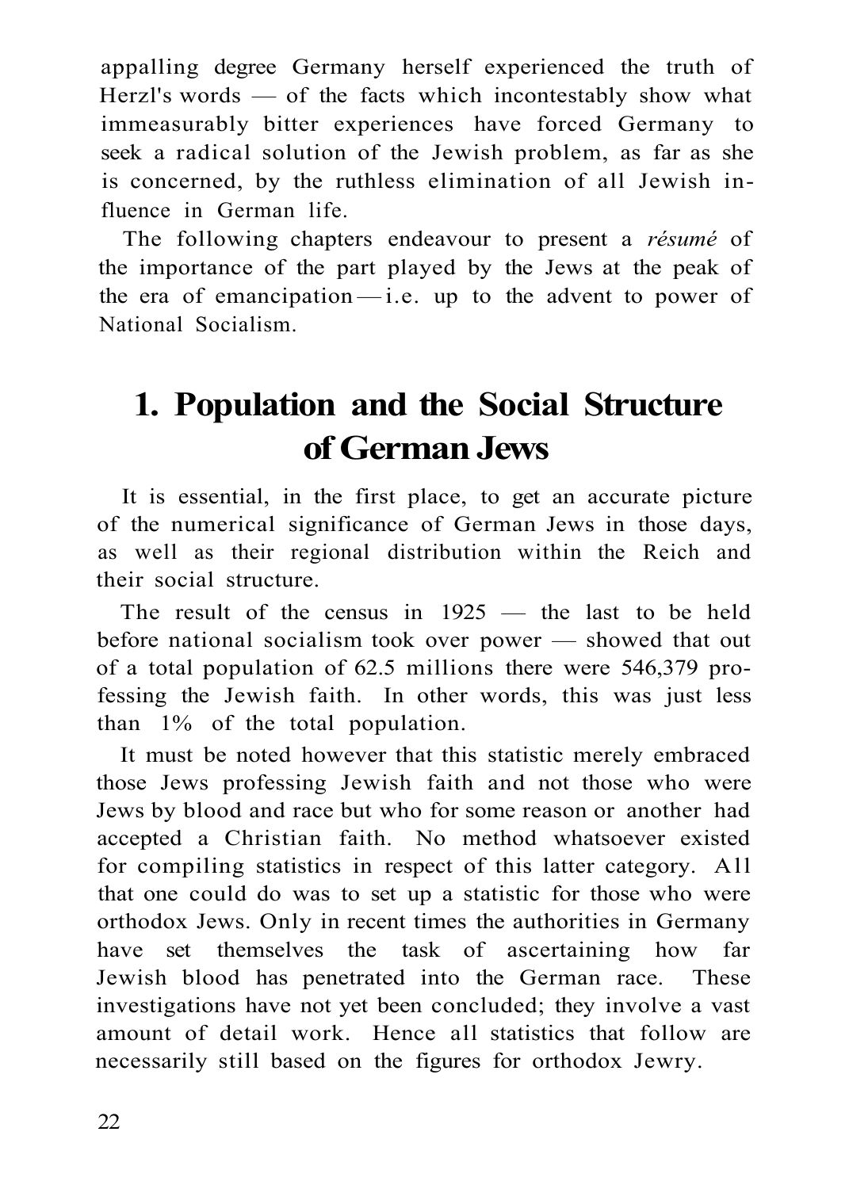appalling degree Germany herself experienced the truth of Herzl's words — of the facts which incontestably show what immeasurably bitter experiences have forced Germany to seek a radical solution of the Jewish problem, as far as she is concerned, by the ruthless elimination of all Jewish influence in German life.

The following chapters endeavour to present a *résumé* of the importance of the part played by the Jews at the peak of the era of emancipation — i.e. up to the advent to power of National Socialism.

# 1. Population and the Social Structure of German Jews

It is essential, in the first place, to get an accurate picture of the numerical significance of German Jews in those days, as well as their regional distribution within the Reich and their social structure.

The result of the census in 1925 — the last to be held before national socialism took over power — showed that out of a total population of 62.5 millions there were 546,379 professing the Jewish faith. In other words, this was just less than 1% of the total population.

It must be noted however that this statistic merely embraced those Jews professing Jewish faith and not those who were Jews by blood and race but who for some reason or another had accepted a Christian faith. No method whatsoever existed for compiling statistics in respect of this latter category. All that one could do was to set up a statistic for those who were orthodox Jews. Only in recent times the authorities in Germany have set themselves the task of ascertaining how far Jewish blood has penetrated into the German race. These investigations have not yet been concluded; they involve a vast amount of detail work. Hence all statistics that follow are necessarily still based on the figures for orthodox Jewry.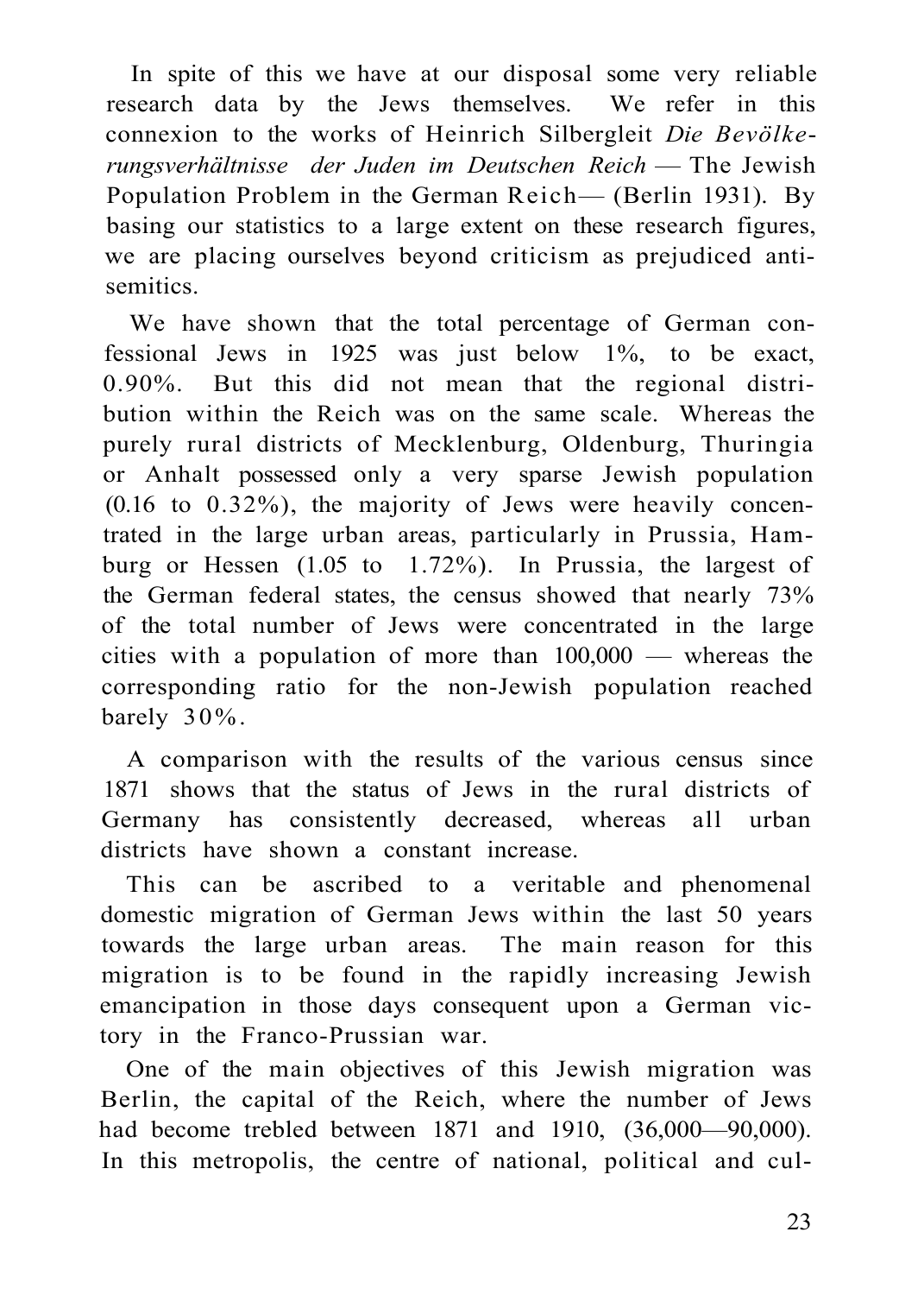In spite of this we have at our disposal some very reliable research data by the Jews themselves. We refer in this connexion to the works of Heinrich Silbergleit *Die Bevölkerungsverhältnisse der Juden im Deutschen Reich* — The Jewish Population Problem in the German Reich— (Berlin 1931). By basing our statistics to a large extent on these research figures, we are placing ourselves beyond criticism as prejudiced anti-semitics.

We have shown that the total percentage of German confessional Jews in 1925 was just below 1%, to be exact, 0.90%. But this did not mean that the regional distribution within the Reich was on the same scale. Whereas the purely rural districts of Mecklenburg, Oldenburg, Thuringia or Anhalt possessed only a very sparse Jewish population (0.16 to 0.32%), the majority of Jews were heavily concentrated in the large urban areas, particularly in Prussia, Hamburg or Hessen (1.05 to 1.72%). In Prussia, the largest of the German federal states, the census showed that nearly 73% of the total number of Jews were concentrated in the large cities with a population of more than 100,000 — whereas the corresponding ratio for the non-Jewish population reached barely 30%.

A comparison with the results of the various census since 1871 shows that the status of Jews in the rural districts of Germany has consistently decreased, whereas all urban districts have shown a constant increase.

This can be ascribed to a veritable and phenomenal domestic migration of German Jews within the last 50 years towards the large urban areas. The main reason for this migration is to be found in the rapidly increasing Jewish emancipation in those days consequent upon a German victory in the Franco-Prussian war.

One of the main objectives of this Jewish migration was Berlin, the capital of the Reich, where the number of Jews had become trebled between 1871 and 1910, (36,000—90,000). In this metropolis, the centre of national, political and cul-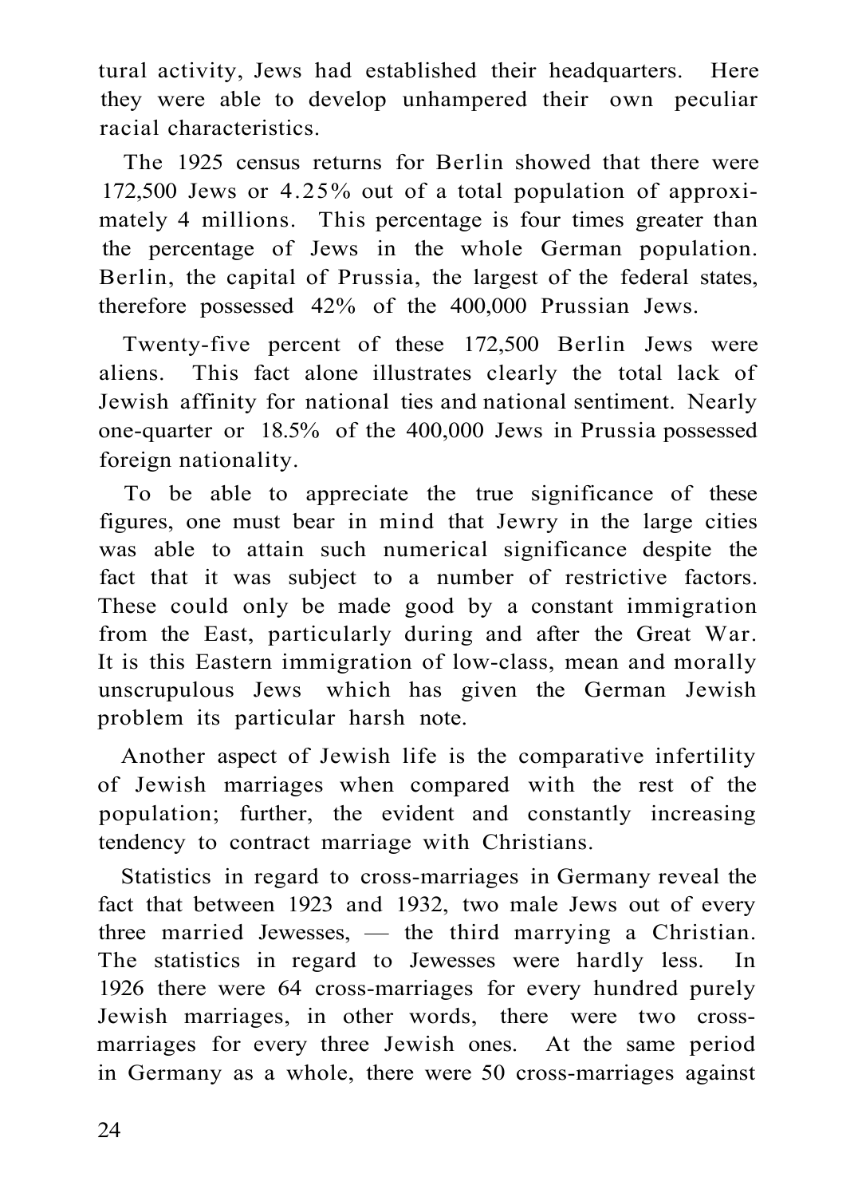tural activity, Jews had established their headquarters. Here they were able to develop unhampered their own peculiar racial characteristics.

The 1925 census returns for Berlin showed that there were 172,500 Jews or 4.25% out of a total population of approximately 4 millions. This percentage is four times greater than the percentage of Jews in the whole German population. Berlin, the capital of Prussia, the largest of the federal states, therefore possessed 42% of the 400,000 Prussian Jews.

Twenty-five percent of these 172,500 Berlin Jews were aliens. This fact alone illustrates clearly the total lack of Jewish affinity for national ties and national sentiment. Nearly one-quarter or 18.5% of the 400,000 Jews in Prussia possessed foreign nationality.

To be able to appreciate the true significance of these figures, one must bear in mind that Jewry in the large cities was able to attain such numerical significance despite the fact that it was subject to a number of restrictive factors. These could only be made good by a constant immigration from the East, particularly during and after the Great War. It is this Eastern immigration of low-class, mean and morally unscrupulous Jews which has given the German Jewish problem its particular harsh note.

Another aspect of Jewish life is the comparative infertility of Jewish marriages when compared with the rest of the population; further, the evident and constantly increasing tendency to contract marriage with Christians.

Statistics in regard to cross-marriages in Germany reveal the fact that between 1923 and 1932, two male Jews out of every three married Jewesses, — the third marrying a Christian. The statistics in regard to Jewesses were hardly less. In 1926 there were 64 cross-marriages for every hundred purely Jewish marriages, in other words, there were two cross-marriages for every three Jewish ones. At the same period in Germany as a whole, there were 50 cross-marriages against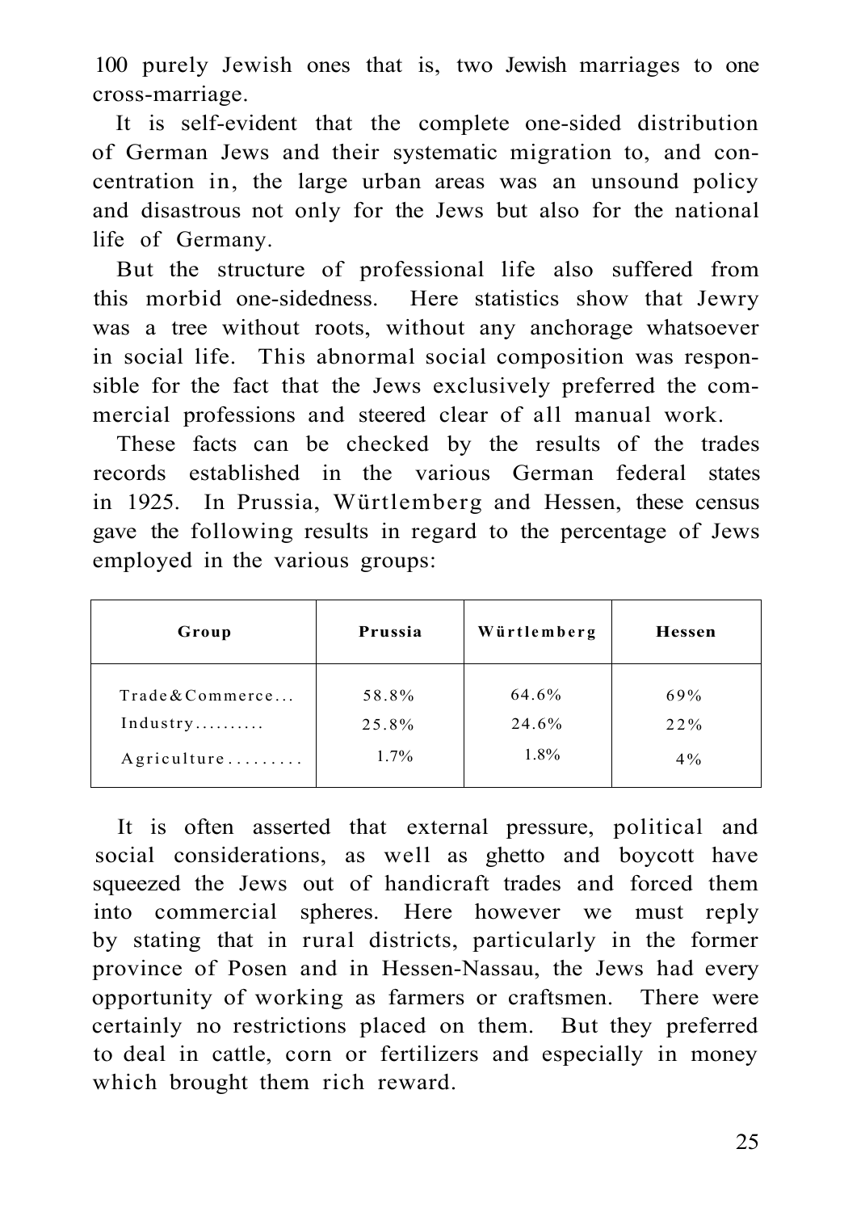100 purely Jewish ones that is, two Jewish marriages to one cross-marriage.

It is self-evident that the complete one-sided distribution of German Jews and their systematic migration to, and concentration in, the large urban areas was an unsound policy and disastrous not only for the Jews but also for the national life of Germany.

But the structure of professional life also suffered from this morbid one-sidedness. Here statistics show that Jewry was a tree without roots, without any anchorage whatsoever in social life. This abnormal social composition was responsible for the fact that the Jews exclusively preferred the commercial professions and steered clear of all manual work.

These facts can be checked by the results of the trades records established in the various German federal states in 1925. In Prussia, Würtlemberg and Hessen, these census gave the following results in regard to the percentage of Jews employed in the various groups:

| Group | Prussia | Würtlemberg | Hessen |
|---|---|---|---|
| Trade & Commerce... | 58.8% | 64.6% | 69% |
| Industry.......... | 25.8% | 24.6% | 22% |
| Agriculture......... | 1.7% | 1.8% | 4% |

It is often asserted that external pressure, political and social considerations, as well as ghetto and boycott have squeezed the Jews out of handicraft trades and forced them into commercial spheres. Here however we must reply by stating that in rural districts, particularly in the former province of Posen and in Hessen-Nassau, the Jews had every opportunity of working as farmers or craftsmen. There were certainly no restrictions placed on them. But they preferred to deal in cattle, corn or fertilizers and especially in money which brought them rich reward.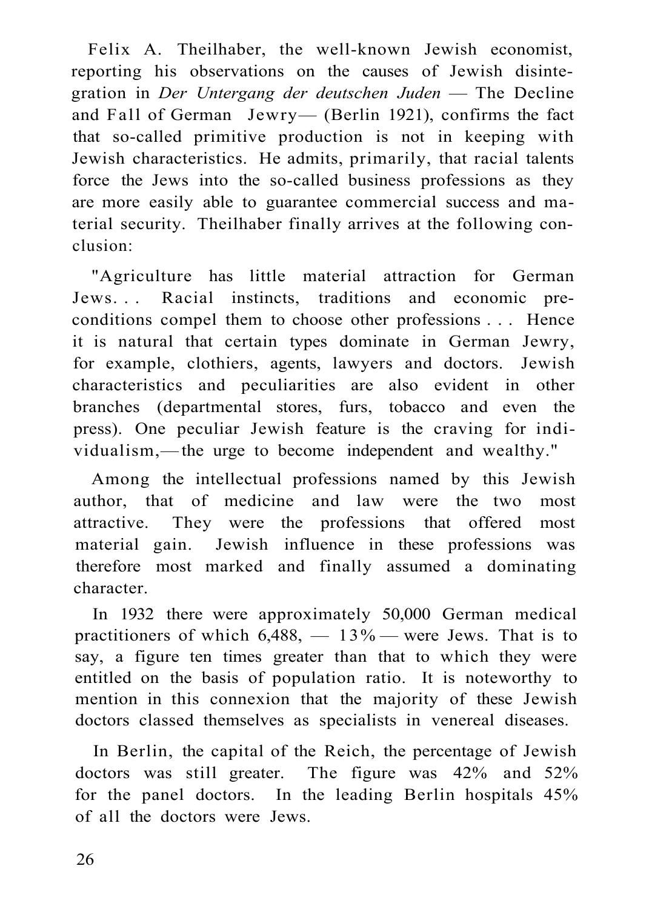Felix A. Theilhaber, the well-known Jewish economist, reporting his observations on the causes of Jewish disintegration in *Der Untergang der deutschen Juden* — The Decline and Fall of German Jewry— (Berlin 1921), confirms the fact that so-called primitive production is not in keeping with Jewish characteristics. He admits, primarily, that racial talents force the Jews into the so-called business professions as they are more easily able to guarantee commercial success and material security. Theilhaber finally arrives at the following conclusion:

"Agriculture has little material attraction for German Jews. . . Racial instincts, traditions and economic preconditions compel them to choose other professions . . . Hence it is natural that certain types dominate in German Jewry, for example, clothiers, agents, lawyers and doctors. Jewish characteristics and peculiarities are also evident in other branches (departmental stores, furs, tobacco and even the press). One peculiar Jewish feature is the craving for individualism,—the urge to become independent and wealthy."

Among the intellectual professions named by this Jewish author, that of medicine and law were the two most attractive. They were the professions that offered most material gain. Jewish influence in these professions was therefore most marked and finally assumed a dominating character.

In 1932 there were approximately 50,000 German medical practitioners of which 6,488, — 13% — were Jews. That is to say, a figure ten times greater than that to which they were entitled on the basis of population ratio. It is noteworthy to mention in this connexion that the majority of these Jewish doctors classed themselves as specialists in venereal diseases.

In Berlin, the capital of the Reich, the percentage of Jewish doctors was still greater. The figure was 42% and 52% for the panel doctors. In the leading Berlin hospitals 45% of all the doctors were Jews.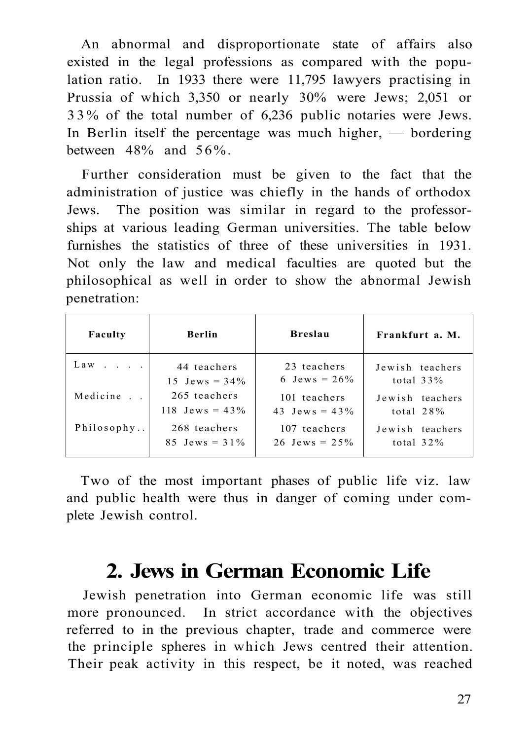An abnormal and disproportionate state of affairs also existed in the legal professions as compared with the population ratio. In 1933 there were 11,795 lawyers practising in Prussia of which 3,350 or nearly 30% were Jews; 2,051 or 33% of the total number of 6,236 public notaries were Jews. In Berlin itself the percentage was much higher, — bordering between 48% and 56%.

Further consideration must be given to the fact that the administration of justice was chiefly in the hands of orthodox Jews. The position was similar in regard to the professorships at various leading German universities. The table below furnishes the statistics of three of these universities in 1931. Not only the law and medical faculties are quoted but the philosophical as well in order to show the abnormal Jewish penetration:

| Faculty | Berlin | Breslau | Frankfurt a. M. |
|---|---|---|---|
| Law . . . . | 44 teachers<br>15 Jews = 34% | 23 teachers<br>6 Jews = 26% | Jewish teachers<br>total 33% |
| Medicine . . | 265 teachers<br>118 Jews = 43% | 101 teachers<br>43 Jews = 43% | Jewish teachers<br>total 28% |
| Philosophy.. | 268 teachers<br>85 Jews = 31% | 107 teachers<br>26 Jews = 25% | Jewish teachers<br>total 32% |

Two of the most important phases of public life viz. law and public health were thus in danger of coming under complete Jewish control.

## 2. Jews in German Economic Life

Jewish penetration into German economic life was still more pronounced. In strict accordance with the objectives referred to in the previous chapter, trade and commerce were the principle spheres in which Jews centred their attention. Their peak activity in this respect, be it noted, was reached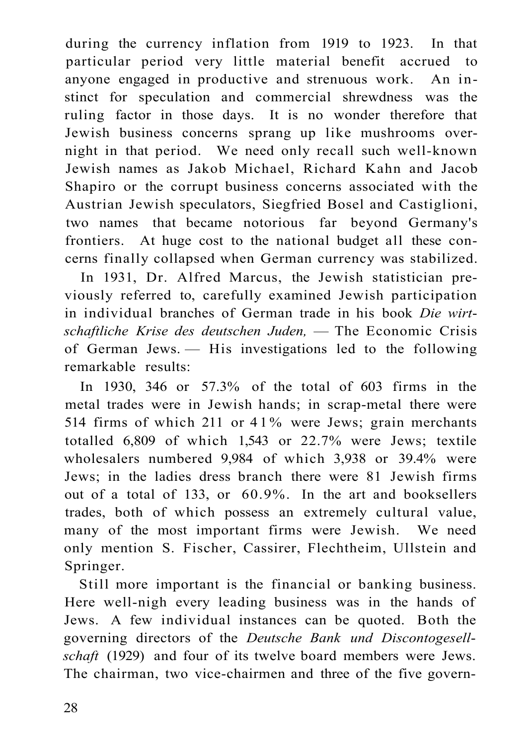during the currency inflation from 1919 to 1923. In that particular period very little material benefit accrued to anyone engaged in productive and strenuous work. An instinct for speculation and commercial shrewdness was the ruling factor in those days. It is no wonder therefore that Jewish business concerns sprang up like mushrooms overnight in that period. We need only recall such well-known Jewish names as Jakob Michael, Richard Kahn and Jacob Shapiro or the corrupt business concerns associated with the Austrian Jewish speculators, Siegfried Bosel and Castiglioni, two names that became notorious far beyond Germany's frontiers. At huge cost to the national budget all these concerns finally collapsed when German currency was stabilized.

In 1931, Dr. Alfred Marcus, the Jewish statistician previously referred to, carefully examined Jewish participation in individual branches of German trade in his book *Die wirtschaftliche Krise des deutschen Juden,* — The Economic Crisis of German Jews. — His investigations led to the following remarkable results:

In 1930, 346 or 57.3% of the total of 603 firms in the metal trades were in Jewish hands; in scrap-metal there were 514 firms of which 211 or 41% were Jews; grain merchants totalled 6,809 of which 1,543 or 22.7% were Jews; textile wholesalers numbered 9,984 of which 3,938 or 39.4% were Jews; in the ladies dress branch there were 81 Jewish firms out of a total of 133, or 60.9%. In the art and booksellers trades, both of which possess an extremely cultural value, many of the most important firms were Jewish. We need only mention S. Fischer, Cassirer, Flechtheim, Ullstein and Springer.

Still more important is the financial or banking business. Here well-nigh every leading business was in the hands of Jews. A few individual instances can be quoted. Both the governing directors of the *Deutsche Bank und Discontogesellschaft* (1929) and four of its twelve board members were Jews. The chairman, two vice-chairmen and three of the five govern-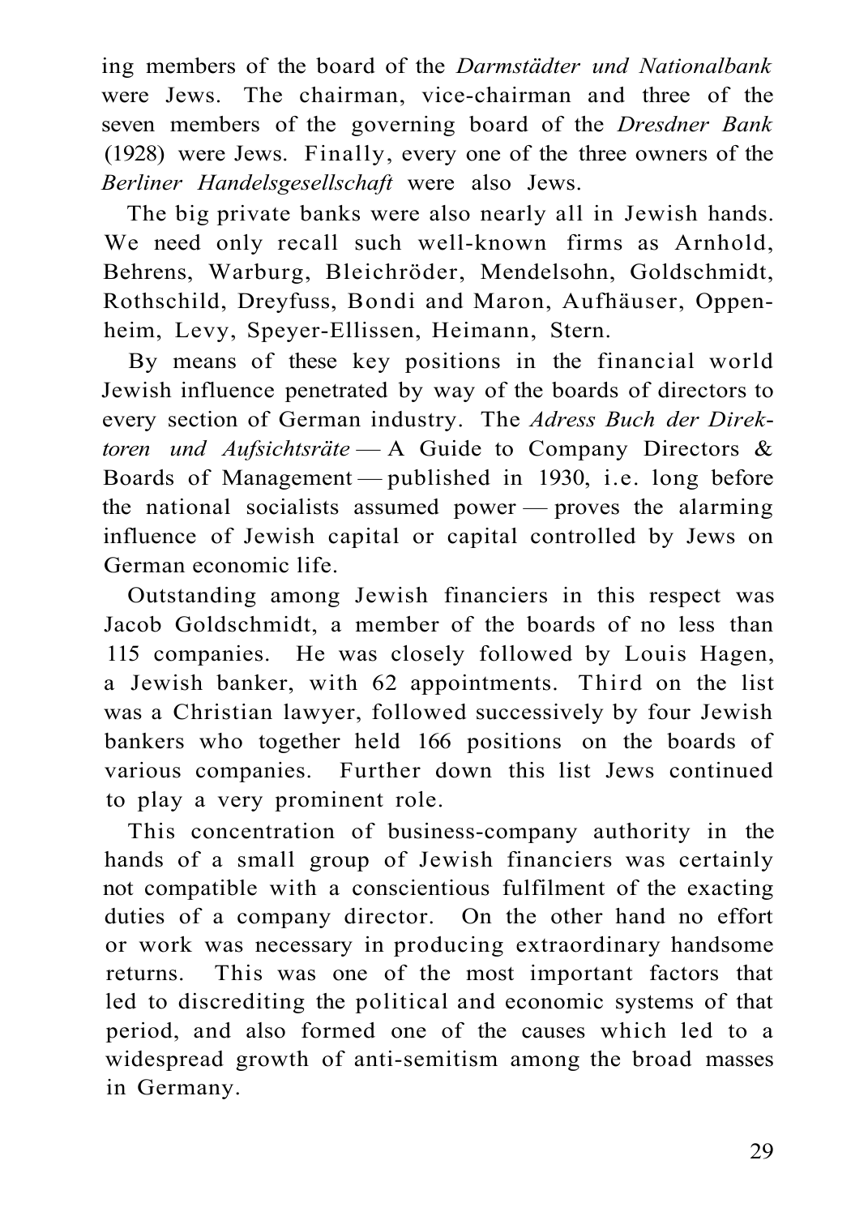ing members of the board of the *Darmstädter und Nationalbank* were Jews. The chairman, vice-chairman and three of the seven members of the governing board of the *Dresdner Bank* (1928) were Jews. Finally, every one of the three owners of the *Berliner Handelsgesellschaft* were also Jews.

The big private banks were also nearly all in Jewish hands. We need only recall such well-known firms as Arnhold, Behrens, Warburg, Bleichröder, Mendelsohn, Goldschmidt, Rothschild, Dreyfuss, Bondi and Maron, Aufhäuser, Oppenheim, Levy, Speyer-Ellissen, Heimann, Stern.

By means of these key positions in the financial world Jewish influence penetrated by way of the boards of directors to every section of German industry. The *Adress Buch der Direktoren und Aufsichtsräte* — A Guide to Company Directors & Boards of Management — published in 1930, i.e. long before the national socialists assumed power — proves the alarming influence of Jewish capital or capital controlled by Jews on German economic life.

Outstanding among Jewish financiers in this respect was Jacob Goldschmidt, a member of the boards of no less than 115 companies. He was closely followed by Louis Hagen, a Jewish banker, with 62 appointments. Third on the list was a Christian lawyer, followed successively by four Jewish bankers who together held 166 positions on the boards of various companies. Further down this list Jews continued to play a very prominent role.

This concentration of business-company authority in the hands of a small group of Jewish financiers was certainly not compatible with a conscientious fulfilment of the exacting duties of a company director. On the other hand no effort or work was necessary in producing extraordinary handsome returns. This was one of the most important factors that led to discrediting the political and economic systems of that period, and also formed one of the causes which led to a widespread growth of anti-semitism among the broad masses in Germany.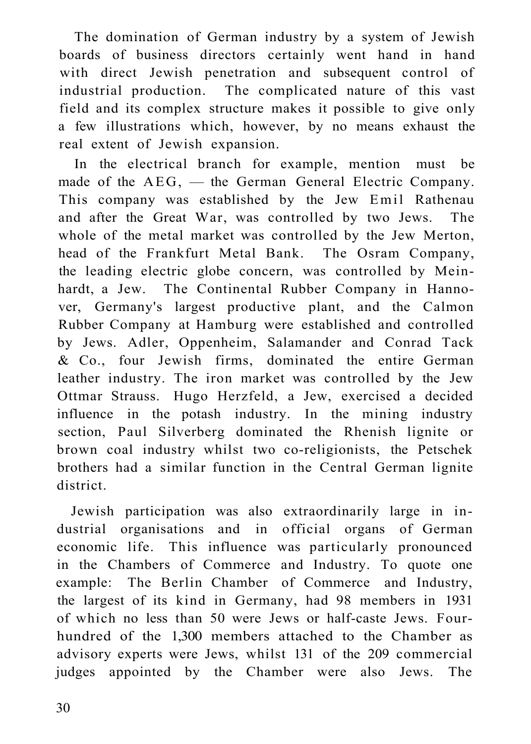The domination of German industry by a system of Jewish boards of business directors certainly went hand in hand with direct Jewish penetration and subsequent control of industrial production. The complicated nature of this vast field and its complex structure makes it possible to give only a few illustrations which, however, by no means exhaust the real extent of Jewish expansion.

In the electrical branch for example, mention must be made of the AEG, — the German General Electric Company. This company was established by the Jew Emil Rathenau and after the Great War, was controlled by two Jews. The whole of the metal market was controlled by the Jew Merton, head of the Frankfurt Metal Bank. The Osram Company, the leading electric globe concern, was controlled by Meinhardt, a Jew. The Continental Rubber Company in Hannover, Germany's largest productive plant, and the Calmon Rubber Company at Hamburg were established and controlled by Jews. Adler, Oppenheim, Salamander and Conrad Tack & Co., four Jewish firms, dominated the entire German leather industry. The iron market was controlled by the Jew Ottmar Strauss. Hugo Herzfeld, a Jew, exercised a decided influence in the potash industry. In the mining industry section, Paul Silverberg dominated the Rhenish lignite or brown coal industry whilst two co-religionists, the Petschek brothers had a similar function in the Central German lignite district.

Jewish participation was also extraordinarily large in industrial organisations and in official organs of German economic life. This influence was particularly pronounced in the Chambers of Commerce and Industry. To quote one example: The Berlin Chamber of Commerce and Industry, the largest of its kind in Germany, had 98 members in 1931 of which no less than 50 were Jews or half-caste Jews. Four-hundred of the 1,300 members attached to the Chamber as advisory experts were Jews, whilst 131 of the 209 commercial judges appointed by the Chamber were also Jews. The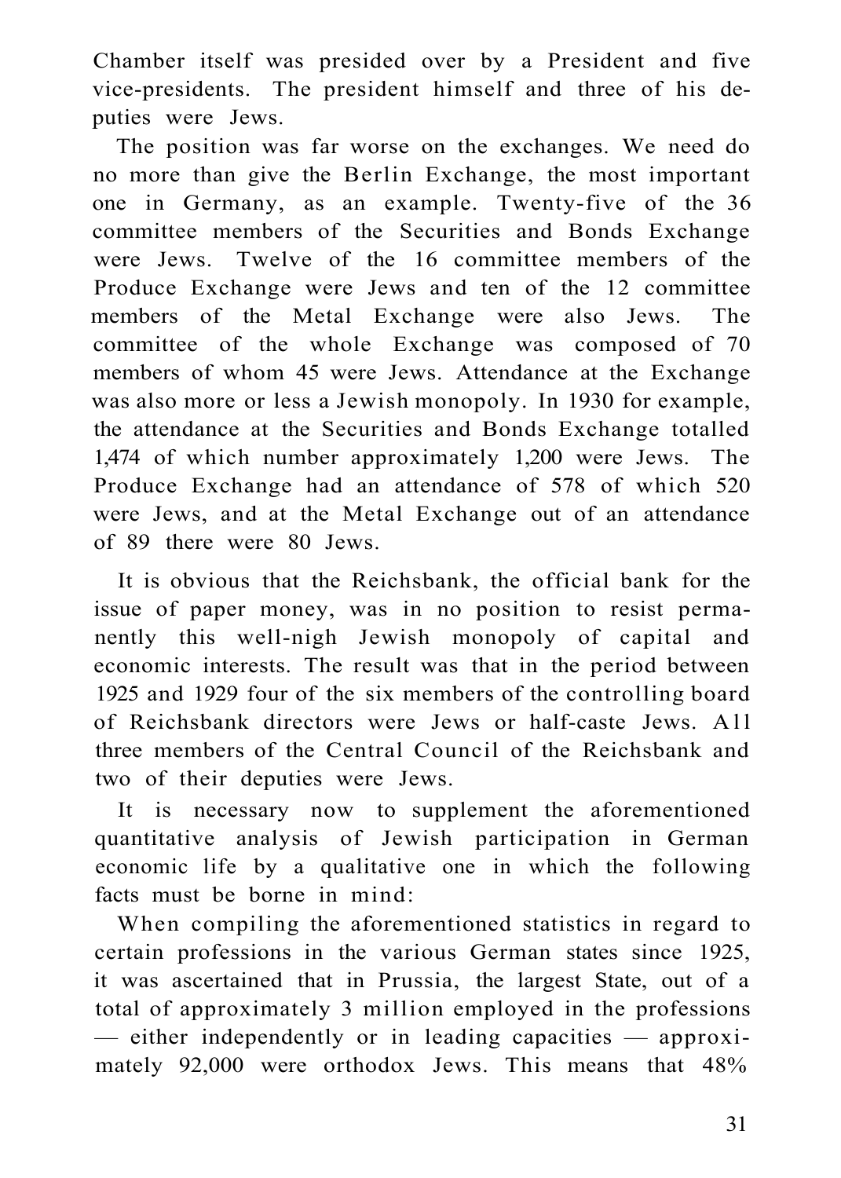Chamber itself was presided over by a President and five vice-presidents. The president himself and three of his deputies were Jews.

The position was far worse on the exchanges. We need do no more than give the Berlin Exchange, the most important one in Germany, as an example. Twenty-five of the 36 committee members of the Securities and Bonds Exchange were Jews. Twelve of the 16 committee members of the Produce Exchange were Jews and ten of the 12 committee members of the Metal Exchange were also Jews. The committee of the whole Exchange was composed of 70 members of whom 45 were Jews. Attendance at the Exchange was also more or less a Jewish monopoly. In 1930 for example, the attendance at the Securities and Bonds Exchange totalled 1,474 of which number approximately 1,200 were Jews. The Produce Exchange had an attendance of 578 of which 520 were Jews, and at the Metal Exchange out of an attendance of 89 there were 80 Jews.

It is obvious that the Reichsbank, the official bank for the issue of paper money, was in no position to resist permanently this well-nigh Jewish monopoly of capital and economic interests. The result was that in the period between 1925 and 1929 four of the six members of the controlling board of Reichsbank directors were Jews or half-caste Jews. All three members of the Central Council of the Reichsbank and two of their deputies were Jews.

It is necessary now to supplement the aforementioned quantitative analysis of Jewish participation in German economic life by a qualitative one in which the following facts must be borne in mind:

When compiling the aforementioned statistics in regard to certain professions in the various German states since 1925, it was ascertained that in Prussia, the largest State, out of a total of approximately 3 million employed in the professions — either independently or in leading capacities — approximately 92,000 were orthodox Jews. This means that 48%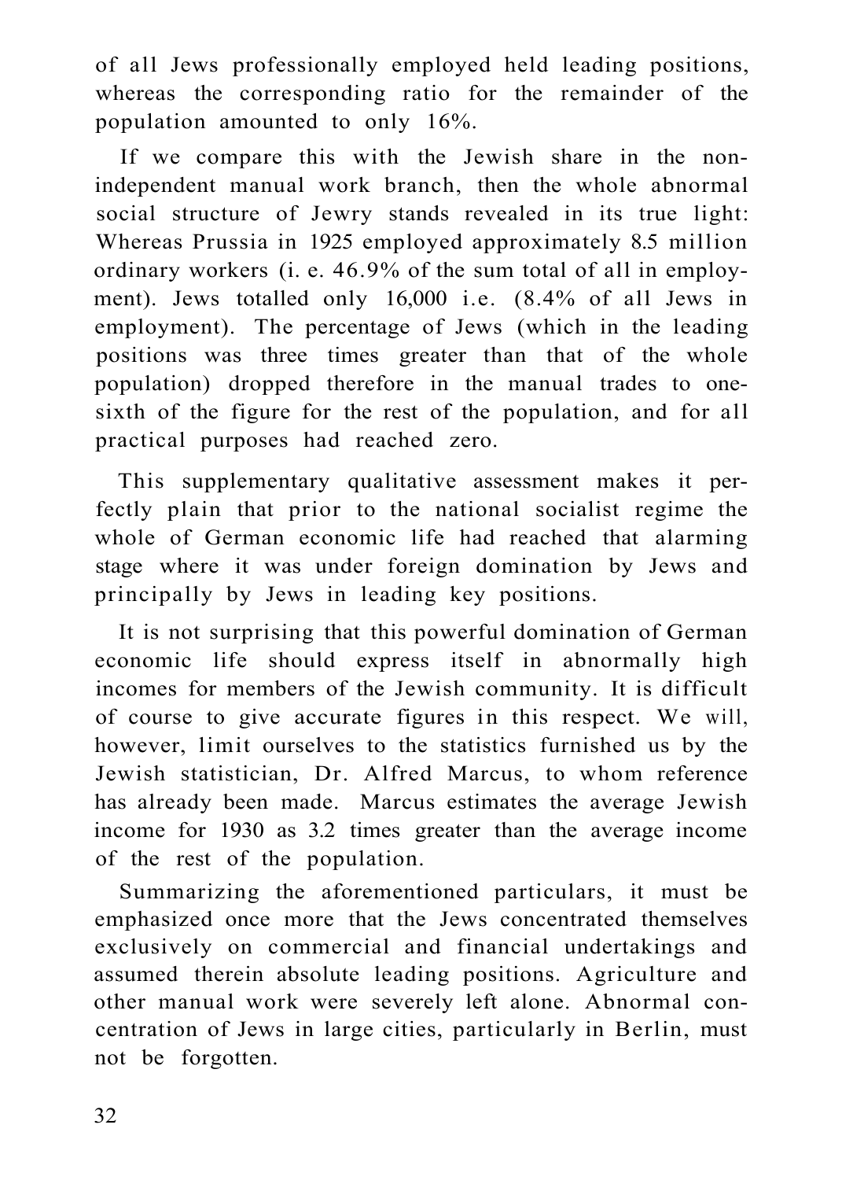of all Jews professionally employed held leading positions, whereas the corresponding ratio for the remainder of the population amounted to only 16%.

If we compare this with the Jewish share in the non-independent manual work branch, then the whole abnormal social structure of Jewry stands revealed in its true light: Whereas Prussia in 1925 employed approximately 8.5 million ordinary workers (i. e. 46.9% of the sum total of all in employment). Jews totalled only 16,000 i.e. (8.4% of all Jews in employment). The percentage of Jews (which in the leading positions was three times greater than that of the whole population) dropped therefore in the manual trades to one-sixth of the figure for the rest of the population, and for all practical purposes had reached zero.

This supplementary qualitative assessment makes it perfectly plain that prior to the national socialist regime the whole of German economic life had reached that alarming stage where it was under foreign domination by Jews and principally by Jews in leading key positions.

It is not surprising that this powerful domination of German economic life should express itself in abnormally high incomes for members of the Jewish community. It is difficult of course to give accurate figures in this respect. We will, however, limit ourselves to the statistics furnished us by the Jewish statistician, Dr. Alfred Marcus, to whom reference has already been made. Marcus estimates the average Jewish income for 1930 as 3.2 times greater than the average income of the rest of the population.

Summarizing the aforementioned particulars, it must be emphasized once more that the Jews concentrated themselves exclusively on commercial and financial undertakings and assumed therein absolute leading positions. Agriculture and other manual work were severely left alone. Abnormal concentration of Jews in large cities, particularly in Berlin, must not be forgotten.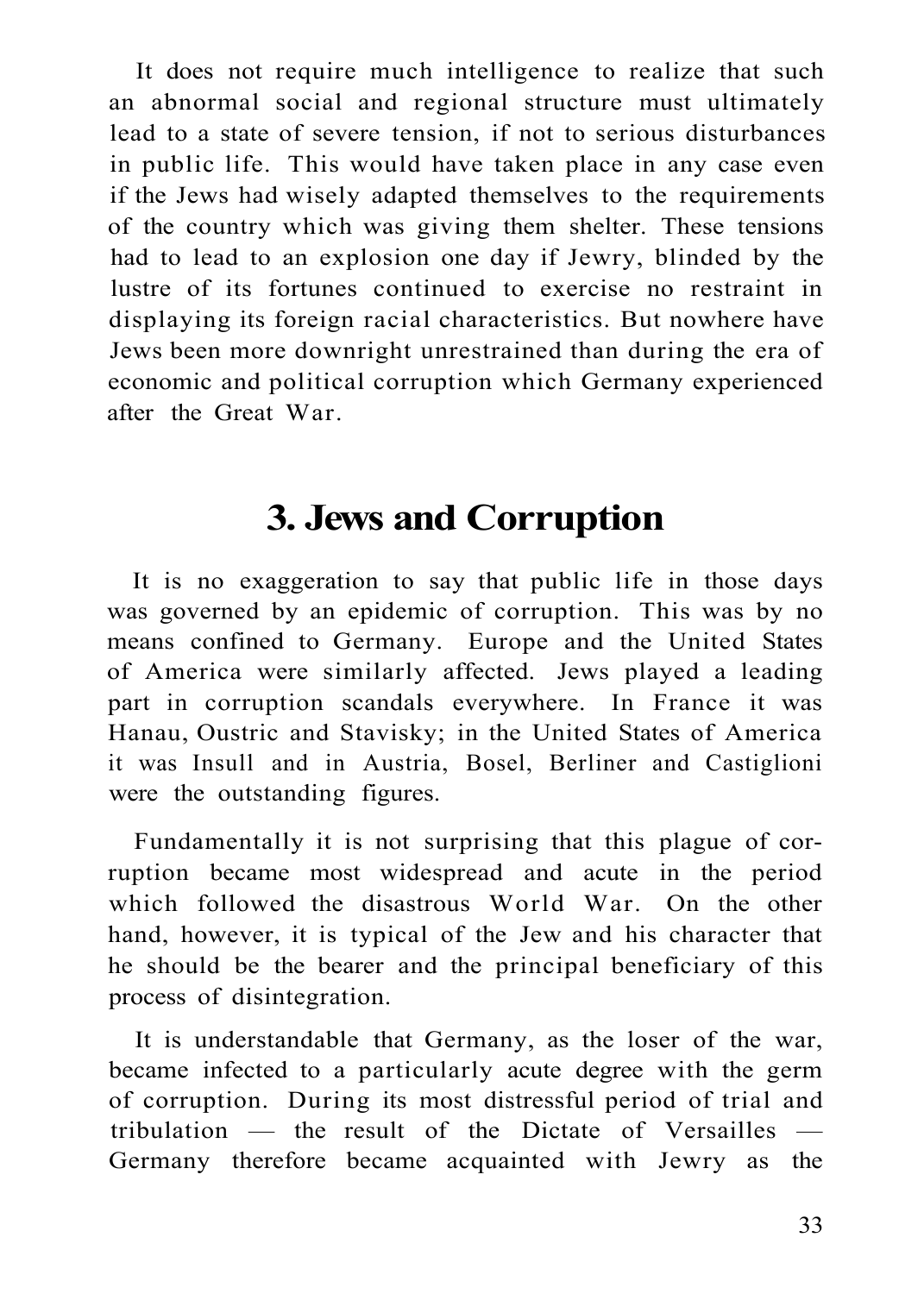It does not require much intelligence to realize that such an abnormal social and regional structure must ultimately lead to a state of severe tension, if not to serious disturbances in public life. This would have taken place in any case even if the Jews had wisely adapted themselves to the requirements of the country which was giving them shelter. These tensions had to lead to an explosion one day if Jewry, blinded by the lustre of its fortunes continued to exercise no restraint in displaying its foreign racial characteristics. But nowhere have Jews been more downright unrestrained than during the era of economic and political corruption which Germany experienced after the Great War.

## 3. Jews and Corruption

It is no exaggeration to say that public life in those days was governed by an epidemic of corruption. This was by no means confined to Germany. Europe and the United States of America were similarly affected. Jews played a leading part in corruption scandals everywhere. In France it was Hanau, Oustric and Stavisky; in the United States of America it was Insull and in Austria, Bosel, Berliner and Castiglioni were the outstanding figures.

Fundamentally it is not surprising that this plague of corruption became most widespread and acute in the period which followed the disastrous World War. On the other hand, however, it is typical of the Jew and his character that he should be the bearer and the principal beneficiary of this process of disintegration.

It is understandable that Germany, as the loser of the war, became infected to a particularly acute degree with the germ of corruption. During its most distressful period of trial and tribulation — the result of the Dictate of Versailles — Germany therefore became acquainted with Jewry as the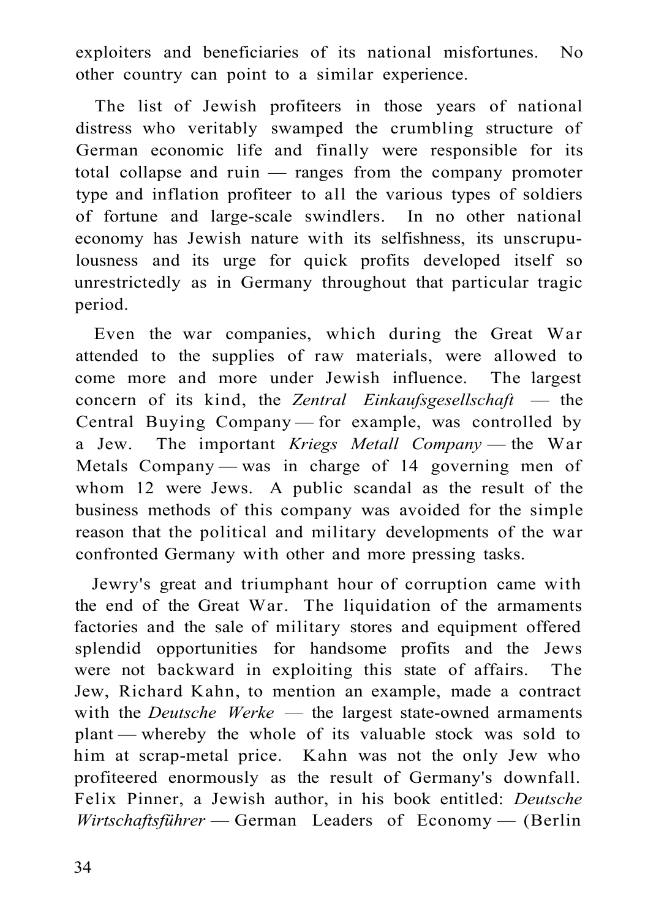exploiters and beneficiaries of its national misfortunes. No other country can point to a similar experience.

The list of Jewish profiteers in those years of national distress who veritably swamped the crumbling structure of German economic life and finally were responsible for its total collapse and ruin — ranges from the company promoter type and inflation profiteer to all the various types of soldiers of fortune and large-scale swindlers. In no other national economy has Jewish nature with its selfishness, its unscrupulousness and its urge for quick profits developed itself so unrestrictedly as in Germany throughout that particular tragic period.

Even the war companies, which during the Great War attended to the supplies of raw materials, were allowed to come more and more under Jewish influence. The largest concern of its kind, the *Zentral Einkaufsgesellschaft* — the Central Buying Company — for example, was controlled by a Jew. The important *Kriegs Metall Company* — the War Metals Company — was in charge of 14 governing men of whom 12 were Jews. A public scandal as the result of the business methods of this company was avoided for the simple reason that the political and military developments of the war confronted Germany with other and more pressing tasks.

Jewry's great and triumphant hour of corruption came with the end of the Great War. The liquidation of the armaments factories and the sale of military stores and equipment offered splendid opportunities for handsome profits and the Jews were not backward in exploiting this state of affairs. The Jew, Richard Kahn, to mention an example, made a contract with the *Deutsche Werke* — the largest state-owned armaments plant — whereby the whole of its valuable stock was sold to him at scrap-metal price. Kahn was not the only Jew who profiteered enormously as the result of Germany's downfall. Felix Pinner, a Jewish author, in his book entitled: *Deutsche Wirtschaftsführer* — German Leaders of Economy — (Berlin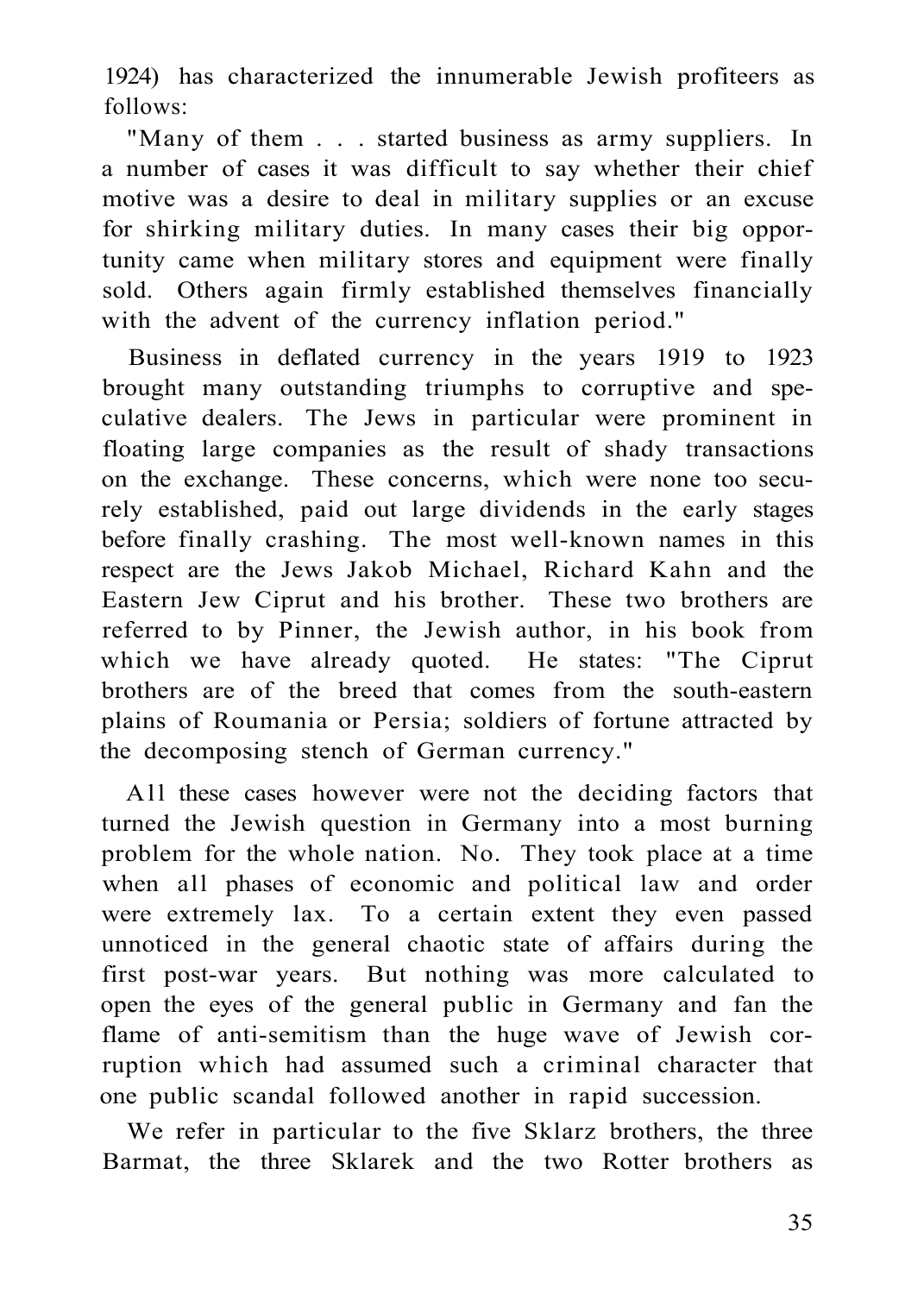1924) has characterized the innumerable Jewish profiteers as follows:

"Many of them . . . started business as army suppliers. In a number of cases it was difficult to say whether their chief motive was a desire to deal in military supplies or an excuse for shirking military duties. In many cases their big opportunity came when military stores and equipment were finally sold. Others again firmly established themselves financially with the advent of the currency inflation period."

Business in deflated currency in the years 1919 to 1923 brought many outstanding triumphs to corruptive and speculative dealers. The Jews in particular were prominent in floating large companies as the result of shady transactions on the exchange. These concerns, which were none too securely established, paid out large dividends in the early stages before finally crashing. The most well-known names in this respect are the Jews Jakob Michael, Richard Kahn and the Eastern Jew Ciprut and his brother. These two brothers are referred to by Pinner, the Jewish author, in his book from which we have already quoted. He states: "The Ciprut brothers are of the breed that comes from the south-eastern plains of Roumania or Persia; soldiers of fortune attracted by the decomposing stench of German currency."

All these cases however were not the deciding factors that turned the Jewish question in Germany into a most burning problem for the whole nation. No. They took place at a time when all phases of economic and political law and order were extremely lax. To a certain extent they even passed unnoticed in the general chaotic state of affairs during the first post-war years. But nothing was more calculated to open the eyes of the general public in Germany and fan the flame of anti-semitism than the huge wave of Jewish corruption which had assumed such a criminal character that one public scandal followed another in rapid succession.

We refer in particular to the five Sklarz brothers, the three Barmat, the three Sklarek and the two Rotter brothers as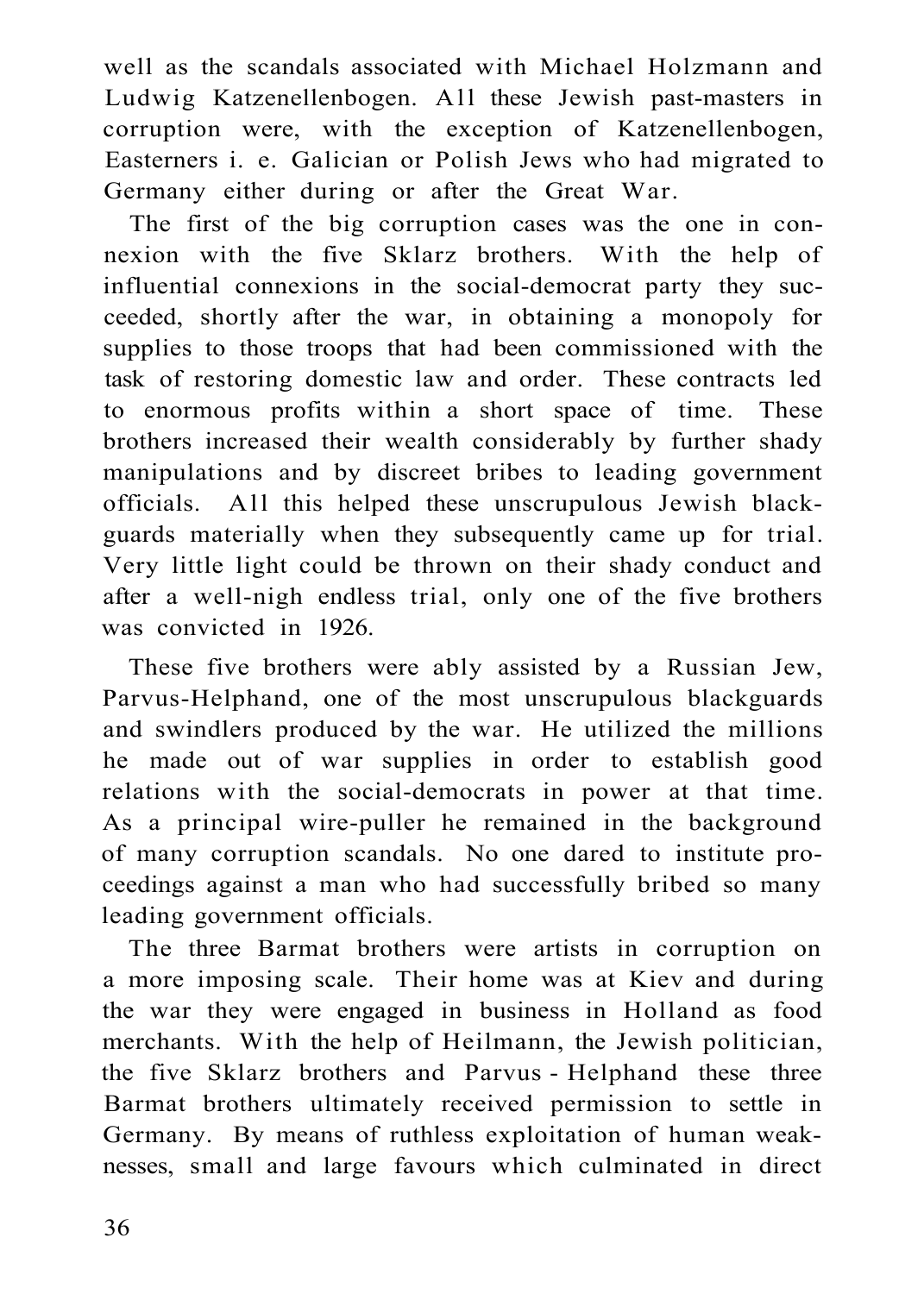well as the scandals associated with Michael Holzmann and Ludwig Katzenellenbogen. All these Jewish past-masters in corruption were, with the exception of Katzenellenbogen, Easterners i. e. Galician or Polish Jews who had migrated to Germany either during or after the Great War.

The first of the big corruption cases was the one in connexion with the five Sklarz brothers. With the help of influential connexions in the social-democrat party they succeeded, shortly after the war, in obtaining a monopoly for supplies to those troops that had been commissioned with the task of restoring domestic law and order. These contracts led to enormous profits within a short space of time. These brothers increased their wealth considerably by further shady manipulations and by discreet bribes to leading government officials. All this helped these unscrupulous Jewish blackguards materially when they subsequently came up for trial. Very little light could be thrown on their shady conduct and after a well-nigh endless trial, only one of the five brothers was convicted in 1926.

These five brothers were ably assisted by a Russian Jew, Parvus-Helphand, one of the most unscrupulous blackguards and swindlers produced by the war. He utilized the millions he made out of war supplies in order to establish good relations with the social-democrats in power at that time. As a principal wire-puller he remained in the background of many corruption scandals. No one dared to institute proceedings against a man who had successfully bribed so many leading government officials.

The three Barmat brothers were artists in corruption on a more imposing scale. Their home was at Kiev and during the war they were engaged in business in Holland as food merchants. With the help of Heilmann, the Jewish politician, the five Sklarz brothers and Parvus - Helphand these three Barmat brothers ultimately received permission to settle in Germany. By means of ruthless exploitation of human weaknesses, small and large favours which culminated in direct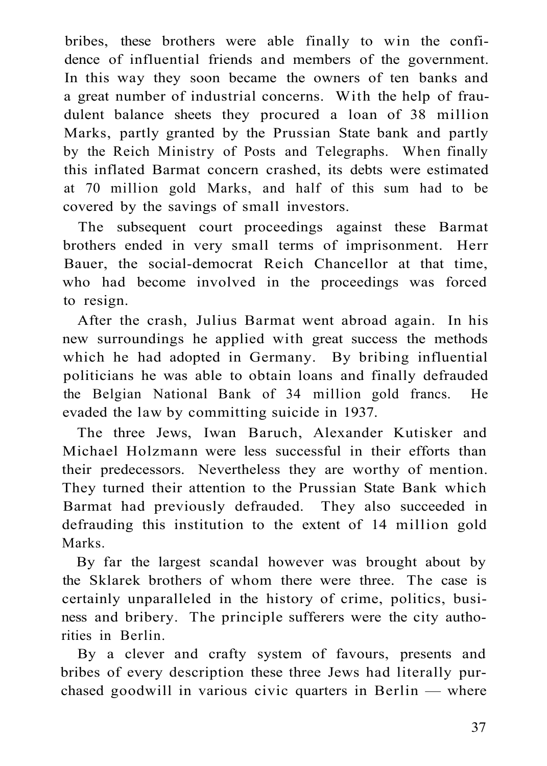bribes, these brothers were able finally to win the confidence of influential friends and members of the government. In this way they soon became the owners of ten banks and a great number of industrial concerns. With the help of fraudulent balance sheets they procured a loan of 38 million Marks, partly granted by the Prussian State bank and partly by the Reich Ministry of Posts and Telegraphs. When finally this inflated Barmat concern crashed, its debts were estimated at 70 million gold Marks, and half of this sum had to be covered by the savings of small investors.

The subsequent court proceedings against these Barmat brothers ended in very small terms of imprisonment. Herr Bauer, the social-democrat Reich Chancellor at that time, who had become involved in the proceedings was forced to resign.

After the crash, Julius Barmat went abroad again. In his new surroundings he applied with great success the methods which he had adopted in Germany. By bribing influential politicians he was able to obtain loans and finally defrauded the Belgian National Bank of 34 million gold francs. He evaded the law by committing suicide in 1937.

The three Jews, Iwan Baruch, Alexander Kutisker and Michael Holzmann were less successful in their efforts than their predecessors. Nevertheless they are worthy of mention. They turned their attention to the Prussian State Bank which Barmat had previously defrauded. They also succeeded in defrauding this institution to the extent of 14 million gold Marks.

By far the largest scandal however was brought about by the Sklarek brothers of whom there were three. The case is certainly unparalleled in the history of crime, politics, business and bribery. The principle sufferers were the city authorities in Berlin.

By a clever and crafty system of favours, presents and bribes of every description these three Jews had literally purchased goodwill in various civic quarters in Berlin — where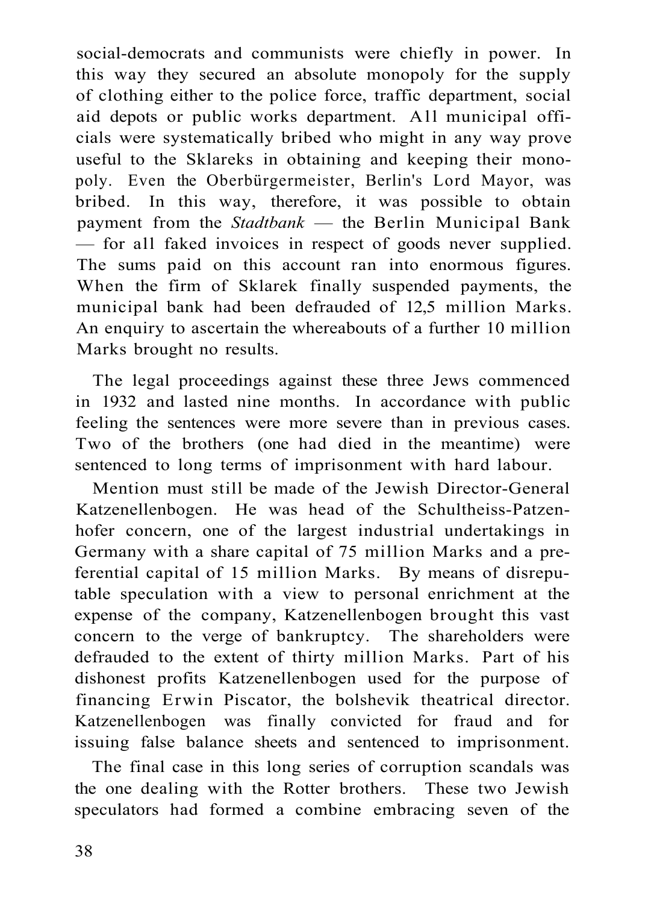social-democrats and communists were chiefly in power. In this way they secured an absolute monopoly for the supply of clothing either to the police force, traffic department, social aid depots or public works department. All municipal officials were systematically bribed who might in any way prove useful to the Sklareks in obtaining and keeping their monopoly. Even the Oberbürgermeister, Berlin's Lord Mayor, was bribed. In this way, therefore, it was possible to obtain payment from the *Stadtbank* — the Berlin Municipal Bank — for all faked invoices in respect of goods never supplied. The sums paid on this account ran into enormous figures. When the firm of Sklarek finally suspended payments, the municipal bank had been defrauded of 12,5 million Marks. An enquiry to ascertain the whereabouts of a further 10 million Marks brought no results.

The legal proceedings against these three Jews commenced in 1932 and lasted nine months. In accordance with public feeling the sentences were more severe than in previous cases. Two of the brothers (one had died in the meantime) were sentenced to long terms of imprisonment with hard labour.

Mention must still be made of the Jewish Director-General Katzenellenbogen. He was head of the Schultheiss-Patzenhofer concern, one of the largest industrial undertakings in Germany with a share capital of 75 million Marks and a preferential capital of 15 million Marks. By means of disreputable speculation with a view to personal enrichment at the expense of the company, Katzenellenbogen brought this vast concern to the verge of bankruptcy. The shareholders were defrauded to the extent of thirty million Marks. Part of his dishonest profits Katzenellenbogen used for the purpose of financing Erwin Piscator, the bolshevik theatrical director. Katzenellenbogen was finally convicted for fraud and for issuing false balance sheets and sentenced to imprisonment.

The final case in this long series of corruption scandals was the one dealing with the Rotter brothers. These two Jewish speculators had formed a combine embracing seven of the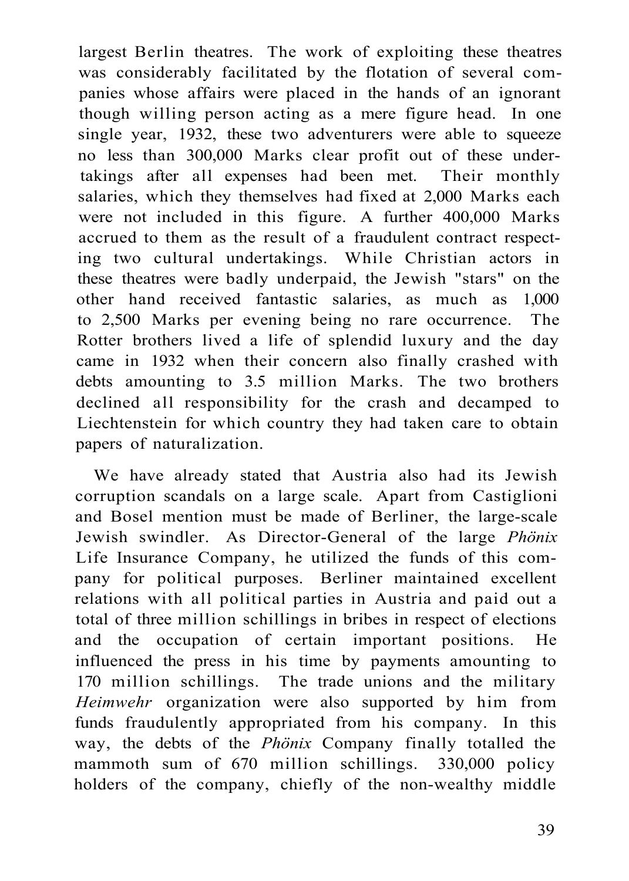largest Berlin theatres. The work of exploiting these theatres was considerably facilitated by the flotation of several companies whose affairs were placed in the hands of an ignorant though willing person acting as a mere figure head. In one single year, 1932, these two adventurers were able to squeeze no less than 300,000 Marks clear profit out of these undertakings after all expenses had been met. Their monthly salaries, which they themselves had fixed at 2,000 Marks each were not included in this figure. A further 400,000 Marks accrued to them as the result of a fraudulent contract respecting two cultural undertakings. While Christian actors in these theatres were badly underpaid, the Jewish "stars" on the other hand received fantastic salaries, as much as 1,000 to 2,500 Marks per evening being no rare occurrence. The Rotter brothers lived a life of splendid luxury and the day came in 1932 when their concern also finally crashed with debts amounting to 3.5 million Marks. The two brothers declined all responsibility for the crash and decamped to Liechtenstein for which country they had taken care to obtain papers of naturalization.

We have already stated that Austria also had its Jewish corruption scandals on a large scale. Apart from Castiglioni and Bosel mention must be made of Berliner, the large-scale Jewish swindler. As Director-General of the large *Phönix* Life Insurance Company, he utilized the funds of this company for political purposes. Berliner maintained excellent relations with all political parties in Austria and paid out a total of three million schillings in bribes in respect of elections and the occupation of certain important positions. He influenced the press in his time by payments amounting to 170 million schillings. The trade unions and the military *Heimwehr* organization were also supported by him from funds fraudulently appropriated from his company. In this way, the debts of the *Phönix* Company finally totalled the mammoth sum of 670 million schillings. 330,000 policy holders of the company, chiefly of the non-wealthy middle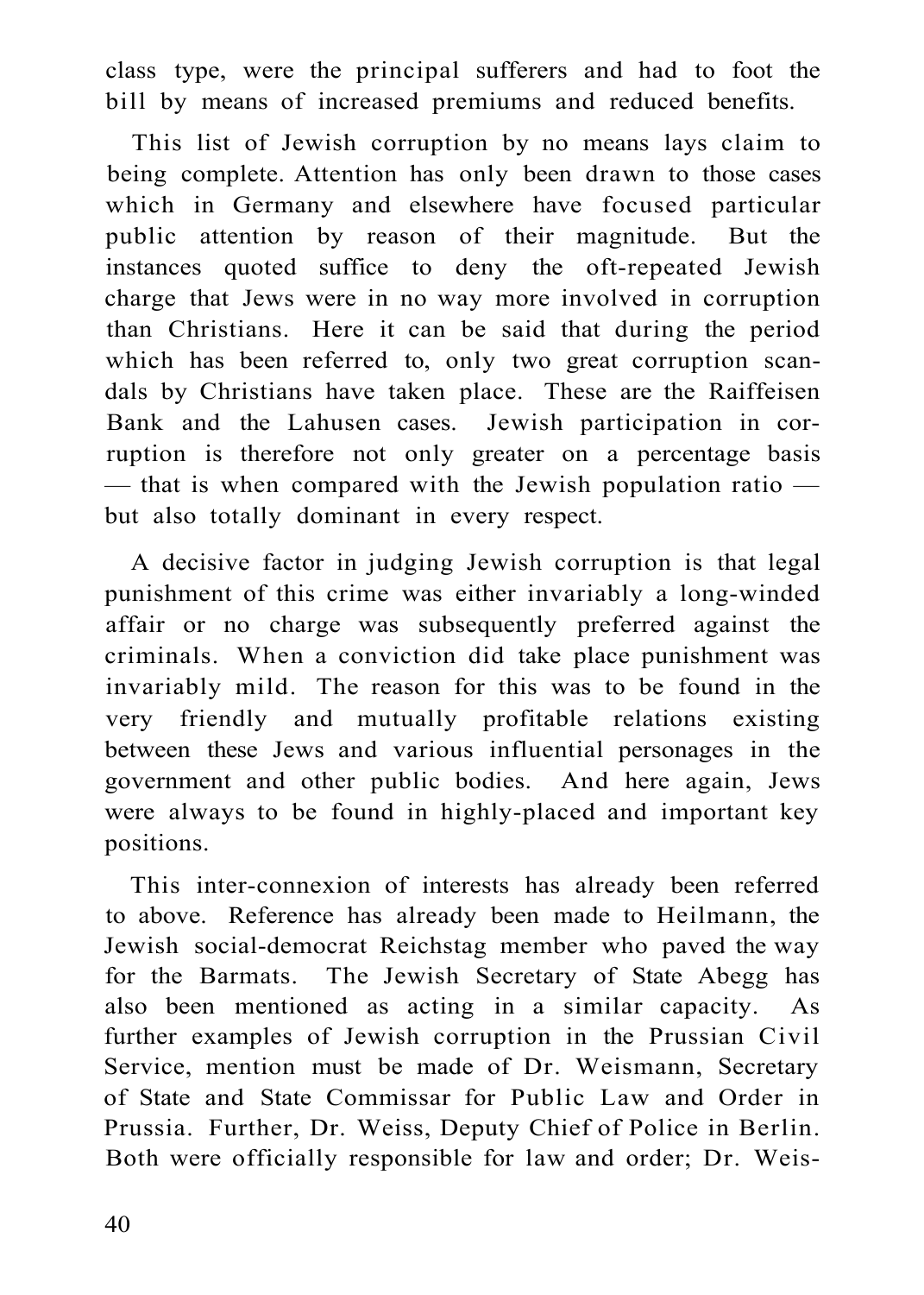class type, were the principal sufferers and had to foot the bill by means of increased premiums and reduced benefits.

This list of Jewish corruption by no means lays claim to being complete. Attention has only been drawn to those cases which in Germany and elsewhere have focused particular public attention by reason of their magnitude. But the instances quoted suffice to deny the oft-repeated Jewish charge that Jews were in no way more involved in corruption than Christians. Here it can be said that during the period which has been referred to, only two great corruption scandals by Christians have taken place. These are the Raiffeisen Bank and the Lahusen cases. Jewish participation in corruption is therefore not only greater on a percentage basis — that is when compared with the Jewish population ratio — but also totally dominant in every respect.

A decisive factor in judging Jewish corruption is that legal punishment of this crime was either invariably a long-winded affair or no charge was subsequently preferred against the criminals. When a conviction did take place punishment was invariably mild. The reason for this was to be found in the very friendly and mutually profitable relations existing between these Jews and various influential personages in the government and other public bodies. And here again, Jews were always to be found in highly-placed and important key positions.

This inter-connexion of interests has already been referred to above. Reference has already been made to Heilmann, the Jewish social-democrat Reichstag member who paved the way for the Barmats. The Jewish Secretary of State Abegg has also been mentioned as acting in a similar capacity. As further examples of Jewish corruption in the Prussian Civil Service, mention must be made of Dr. Weismann, Secretary of State and State Commissar for Public Law and Order in Prussia. Further, Dr. Weiss, Deputy Chief of Police in Berlin. Both were officially responsible for law and order; Dr. Weis-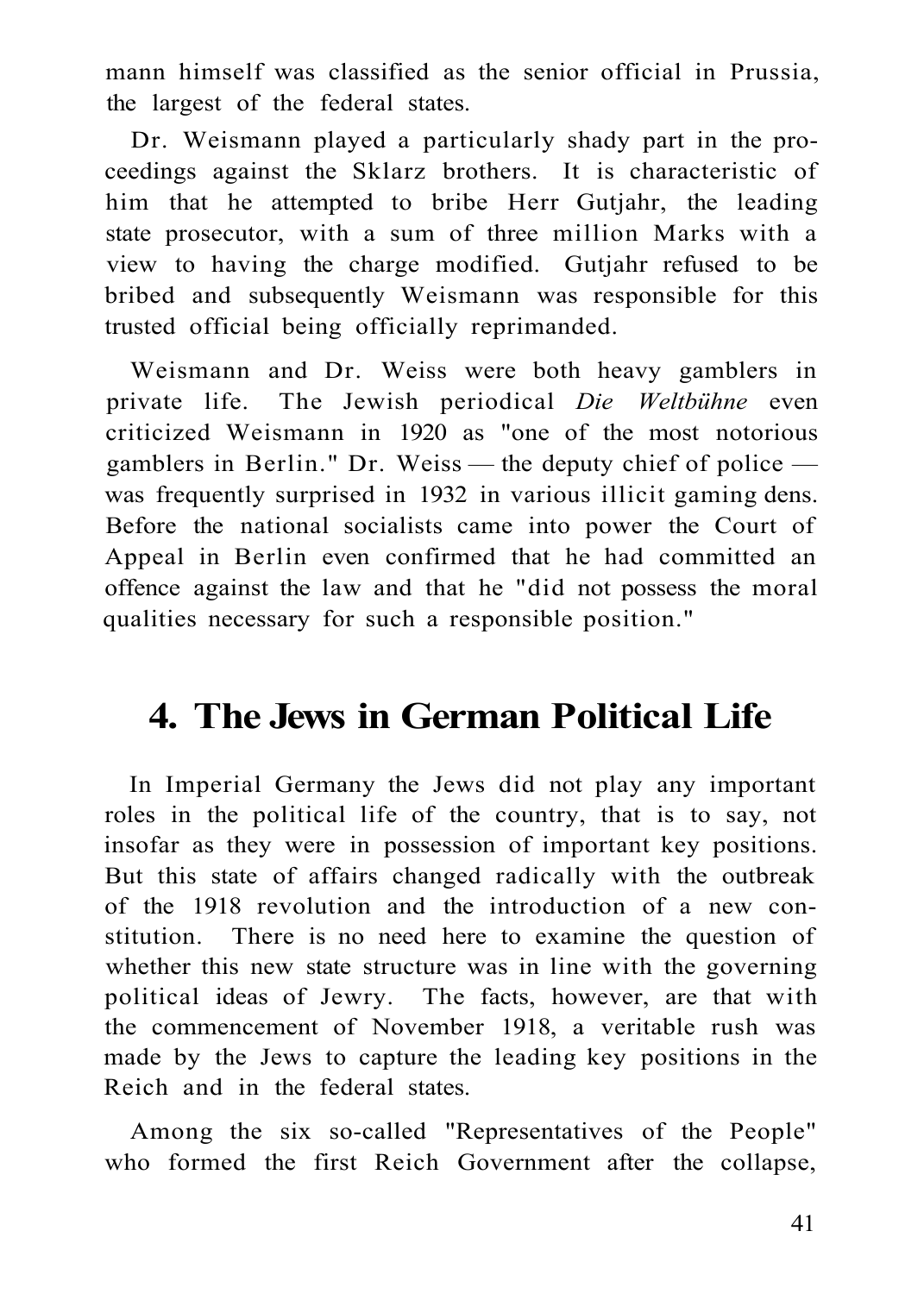mann himself was classified as the senior official in Prussia, the largest of the federal states.

Dr. Weismann played a particularly shady part in the proceedings against the Sklarz brothers. It is characteristic of him that he attempted to bribe Herr Gutjahr, the leading state prosecutor, with a sum of three million Marks with a view to having the charge modified. Gutjahr refused to be bribed and subsequently Weismann was responsible for this trusted official being officially reprimanded.

Weismann and Dr. Weiss were both heavy gamblers in private life. The Jewish periodical *Die Weltbühne* even criticized Weismann in 1920 as "one of the most notorious gamblers in Berlin." Dr. Weiss — the deputy chief of police — was frequently surprised in 1932 in various illicit gaming dens. Before the national socialists came into power the Court of Appeal in Berlin even confirmed that he had committed an offence against the law and that he "did not possess the moral qualities necessary for such a responsible position."

## 4. The Jews in German Political Life

In Imperial Germany the Jews did not play any important roles in the political life of the country, that is to say, not insofar as they were in possession of important key positions. But this state of affairs changed radically with the outbreak of the 1918 revolution and the introduction of a new constitution. There is no need here to examine the question of whether this new state structure was in line with the governing political ideas of Jewry. The facts, however, are that with the commencement of November 1918, a veritable rush was made by the Jews to capture the leading key positions in the Reich and in the federal states.

Among the six so-called "Representatives of the People" who formed the first Reich Government after the collapse,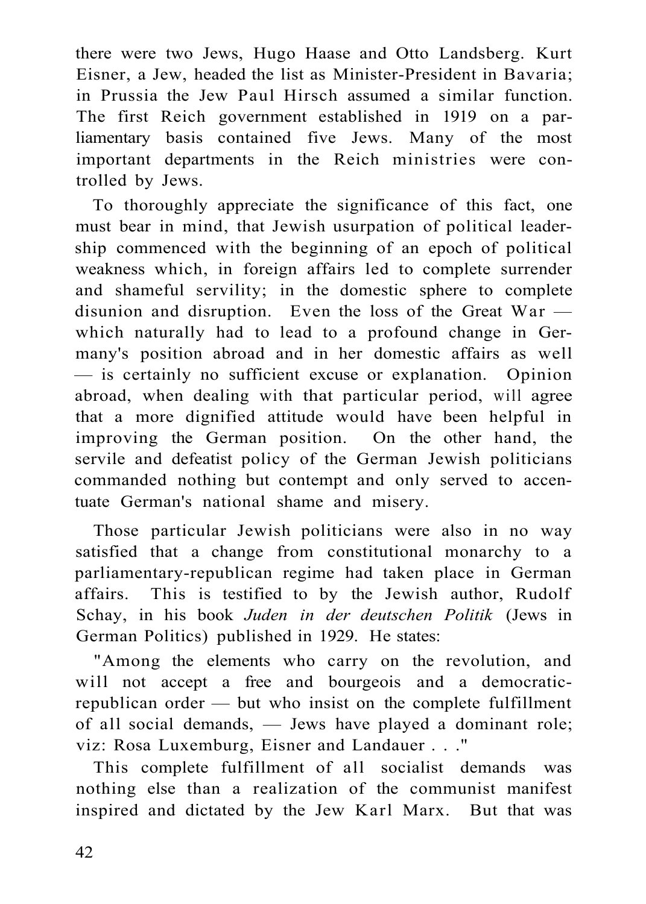there were two Jews, Hugo Haase and Otto Landsberg. Kurt Eisner, a Jew, headed the list as Minister-President in Bavaria; in Prussia the Jew Paul Hirsch assumed a similar function. The first Reich government established in 1919 on a parliamentary basis contained five Jews. Many of the most important departments in the Reich ministries were controlled by Jews.

To thoroughly appreciate the significance of this fact, one must bear in mind, that Jewish usurpation of political leadership commenced with the beginning of an epoch of political weakness which, in foreign affairs led to complete surrender and shameful servility; in the domestic sphere to complete disunion and disruption. Even the loss of the Great War — which naturally had to lead to a profound change in Germany's position abroad and in her domestic affairs as well — is certainly no sufficient excuse or explanation. Opinion abroad, when dealing with that particular period, will agree that a more dignified attitude would have been helpful in improving the German position. On the other hand, the servile and defeatist policy of the German Jewish politicians commanded nothing but contempt and only served to accentuate German's national shame and misery.

Those particular Jewish politicians were also in no way satisfied that a change from constitutional monarchy to a parliamentary-republican regime had taken place in German affairs. This is testified to by the Jewish author, Rudolf Schay, in his book *Juden in der deutschen Politik* (Jews in German Politics) published in 1929. He states:

"Among the elements who carry on the revolution, and will not accept a free and bourgeois and a democratic-republican order — but who insist on the complete fulfillment of all social demands, — Jews have played a dominant role; viz: Rosa Luxemburg, Eisner and Landauer . . ."

This complete fulfillment of all socialist demands was nothing else than a realization of the communist manifest inspired and dictated by the Jew Karl Marx. But that was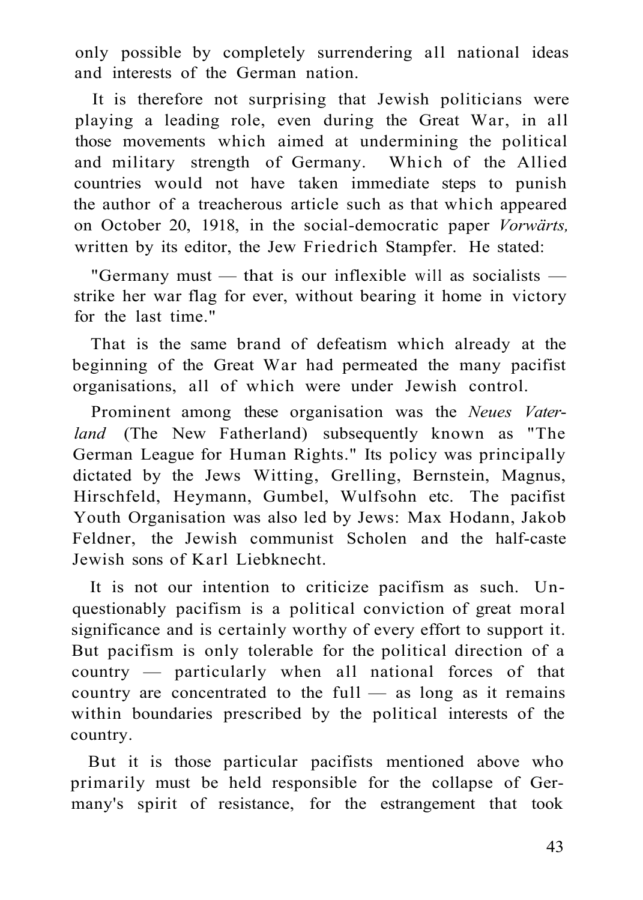only possible by completely surrendering all national ideas and interests of the German nation.

It is therefore not surprising that Jewish politicians were playing a leading role, even during the Great War, in all those movements which aimed at undermining the political and military strength of Germany. Which of the Allied countries would not have taken immediate steps to punish the author of a treacherous article such as that which appeared on October 20, 1918, in the social-democratic paper *Vorwärts,* written by its editor, the Jew Friedrich Stampfer. He stated:

"Germany must — that is our inflexible will as socialists — strike her war flag for ever, without bearing it home in victory for the last time."

That is the same brand of defeatism which already at the beginning of the Great War had permeated the many pacifist organisations, all of which were under Jewish control.

Prominent among these organisation was the *Neues Vaterland* (The New Fatherland) subsequently known as "The German League for Human Rights." Its policy was principally dictated by the Jews Witting, Grelling, Bernstein, Magnus, Hirschfeld, Heymann, Gumbel, Wulfsohn etc. The pacifist Youth Organisation was also led by Jews: Max Hodann, Jakob Feldner, the Jewish communist Scholen and the half-caste Jewish sons of Karl Liebknecht.

It is not our intention to criticize pacifism as such. Unquestionably pacifism is a political conviction of great moral significance and is certainly worthy of every effort to support it. But pacifism is only tolerable for the political direction of a country — particularly when all national forces of that country are concentrated to the full — as long as it remains within boundaries prescribed by the political interests of the country.

But it is those particular pacifists mentioned above who primarily must be held responsible for the collapse of Germany's spirit of resistance, for the estrangement that took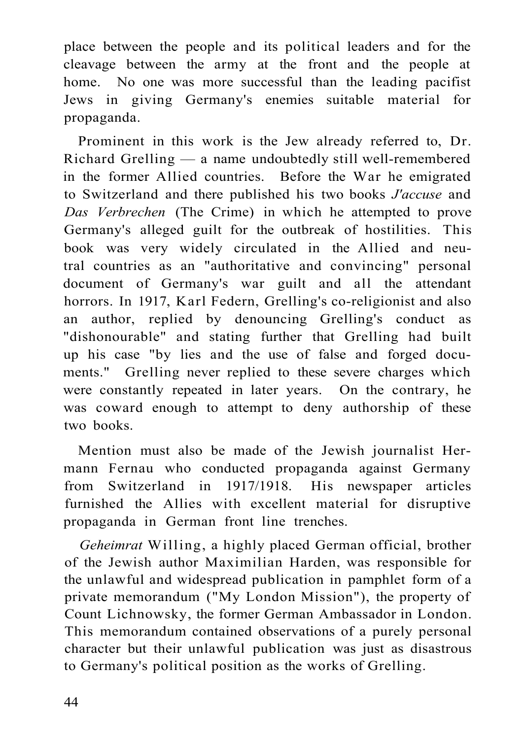place between the people and its political leaders and for the cleavage between the army at the front and the people at home. No one was more successful than the leading pacifist Jews in giving Germany's enemies suitable material for propaganda.

Prominent in this work is the Jew already referred to, Dr. Richard Grelling — a name undoubtedly still well-remembered in the former Allied countries. Before the War he emigrated to Switzerland and there published his two books *J'accuse* and *Das Verbrechen* (The Crime) in which he attempted to prove Germany's alleged guilt for the outbreak of hostilities. This book was very widely circulated in the Allied and neutral countries as an "authoritative and convincing" personal document of Germany's war guilt and all the attendant horrors. In 1917, Karl Federn, Grelling's co-religionist and also an author, replied by denouncing Grelling's conduct as "dishonourable" and stating further that Grelling had built up his case "by lies and the use of false and forged documents." Grelling never replied to these severe charges which were constantly repeated in later years. On the contrary, he was coward enough to attempt to deny authorship of these two books.

Mention must also be made of the Jewish journalist Hermann Fernau who conducted propaganda against Germany from Switzerland in 1917/1918. His newspaper articles furnished the Allies with excellent material for disruptive propaganda in German front line trenches.

*Geheimrat* Willing, a highly placed German official, brother of the Jewish author Maximilian Harden, was responsible for the unlawful and widespread publication in pamphlet form of a private memorandum ("My London Mission"), the property of Count Lichnowsky, the former German Ambassador in London. This memorandum contained observations of a purely personal character but their unlawful publication was just as disastrous to Germany's political position as the works of Grelling.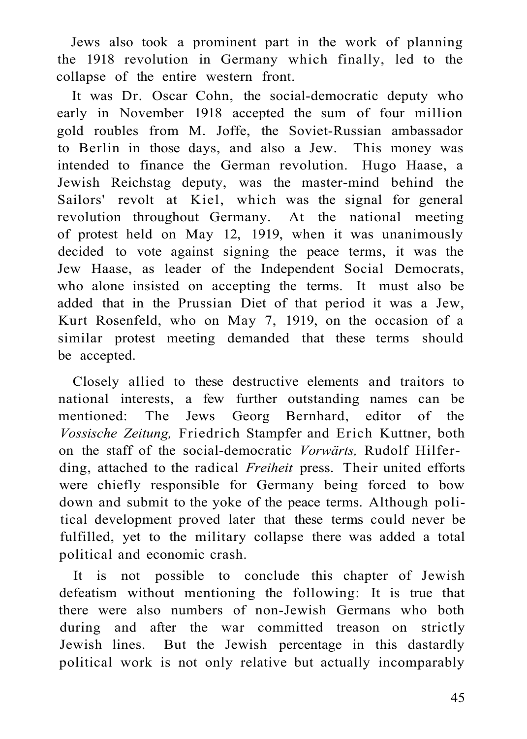Jews also took a prominent part in the work of planning the 1918 revolution in Germany which finally, led to the collapse of the entire western front.

It was Dr. Oscar Cohn, the social-democratic deputy who early in November 1918 accepted the sum of four million gold roubles from M. Joffe, the Soviet-Russian ambassador to Berlin in those days, and also a Jew. This money was intended to finance the German revolution. Hugo Haase, a Jewish Reichstag deputy, was the master-mind behind the Sailors' revolt at Kiel, which was the signal for general revolution throughout Germany. At the national meeting of protest held on May 12, 1919, when it was unanimously decided to vote against signing the peace terms, it was the Jew Haase, as leader of the Independent Social Democrats, who alone insisted on accepting the terms. It must also be added that in the Prussian Diet of that period it was a Jew, Kurt Rosenfeld, who on May 7, 1919, on the occasion of a similar protest meeting demanded that these terms should be accepted.

Closely allied to these destructive elements and traitors to national interests, a few further outstanding names can be mentioned: The Jews Georg Bernhard, editor of the *Vossische Zeitung,* Friedrich Stampfer and Erich Kuttner, both on the staff of the social-democratic *Vorwärts,* Rudolf Hilferding, attached to the radical *Freiheit* press. Their united efforts were chiefly responsible for Germany being forced to bow down and submit to the yoke of the peace terms. Although political development proved later that these terms could never be fulfilled, yet to the military collapse there was added a total political and economic crash.

It is not possible to conclude this chapter of Jewish defeatism without mentioning the following: It is true that there were also numbers of non-Jewish Germans who both during and after the war committed treason on strictly Jewish lines. But the Jewish percentage in this dastardly political work is not only relative but actually incomparably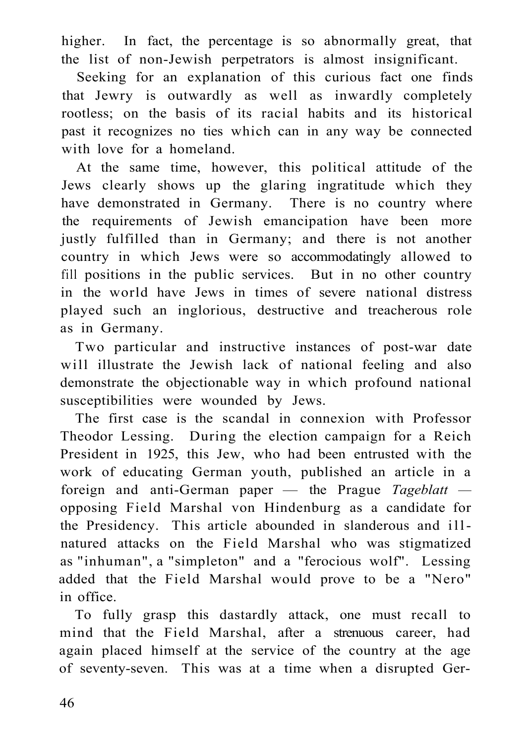higher. In fact, the percentage is so abnormally great, that the list of non-Jewish perpetrators is almost insignificant.

Seeking for an explanation of this curious fact one finds that Jewry is outwardly as well as inwardly completely rootless; on the basis of its racial habits and its historical past it recognizes no ties which can in any way be connected with love for a homeland.

At the same time, however, this political attitude of the Jews clearly shows up the glaring ingratitude which they have demonstrated in Germany. There is no country where the requirements of Jewish emancipation have been more justly fulfilled than in Germany; and there is not another country in which Jews were so accommodatingly allowed to fill positions in the public services. But in no other country in the world have Jews in times of severe national distress played such an inglorious, destructive and treacherous role as in Germany.

Two particular and instructive instances of post-war date will illustrate the Jewish lack of national feeling and also demonstrate the objectionable way in which profound national susceptibilities were wounded by Jews.

The first case is the scandal in connexion with Professor Theodor Lessing. During the election campaign for a Reich President in 1925, this Jew, who had been entrusted with the work of educating German youth, published an article in a foreign and anti-German paper — the Prague *Tageblatt* — opposing Field Marshal von Hindenburg as a candidate for the Presidency. This article abounded in slanderous and ill-natured attacks on the Field Marshal who was stigmatized as "inhuman", a "simpleton" and a "ferocious wolf". Lessing added that the Field Marshal would prove to be a "Nero" in office.

To fully grasp this dastardly attack, one must recall to mind that the Field Marshal, after a strenuous career, had again placed himself at the service of the country at the age of seventy-seven. This was at a time when a disrupted Ger-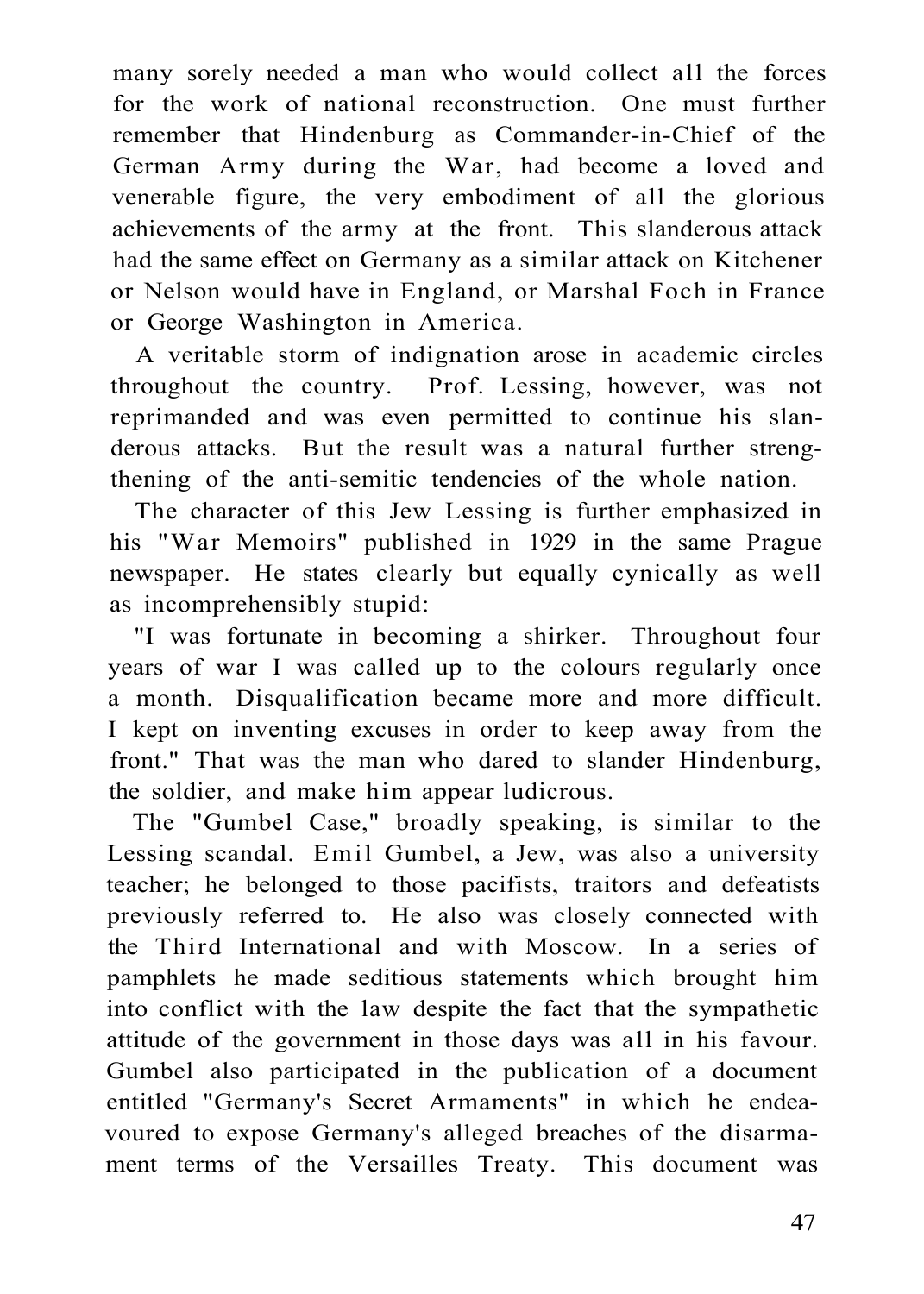many sorely needed a man who would collect all the forces for the work of national reconstruction. One must further remember that Hindenburg as Commander-in-Chief of the German Army during the War, had become a loved and venerable figure, the very embodiment of all the glorious achievements of the army at the front. This slanderous attack had the same effect on Germany as a similar attack on Kitchener or Nelson would have in England, or Marshal Foch in France or George Washington in America.

A veritable storm of indignation arose in academic circles throughout the country. Prof. Lessing, however, was not reprimanded and was even permitted to continue his slanderous attacks. But the result was a natural further strengthening of the anti-semitic tendencies of the whole nation.

The character of this Jew Lessing is further emphasized in his "War Memoirs" published in 1929 in the same Prague newspaper. He states clearly but equally cynically as well as incomprehensibly stupid:

"I was fortunate in becoming a shirker. Throughout four years of war I was called up to the colours regularly once a month. Disqualification became more and more difficult. I kept on inventing excuses in order to keep away from the front." That was the man who dared to slander Hindenburg, the soldier, and make him appear ludicrous.

The "Gumbel Case," broadly speaking, is similar to the Lessing scandal. Emil Gumbel, a Jew, was also a university teacher; he belonged to those pacifists, traitors and defeatists previously referred to. He also was closely connected with the Third International and with Moscow. In a series of pamphlets he made seditious statements which brought him into conflict with the law despite the fact that the sympathetic attitude of the government in those days was all in his favour. Gumbel also participated in the publication of a document entitled "Germany's Secret Armaments" in which he endeavoured to expose Germany's alleged breaches of the disarmament terms of the Versailles Treaty. This document was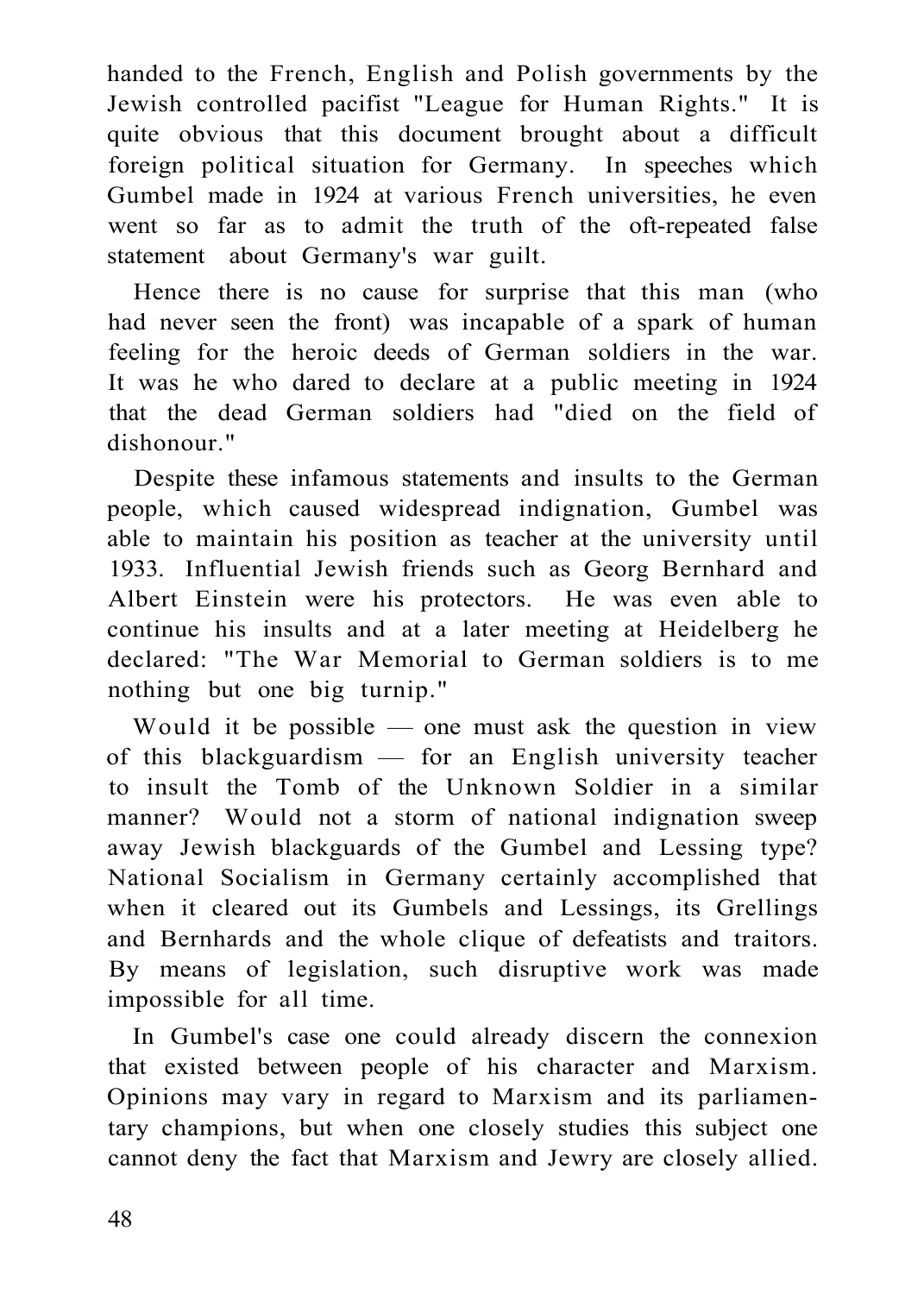handed to the French, English and Polish governments by the Jewish controlled pacifist "League for Human Rights." It is quite obvious that this document brought about a difficult foreign political situation for Germany. In speeches which Gumbel made in 1924 at various French universities, he even went so far as to admit the truth of the oft-repeated false statement about Germany's war guilt.

Hence there is no cause for surprise that this man (who had never seen the front) was incapable of a spark of human feeling for the heroic deeds of German soldiers in the war. It was he who dared to declare at a public meeting in 1924 that the dead German soldiers had "died on the field of dishonour."

Despite these infamous statements and insults to the German people, which caused widespread indignation, Gumbel was able to maintain his position as teacher at the university until 1933. Influential Jewish friends such as Georg Bernhard and Albert Einstein were his protectors. He was even able to continue his insults and at a later meeting at Heidelberg he declared: "The War Memorial to German soldiers is to me nothing but one big turnip."

Would it be possible — one must ask the question in view of this blackguardism — for an English university teacher to insult the Tomb of the Unknown Soldier in a similar manner? Would not a storm of national indignation sweep away Jewish blackguards of the Gumbel and Lessing type? National Socialism in Germany certainly accomplished that when it cleared out its Gumbels and Lessings, its Grellings and Bernhards and the whole clique of defeatists and traitors. By means of legislation, such disruptive work was made impossible for all time.

In Gumbel's case one could already discern the connexion that existed between people of his character and Marxism. Opinions may vary in regard to Marxism and its parliamentary champions, but when one closely studies this subject one cannot deny the fact that Marxism and Jewry are closely allied.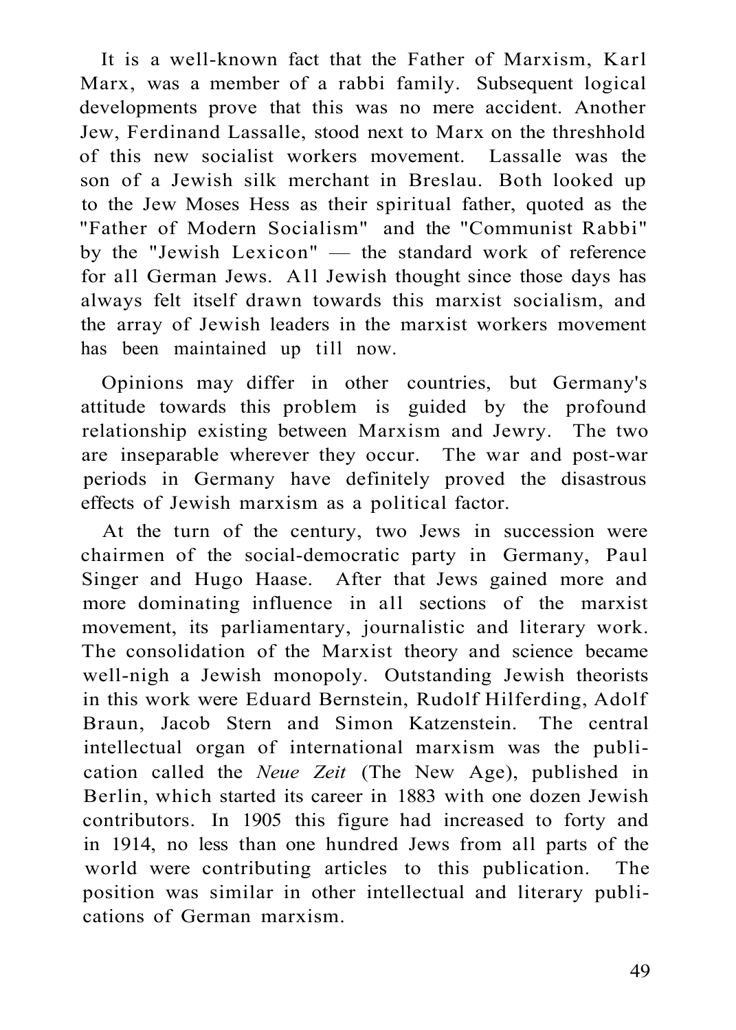It is a well-known fact that the Father of Marxism, Karl Marx, was a member of a rabbi family. Subsequent logical developments prove that this was no mere accident. Another Jew, Ferdinand Lassalle, stood next to Marx on the threshhold of this new socialist workers movement. Lassalle was the son of a Jewish silk merchant in Breslau. Both looked up to the Jew Moses Hess as their spiritual father, quoted as the "Father of Modern Socialism" and the "Communist Rabbi" by the "Jewish Lexicon" — the standard work of reference for all German Jews. All Jewish thought since those days has always felt itself drawn towards this marxist socialism, and the array of Jewish leaders in the marxist workers movement has been maintained up till now.

Opinions may differ in other countries, but Germany's attitude towards this problem is guided by the profound relationship existing between Marxism and Jewry. The two are inseparable wherever they occur. The war and post-war periods in Germany have definitely proved the disastrous effects of Jewish marxism as a political factor.

At the turn of the century, two Jews in succession were chairmen of the social-democratic party in Germany, Paul Singer and Hugo Haase. After that Jews gained more and more dominating influence in all sections of the marxist movement, its parliamentary, journalistic and literary work. The consolidation of the Marxist theory and science became well-nigh a Jewish monopoly. Outstanding Jewish theorists in this work were Eduard Bernstein, Rudolf Hilferding, Adolf Braun, Jacob Stern and Simon Katzenstein. The central intellectual organ of international marxism was the publication called the *Neue Zeit* (The New Age), published in Berlin, which started its career in 1883 with one dozen Jewish contributors. In 1905 this figure had increased to forty and in 1914, no less than one hundred Jews from all parts of the world were contributing articles to this publication. The position was similar in other intellectual and literary publications of German marxism.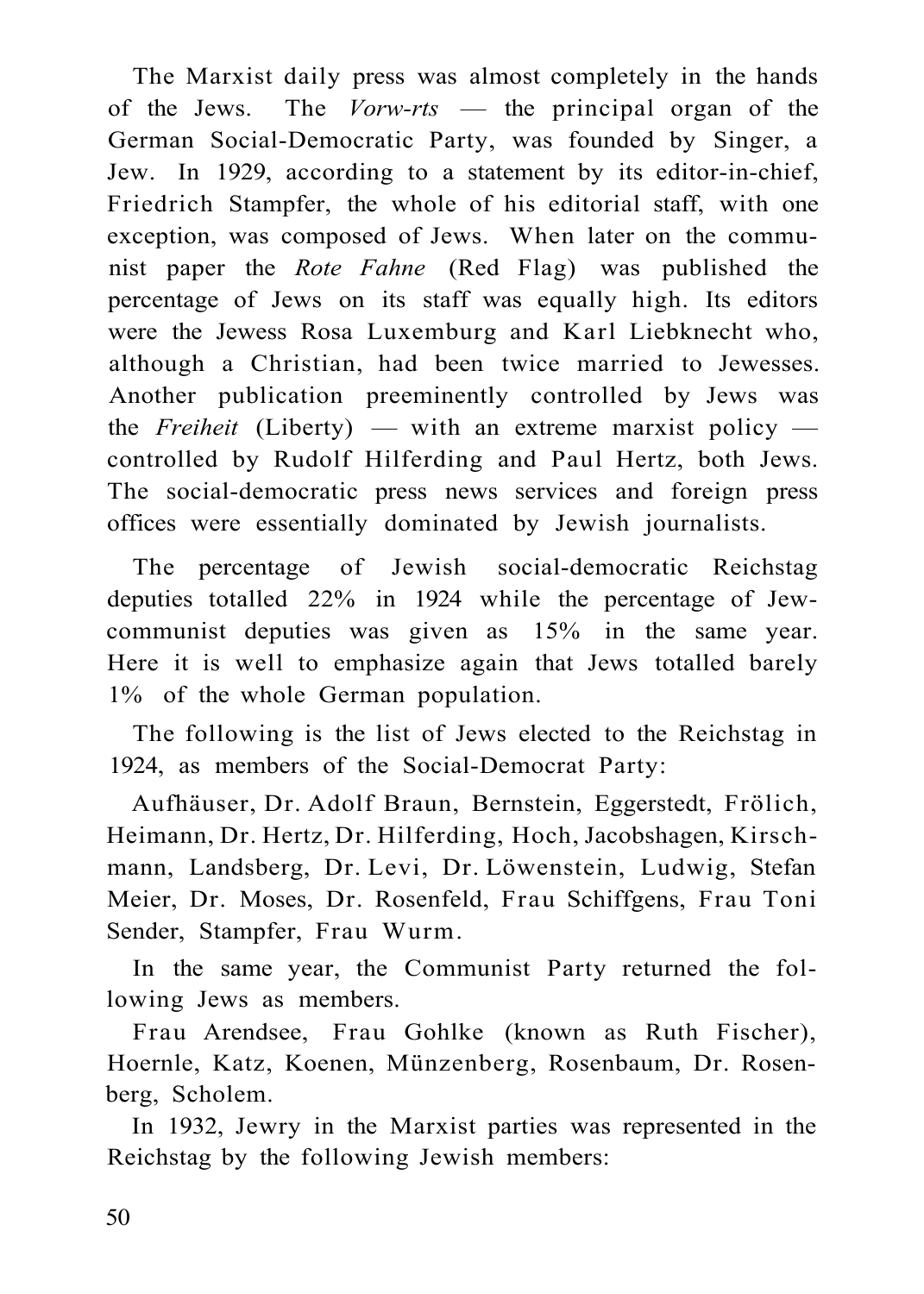The Marxist daily press was almost completely in the hands of the Jews. The *Vorw-rts* — the principal organ of the German Social-Democratic Party, was founded by Singer, a Jew. In 1929, according to a statement by its editor-in-chief, Friedrich Stampfer, the whole of his editorial staff, with one exception, was composed of Jews. When later on the communist paper the *Rote Fahne* (Red Flag) was published the percentage of Jews on its staff was equally high. Its editors were the Jewess Rosa Luxemburg and Karl Liebknecht who, although a Christian, had been twice married to Jewesses. Another publication preeminently controlled by Jews was the *Freiheit* (Liberty) — with an extreme marxist policy — controlled by Rudolf Hilferding and Paul Hertz, both Jews. The social-democratic press news services and foreign press offices were essentially dominated by Jewish journalists.

The percentage of Jewish social-democratic Reichstag deputies totalled 22% in 1924 while the percentage of Jew-communist deputies was given as 15% in the same year. Here it is well to emphasize again that Jews totalled barely 1% of the whole German population.

The following is the list of Jews elected to the Reichstag in 1924, as members of the Social-Democrat Party:

Aufhäuser, Dr. Adolf Braun, Bernstein, Eggerstedt, Frölich, Heimann, Dr. Hertz, Dr. Hilferding, Hoch, Jacobshagen, Kirschmann, Landsberg, Dr. Levi, Dr. Löwenstein, Ludwig, Stefan Meier, Dr. Moses, Dr. Rosenfeld, Frau Schiffgens, Frau Toni Sender, Stampfer, Frau Wurm.

In the same year, the Communist Party returned the following Jews as members.

Frau Arendsee, Frau Gohlke (known as Ruth Fischer), Hoernle, Katz, Koenen, Münzenberg, Rosenbaum, Dr. Rosenberg, Scholem.

In 1932, Jewry in the Marxist parties was represented in the Reichstag by the following Jewish members: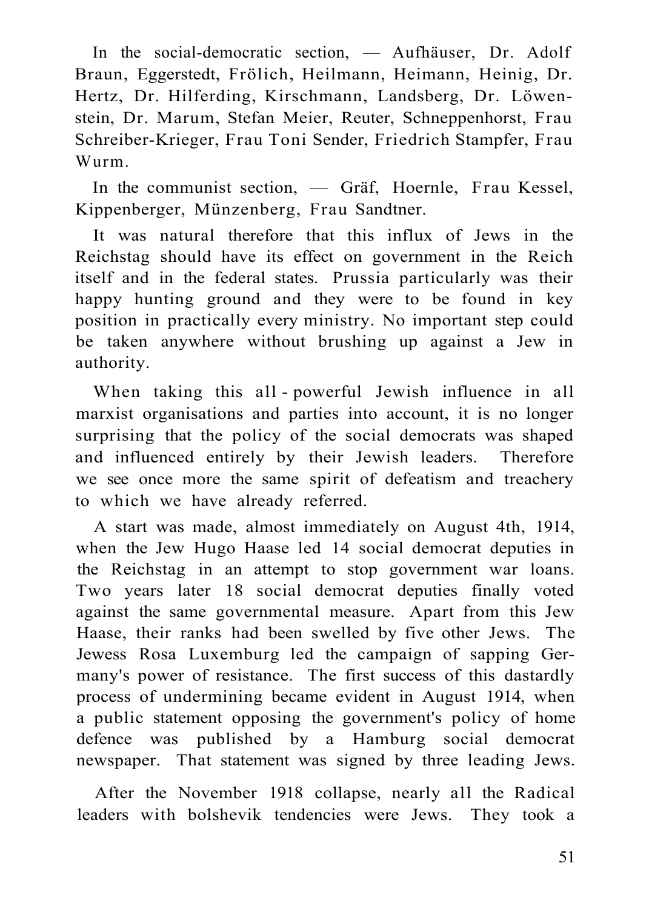In the social-democratic section, — Aufhäuser, Dr. Adolf Braun, Eggerstedt, Frölich, Heilmann, Heimann, Heinig, Dr. Hertz, Dr. Hilferding, Kirschmann, Landsberg, Dr. Löwenstein, Dr. Marum, Stefan Meier, Reuter, Schneppenhorst, Frau Schreiber-Krieger, Frau Toni Sender, Friedrich Stampfer, Frau Wurm.

In the communist section, — Gräf, Hoernle, Frau Kessel, Kippenberger, Münzenberg, Frau Sandtner.

It was natural therefore that this influx of Jews in the Reichstag should have its effect on government in the Reich itself and in the federal states. Prussia particularly was their happy hunting ground and they were to be found in key position in practically every ministry. No important step could be taken anywhere without brushing up against a Jew in authority.

When taking this all - powerful Jewish influence in all marxist organisations and parties into account, it is no longer surprising that the policy of the social democrats was shaped and influenced entirely by their Jewish leaders. Therefore we see once more the same spirit of defeatism and treachery to which we have already referred.

A start was made, almost immediately on August 4th, 1914, when the Jew Hugo Haase led 14 social democrat deputies in the Reichstag in an attempt to stop government war loans. Two years later 18 social democrat deputies finally voted against the same governmental measure. Apart from this Jew Haase, their ranks had been swelled by five other Jews. The Jewess Rosa Luxemburg led the campaign of sapping Germany's power of resistance. The first success of this dastardly process of undermining became evident in August 1914, when a public statement opposing the government's policy of home defence was published by a Hamburg social democrat newspaper. That statement was signed by three leading Jews.

After the November 1918 collapse, nearly all the Radical leaders with bolshevik tendencies were Jews. They took a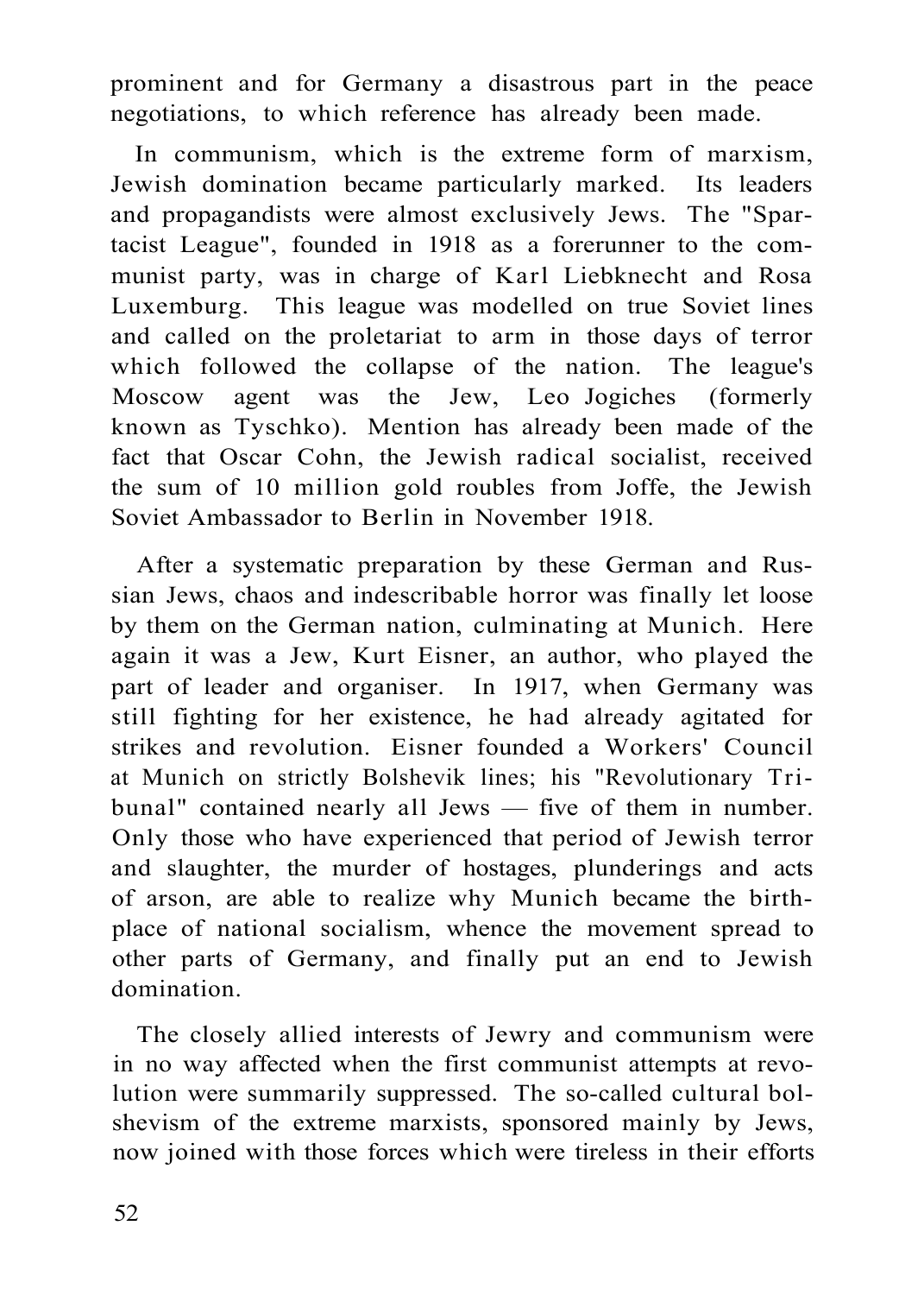prominent and for Germany a disastrous part in the peace negotiations, to which reference has already been made.

In communism, which is the extreme form of marxism, Jewish domination became particularly marked. Its leaders and propagandists were almost exclusively Jews. The "Spartacist League", founded in 1918 as a forerunner to the communist party, was in charge of Karl Liebknecht and Rosa Luxemburg. This league was modelled on true Soviet lines and called on the proletariat to arm in those days of terror which followed the collapse of the nation. The league's Moscow agent was the Jew, Leo Jogiches (formerly known as Tyschko). Mention has already been made of the fact that Oscar Cohn, the Jewish radical socialist, received the sum of 10 million gold roubles from Joffe, the Jewish Soviet Ambassador to Berlin in November 1918.

After a systematic preparation by these German and Russian Jews, chaos and indescribable horror was finally let loose by them on the German nation, culminating at Munich. Here again it was a Jew, Kurt Eisner, an author, who played the part of leader and organiser. In 1917, when Germany was still fighting for her existence, he had already agitated for strikes and revolution. Eisner founded a Workers' Council at Munich on strictly Bolshevik lines; his "Revolutionary Tribunal" contained nearly all Jews — five of them in number. Only those who have experienced that period of Jewish terror and slaughter, the murder of hostages, plunderings and acts of arson, are able to realize why Munich became the birthplace of national socialism, whence the movement spread to other parts of Germany, and finally put an end to Jewish domination.

The closely allied interests of Jewry and communism were in no way affected when the first communist attempts at revolution were summarily suppressed. The so-called cultural bolshevism of the extreme marxists, sponsored mainly by Jews, now joined with those forces which were tireless in their efforts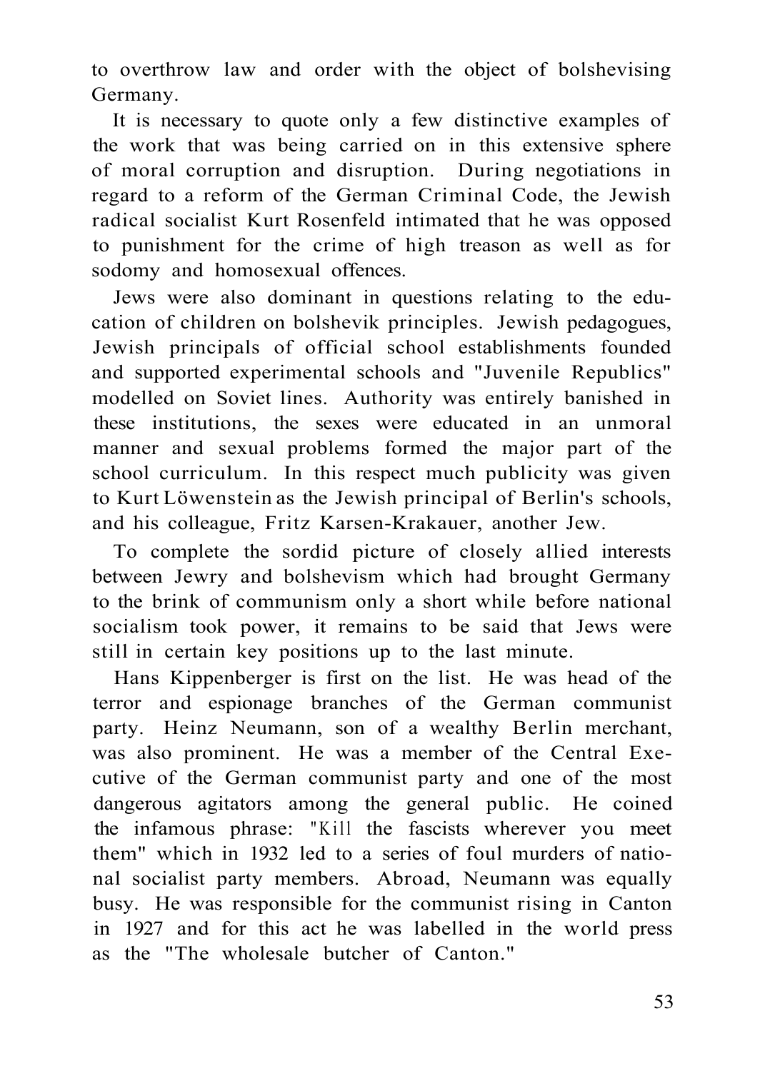to overthrow law and order with the object of bolshevising Germany.

It is necessary to quote only a few distinctive examples of the work that was being carried on in this extensive sphere of moral corruption and disruption. During negotiations in regard to a reform of the German Criminal Code, the Jewish radical socialist Kurt Rosenfeld intimated that he was opposed to punishment for the crime of high treason as well as for sodomy and homosexual offences.

Jews were also dominant in questions relating to the education of children on bolshevik principles. Jewish pedagogues, Jewish principals of official school establishments founded and supported experimental schools and "Juvenile Republics" modelled on Soviet lines. Authority was entirely banished in these institutions, the sexes were educated in an unmoral manner and sexual problems formed the major part of the school curriculum. In this respect much publicity was given to Kurt Löwenstein as the Jewish principal of Berlin's schools, and his colleague, Fritz Karsen-Krakauer, another Jew.

To complete the sordid picture of closely allied interests between Jewry and bolshevism which had brought Germany to the brink of communism only a short while before national socialism took power, it remains to be said that Jews were still in certain key positions up to the last minute.

Hans Kippenberger is first on the list. He was head of the terror and espionage branches of the German communist party. Heinz Neumann, son of a wealthy Berlin merchant, was also prominent. He was a member of the Central Executive of the German communist party and one of the most dangerous agitators among the general public. He coined the infamous phrase: "Kill the fascists wherever you meet them" which in 1932 led to a series of foul murders of national socialist party members. Abroad, Neumann was equally busy. He was responsible for the communist rising in Canton in 1927 and for this act he was labelled in the world press as the "The wholesale butcher of Canton."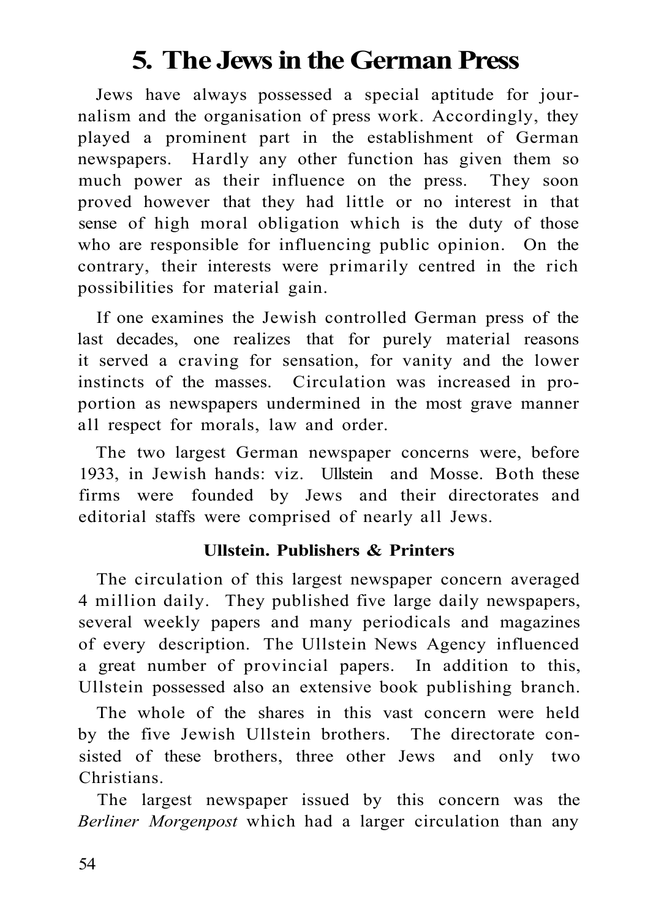# 5. The Jews in the German Press

Jews have always possessed a special aptitude for journalism and the organisation of press work. Accordingly, they played a prominent part in the establishment of German newspapers. Hardly any other function has given them so much power as their influence on the press. They soon proved however that they had little or no interest in that sense of high moral obligation which is the duty of those who are responsible for influencing public opinion. On the contrary, their interests were primarily centred in the rich possibilities for material gain.

If one examines the Jewish controlled German press of the last decades, one realizes that for purely material reasons it served a craving for sensation, for vanity and the lower instincts of the masses. Circulation was increased in proportion as newspapers undermined in the most grave manner all respect for morals, law and order.

The two largest German newspaper concerns were, before 1933, in Jewish hands: viz. Ullstein and Mosse. Both these firms were founded by Jews and their directorates and editorial staffs were comprised of nearly all Jews.

### Ullstein. Publishers & Printers

The circulation of this largest newspaper concern averaged 4 million daily. They published five large daily newspapers, several weekly papers and many periodicals and magazines of every description. The Ullstein News Agency influenced a great number of provincial papers. In addition to this, Ullstein possessed also an extensive book publishing branch.

The whole of the shares in this vast concern were held by the five Jewish Ullstein brothers. The directorate consisted of these brothers, three other Jews and only two Christians.

The largest newspaper issued by this concern was the *Berliner Morgenpost* which had a larger circulation than any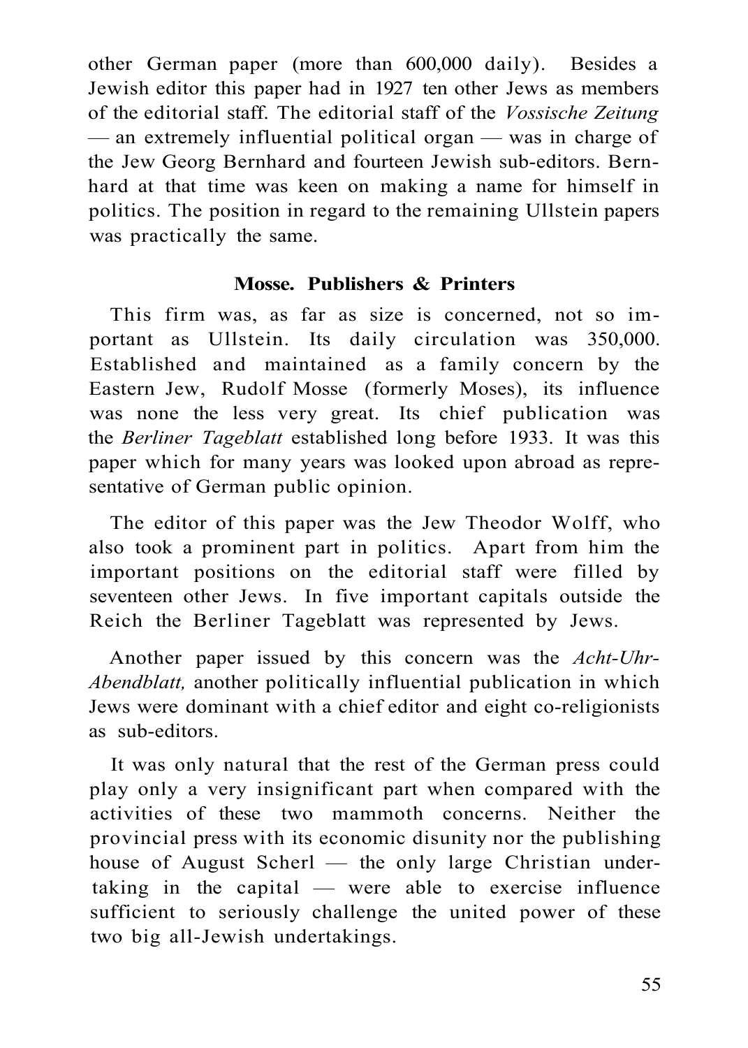other German paper (more than 600,000 daily). Besides a Jewish editor this paper had in 1927 ten other Jews as members of the editorial staff. The editorial staff of the *Vossische Zeitung* — an extremely influential political organ — was in charge of the Jew Georg Bernhard and fourteen Jewish sub-editors. Bernhard at that time was keen on making a name for himself in politics. The position in regard to the remaining Ullstein papers was practically the same.

### Mosse. Publishers & Printers

This firm was, as far as size is concerned, not so important as Ullstein. Its daily circulation was 350,000. Established and maintained as a family concern by the Eastern Jew, Rudolf Mosse (formerly Moses), its influence was none the less very great. Its chief publication was the *Berliner Tageblatt* established long before 1933. It was this paper which for many years was looked upon abroad as representative of German public opinion.

The editor of this paper was the Jew Theodor Wolff, who also took a prominent part in politics. Apart from him the important positions on the editorial staff were filled by seventeen other Jews. In five important capitals outside the Reich the Berliner Tageblatt was represented by Jews.

Another paper issued by this concern was the *Acht-Uhr-Abendblatt,* another politically influential publication in which Jews were dominant with a chief editor and eight co-religionists as sub-editors.

It was only natural that the rest of the German press could play only a very insignificant part when compared with the activities of these two mammoth concerns. Neither the provincial press with its economic disunity nor the publishing house of August Scherl — the only large Christian undertaking in the capital — were able to exercise influence sufficient to seriously challenge the united power of these two big all-Jewish undertakings.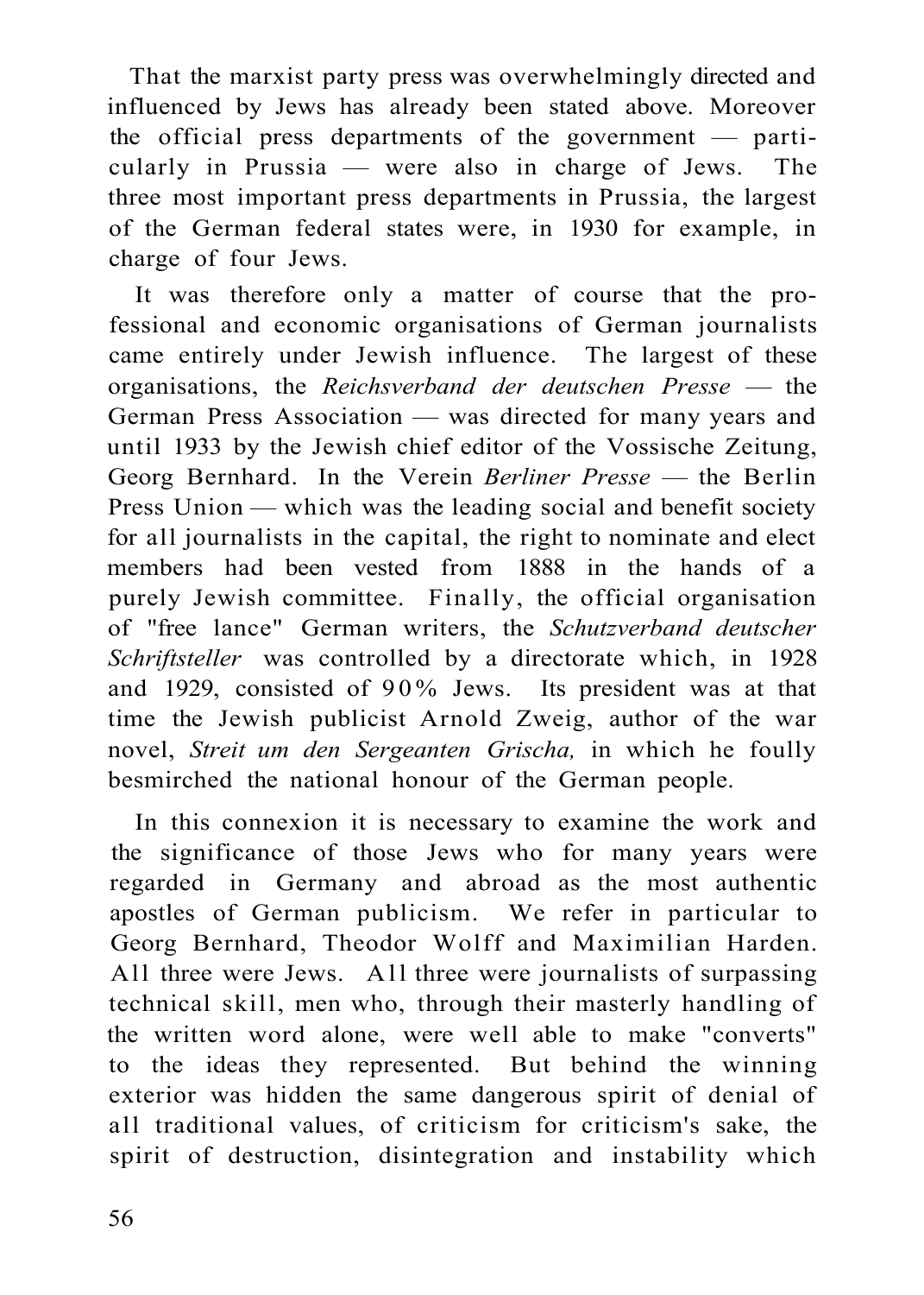That the marxist party press was overwhelmingly directed and influenced by Jews has already been stated above. Moreover the official press departments of the government — particularly in Prussia — were also in charge of Jews. The three most important press departments in Prussia, the largest of the German federal states were, in 1930 for example, in charge of four Jews.

It was therefore only a matter of course that the professional and economic organisations of German journalists came entirely under Jewish influence. The largest of these organisations, the *Reichsverband der deutschen Presse* — the German Press Association — was directed for many years and until 1933 by the Jewish chief editor of the Vossische Zeitung, Georg Bernhard. In the Verein *Berliner Presse* — the Berlin Press Union — which was the leading social and benefit society for all journalists in the capital, the right to nominate and elect members had been vested from 1888 in the hands of a purely Jewish committee. Finally, the official organisation of "free lance" German writers, the *Schutzverband deutscher Schriftsteller* was controlled by a directorate which, in 1928 and 1929, consisted of 90% Jews. Its president was at that time the Jewish publicist Arnold Zweig, author of the war novel, *Streit um den Sergeanten Grischa,* in which he foully besmirched the national honour of the German people.

In this connexion it is necessary to examine the work and the significance of those Jews who for many years were regarded in Germany and abroad as the most authentic apostles of German publicism. We refer in particular to Georg Bernhard, Theodor Wolff and Maximilian Harden. All three were Jews. All three were journalists of surpassing technical skill, men who, through their masterly handling of the written word alone, were well able to make "converts" to the ideas they represented. But behind the winning exterior was hidden the same dangerous spirit of denial of all traditional values, of criticism for criticism's sake, the spirit of destruction, disintegration and instability which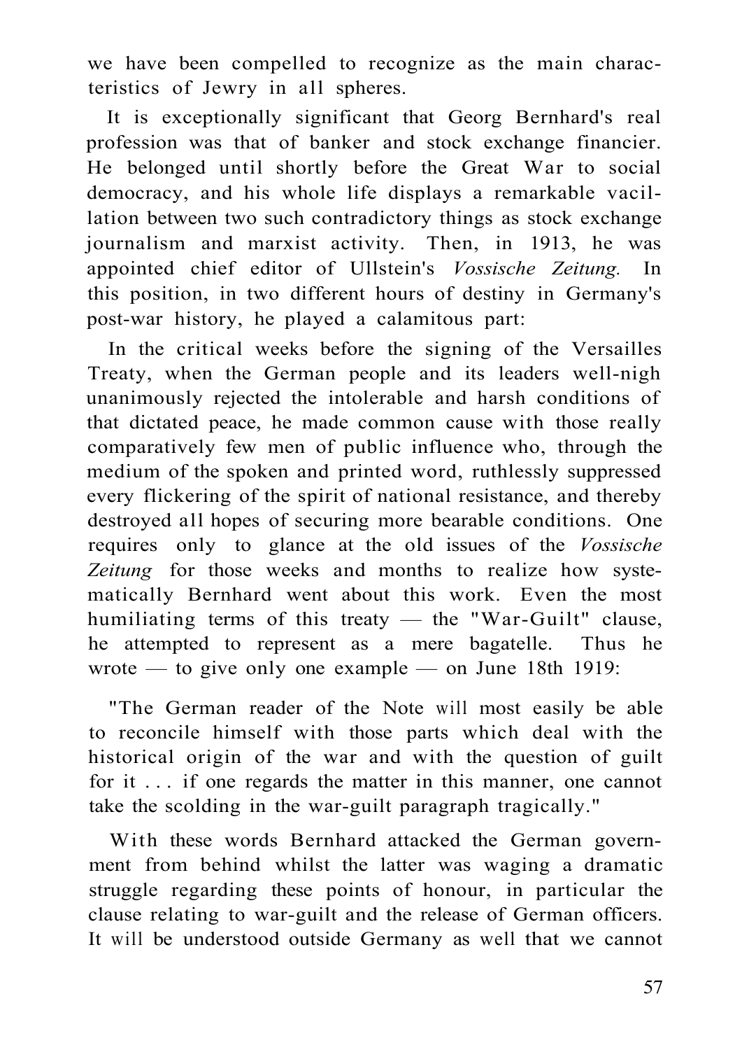we have been compelled to recognize as the main characteristics of Jewry in all spheres.

It is exceptionally significant that Georg Bernhard's real profession was that of banker and stock exchange financier. He belonged until shortly before the Great War to social democracy, and his whole life displays a remarkable vacillation between two such contradictory things as stock exchange journalism and marxist activity. Then, in 1913, he was appointed chief editor of Ullstein's *Vossische Zeitung.* In this position, in two different hours of destiny in Germany's post-war history, he played a calamitous part:

In the critical weeks before the signing of the Versailles Treaty, when the German people and its leaders well-nigh unanimously rejected the intolerable and harsh conditions of that dictated peace, he made common cause with those really comparatively few men of public influence who, through the medium of the spoken and printed word, ruthlessly suppressed every flickering of the spirit of national resistance, and thereby destroyed all hopes of securing more bearable conditions. One requires only to glance at the old issues of the *Vossische Zeitung* for those weeks and months to realize how systematically Bernhard went about this work. Even the most humiliating terms of this treaty — the "War-Guilt" clause, he attempted to represent as a mere bagatelle. Thus he wrote — to give only one example — on June 18th 1919:

"The German reader of the Note will most easily be able to reconcile himself with those parts which deal with the historical origin of the war and with the question of guilt for it . . . if one regards the matter in this manner, one cannot take the scolding in the war-guilt paragraph tragically."

With these words Bernhard attacked the German government from behind whilst the latter was waging a dramatic struggle regarding these points of honour, in particular the clause relating to war-guilt and the release of German officers. It will be understood outside Germany as well that we cannot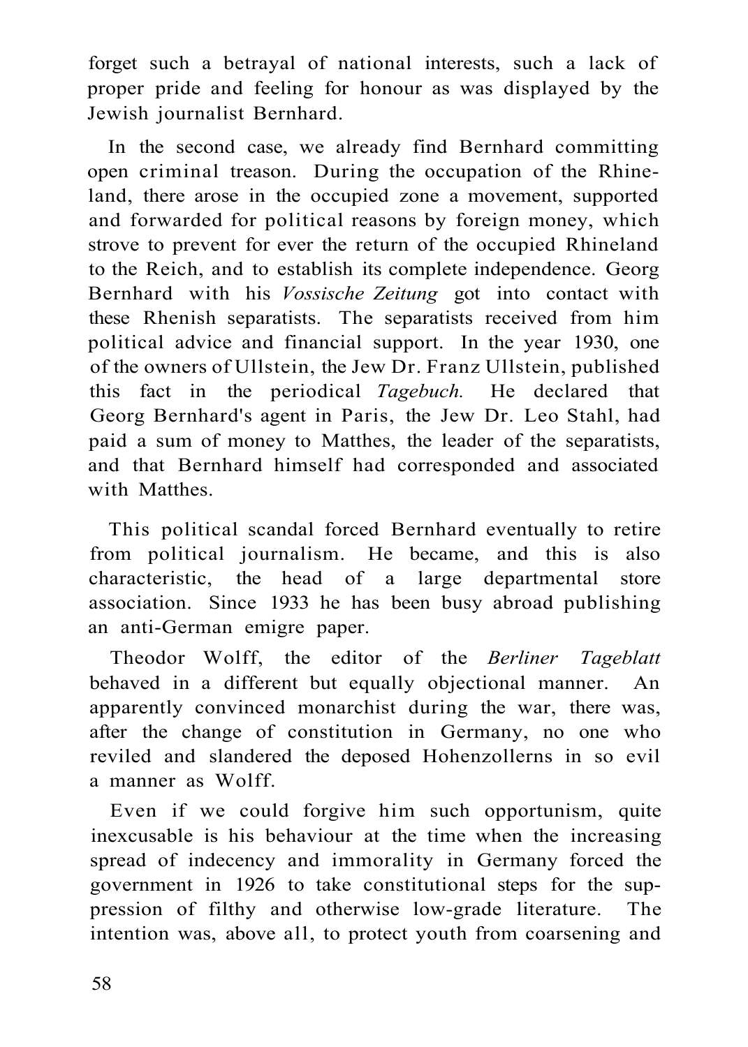forget such a betrayal of national interests, such a lack of proper pride and feeling for honour as was displayed by the Jewish journalist Bernhard.

In the second case, we already find Bernhard committing open criminal treason. During the occupation of the Rhineland, there arose in the occupied zone a movement, supported and forwarded for political reasons by foreign money, which strove to prevent for ever the return of the occupied Rhineland to the Reich, and to establish its complete independence. Georg Bernhard with his *Vossische Zeitung* got into contact with these Rhenish separatists. The separatists received from him political advice and financial support. In the year 1930, one of the owners of Ullstein, the Jew Dr. Franz Ullstein, published this fact in the periodical *Tagebuch.* He declared that Georg Bernhard's agent in Paris, the Jew Dr. Leo Stahl, had paid a sum of money to Matthes, the leader of the separatists, and that Bernhard himself had corresponded and associated with Matthes.

This political scandal forced Bernhard eventually to retire from political journalism. He became, and this is also characteristic, the head of a large departmental store association. Since 1933 he has been busy abroad publishing an anti-German emigre paper.

Theodor Wolff, the editor of the *Berliner Tageblatt* behaved in a different but equally objectional manner. An apparently convinced monarchist during the war, there was, after the change of constitution in Germany, no one who reviled and slandered the deposed Hohenzollerns in so evil a manner as Wolff.

Even if we could forgive him such opportunism, quite inexcusable is his behaviour at the time when the increasing spread of indecency and immorality in Germany forced the government in 1926 to take constitutional steps for the suppression of filthy and otherwise low-grade literature. The intention was, above all, to protect youth from coarsening and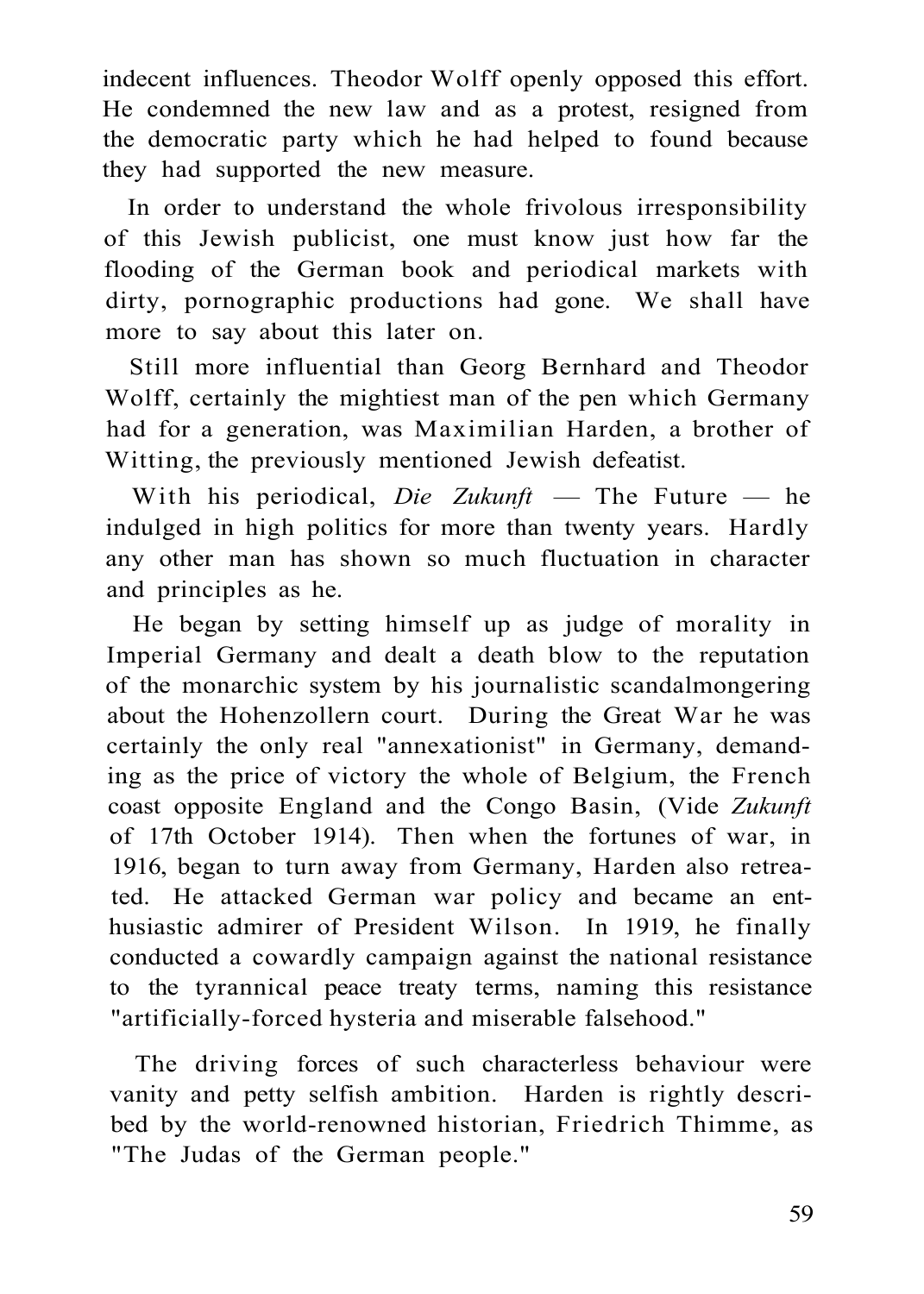indecent influences. Theodor Wolff openly opposed this effort. He condemned the new law and as a protest, resigned from the democratic party which he had helped to found because they had supported the new measure.

In order to understand the whole frivolous irresponsibility of this Jewish publicist, one must know just how far the flooding of the German book and periodical markets with dirty, pornographic productions had gone. We shall have more to say about this later on.

Still more influential than Georg Bernhard and Theodor Wolff, certainly the mightiest man of the pen which Germany had for a generation, was Maximilian Harden, a brother of Witting, the previously mentioned Jewish defeatist.

With his periodical, *Die Zukunft* — The Future — he indulged in high politics for more than twenty years. Hardly any other man has shown so much fluctuation in character and principles as he.

He began by setting himself up as judge of morality in Imperial Germany and dealt a death blow to the reputation of the monarchic system by his journalistic scandalmongering about the Hohenzollern court. During the Great War he was certainly the only real "annexationist" in Germany, demanding as the price of victory the whole of Belgium, the French coast opposite England and the Congo Basin, (Vide *Zukunft* of 17th October 1914). Then when the fortunes of war, in 1916, began to turn away from Germany, Harden also retreated. He attacked German war policy and became an enthusiastic admirer of President Wilson. In 1919, he finally conducted a cowardly campaign against the national resistance to the tyrannical peace treaty terms, naming this resistance "artificially-forced hysteria and miserable falsehood."

The driving forces of such characterless behaviour were vanity and petty selfish ambition. Harden is rightly described by the world-renowned historian, Friedrich Thimme, as "The Judas of the German people."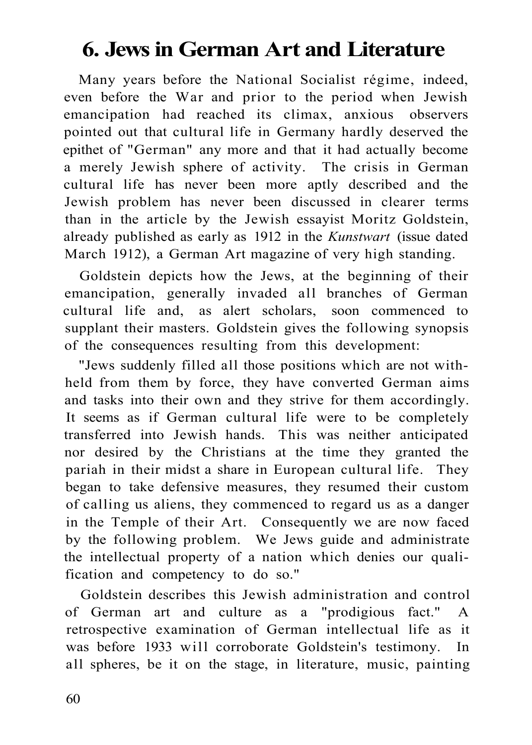# 6. Jews in German Art and Literature

Many years before the National Socialist régime, indeed, even before the War and prior to the period when Jewish emancipation had reached its climax, anxious observers pointed out that cultural life in Germany hardly deserved the epithet of "German" any more and that it had actually become a merely Jewish sphere of activity. The crisis in German cultural life has never been more aptly described and the Jewish problem has never been discussed in clearer terms than in the article by the Jewish essayist Moritz Goldstein, already published as early as 1912 in the *Kunstwart* (issue dated March 1912), a German Art magazine of very high standing.

Goldstein depicts how the Jews, at the beginning of their emancipation, generally invaded all branches of German cultural life and, as alert scholars, soon commenced to supplant their masters. Goldstein gives the following synopsis of the consequences resulting from this development:

"Jews suddenly filled all those positions which are not withheld from them by force, they have converted German aims and tasks into their own and they strive for them accordingly. It seems as if German cultural life were to be completely transferred into Jewish hands. This was neither anticipated nor desired by the Christians at the time they granted the pariah in their midst a share in European cultural life. They began to take defensive measures, they resumed their custom of calling us aliens, they commenced to regard us as a danger in the Temple of their Art. Consequently we are now faced by the following problem. We Jews guide and administrate the intellectual property of a nation which denies our qualification and competency to do so."

Goldstein describes this Jewish administration and control of German art and culture as a "prodigious fact." A retrospective examination of German intellectual life as it was before 1933 will corroborate Goldstein's testimony. In all spheres, be it on the stage, in literature, music, painting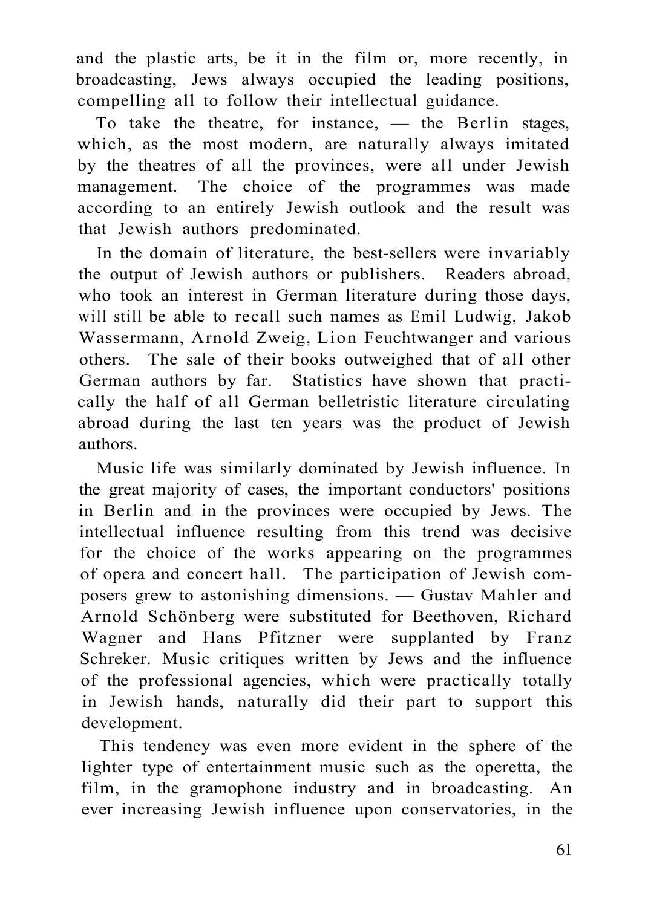and the plastic arts, be it in the film or, more recently, in broadcasting, Jews always occupied the leading positions, compelling all to follow their intellectual guidance.

To take the theatre, for instance, — the Berlin stages, which, as the most modern, are naturally always imitated by the theatres of all the provinces, were all under Jewish management. The choice of the programmes was made according to an entirely Jewish outlook and the result was that Jewish authors predominated.

In the domain of literature, the best-sellers were invariably the output of Jewish authors or publishers. Readers abroad, who took an interest in German literature during those days, will still be able to recall such names as Emil Ludwig, Jakob Wassermann, Arnold Zweig, Lion Feuchtwanger and various others. The sale of their books outweighed that of all other German authors by far. Statistics have shown that practically the half of all German belletristic literature circulating abroad during the last ten years was the product of Jewish authors.

Music life was similarly dominated by Jewish influence. In the great majority of cases, the important conductors' positions in Berlin and in the provinces were occupied by Jews. The intellectual influence resulting from this trend was decisive for the choice of the works appearing on the programmes of opera and concert hall. The participation of Jewish composers grew to astonishing dimensions. — Gustav Mahler and Arnold Schönberg were substituted for Beethoven, Richard Wagner and Hans Pfitzner were supplanted by Franz Schreker. Music critiques written by Jews and the influence of the professional agencies, which were practically totally in Jewish hands, naturally did their part to support this development.

This tendency was even more evident in the sphere of the lighter type of entertainment music such as the operetta, the film, in the gramophone industry and in broadcasting. An ever increasing Jewish influence upon conservatories, in the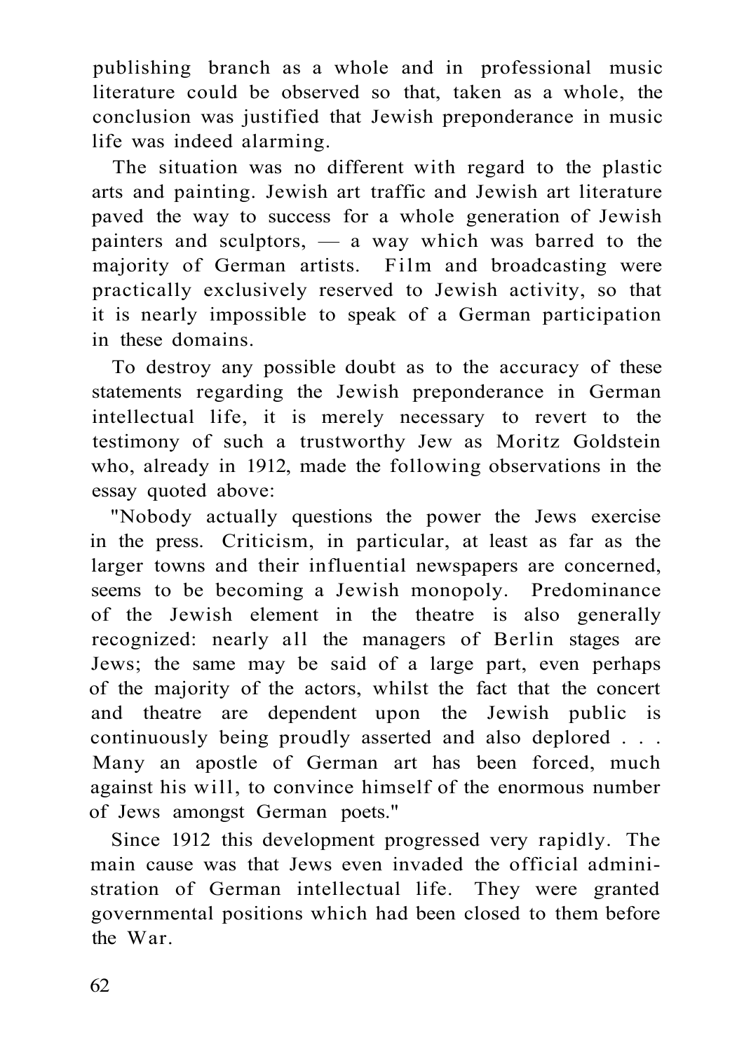publishing branch as a whole and in professional music literature could be observed so that, taken as a whole, the conclusion was justified that Jewish preponderance in music life was indeed alarming.

The situation was no different with regard to the plastic arts and painting. Jewish art traffic and Jewish art literature paved the way to success for a whole generation of Jewish painters and sculptors, — a way which was barred to the majority of German artists. Film and broadcasting were practically exclusively reserved to Jewish activity, so that it is nearly impossible to speak of a German participation in these domains.

To destroy any possible doubt as to the accuracy of these statements regarding the Jewish preponderance in German intellectual life, it is merely necessary to revert to the testimony of such a trustworthy Jew as Moritz Goldstein who, already in 1912, made the following observations in the essay quoted above:

"Nobody actually questions the power the Jews exercise in the press. Criticism, in particular, at least as far as the larger towns and their influential newspapers are concerned, seems to be becoming a Jewish monopoly. Predominance of the Jewish element in the theatre is also generally recognized: nearly all the managers of Berlin stages are Jews; the same may be said of a large part, even perhaps of the majority of the actors, whilst the fact that the concert and theatre are dependent upon the Jewish public is continuously being proudly asserted and also deplored . . . Many an apostle of German art has been forced, much against his will, to convince himself of the enormous number of Jews amongst German poets."

Since 1912 this development progressed very rapidly. The main cause was that Jews even invaded the official administration of German intellectual life. They were granted governmental positions which had been closed to them before the War.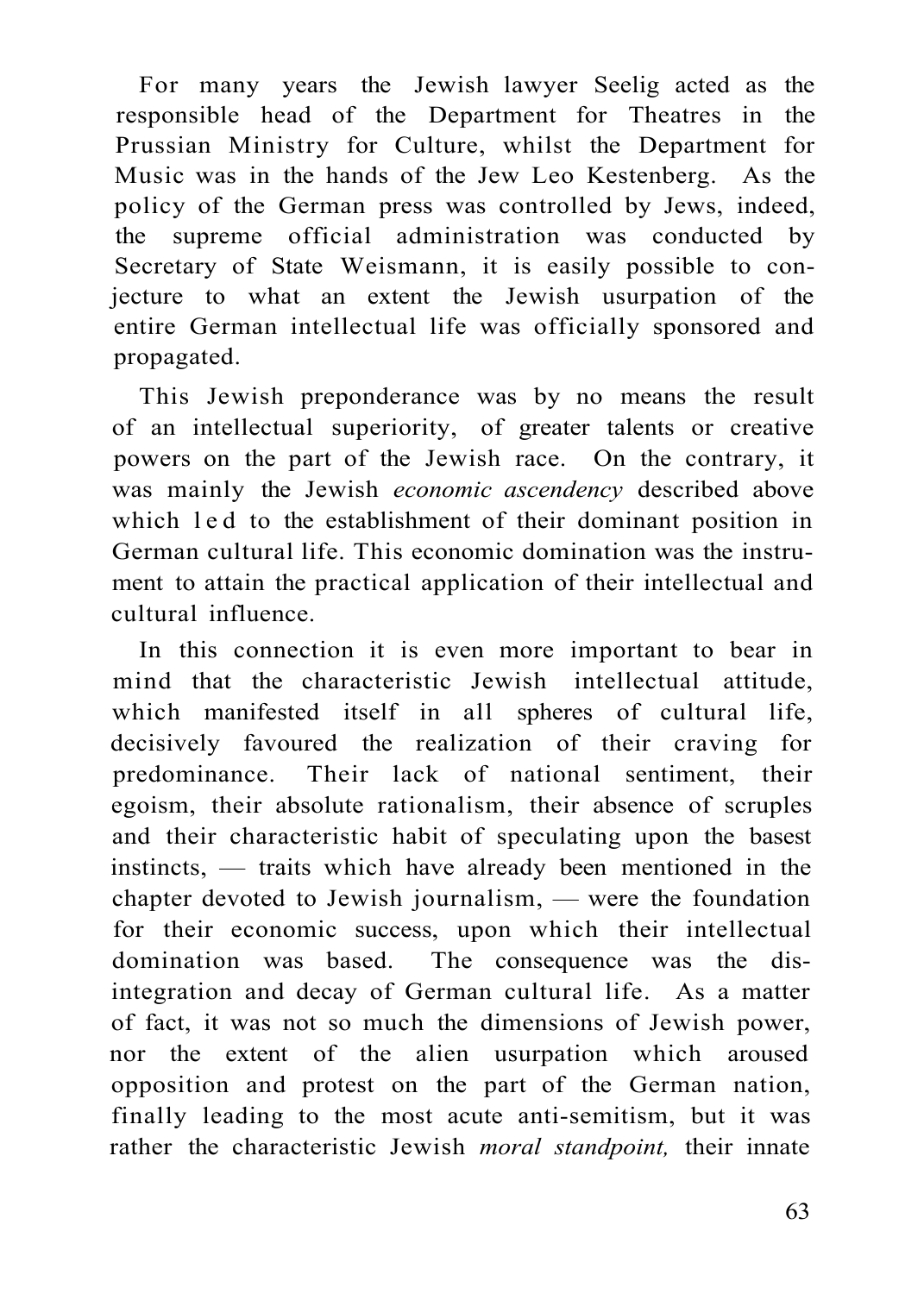For many years the Jewish lawyer Seelig acted as the responsible head of the Department for Theatres in the Prussian Ministry for Culture, whilst the Department for Music was in the hands of the Jew Leo Kestenberg. As the policy of the German press was controlled by Jews, indeed, the supreme official administration was conducted by Secretary of State Weismann, it is easily possible to conjecture to what an extent the Jewish usurpation of the entire German intellectual life was officially sponsored and propagated.

This Jewish preponderance was by no means the result of an intellectual superiority, of greater talents or creative powers on the part of the Jewish race. On the contrary, it was mainly the Jewish *economic ascendency* described above which led to the establishment of their dominant position in German cultural life. This economic domination was the instrument to attain the practical application of their intellectual and cultural influence.

In this connection it is even more important to bear in mind that the characteristic Jewish intellectual attitude, which manifested itself in all spheres of cultural life, decisively favoured the realization of their craving for predominance. Their lack of national sentiment, their egoism, their absolute rationalism, their absence of scruples and their characteristic habit of speculating upon the basest instincts, — traits which have already been mentioned in the chapter devoted to Jewish journalism, — were the foundation for their economic success, upon which their intellectual domination was based. The consequence was the disintegration and decay of German cultural life. As a matter of fact, it was not so much the dimensions of Jewish power, nor the extent of the alien usurpation which aroused opposition and protest on the part of the German nation, finally leading to the most acute anti-semitism, but it was rather the characteristic Jewish *moral standpoint,* their innate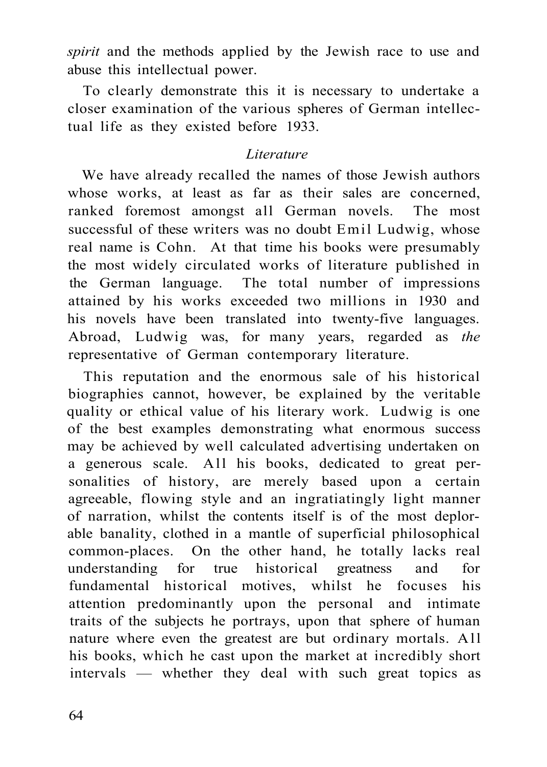*spirit* and the methods applied by the Jewish race to use and abuse this intellectual power.

To clearly demonstrate this it is necessary to undertake a closer examination of the various spheres of German intellectual life as they existed before 1933.

### *Literature*

We have already recalled the names of those Jewish authors whose works, at least as far as their sales are concerned, ranked foremost amongst all German novels. The most successful of these writers was no doubt Emil Ludwig, whose real name is Cohn. At that time his books were presumably the most widely circulated works of literature published in the German language. The total number of impressions attained by his works exceeded two millions in 1930 and his novels have been translated into twenty-five languages. Abroad, Ludwig was, for many years, regarded as *the* representative of German contemporary literature.

This reputation and the enormous sale of his historical biographies cannot, however, be explained by the veritable quality or ethical value of his literary work. Ludwig is one of the best examples demonstrating what enormous success may be achieved by well calculated advertising undertaken on a generous scale. All his books, dedicated to great personalities of history, are merely based upon a certain agreeable, flowing style and an ingratiatingly light manner of narration, whilst the contents itself is of the most deplorable banality, clothed in a mantle of superficial philosophical common-places. On the other hand, he totally lacks real understanding for true historical greatness and for fundamental historical motives, whilst he focuses his attention predominantly upon the personal and intimate traits of the subjects he portrays, upon that sphere of human nature where even the greatest are but ordinary mortals. All his books, which he cast upon the market at incredibly short intervals — whether they deal with such great topics as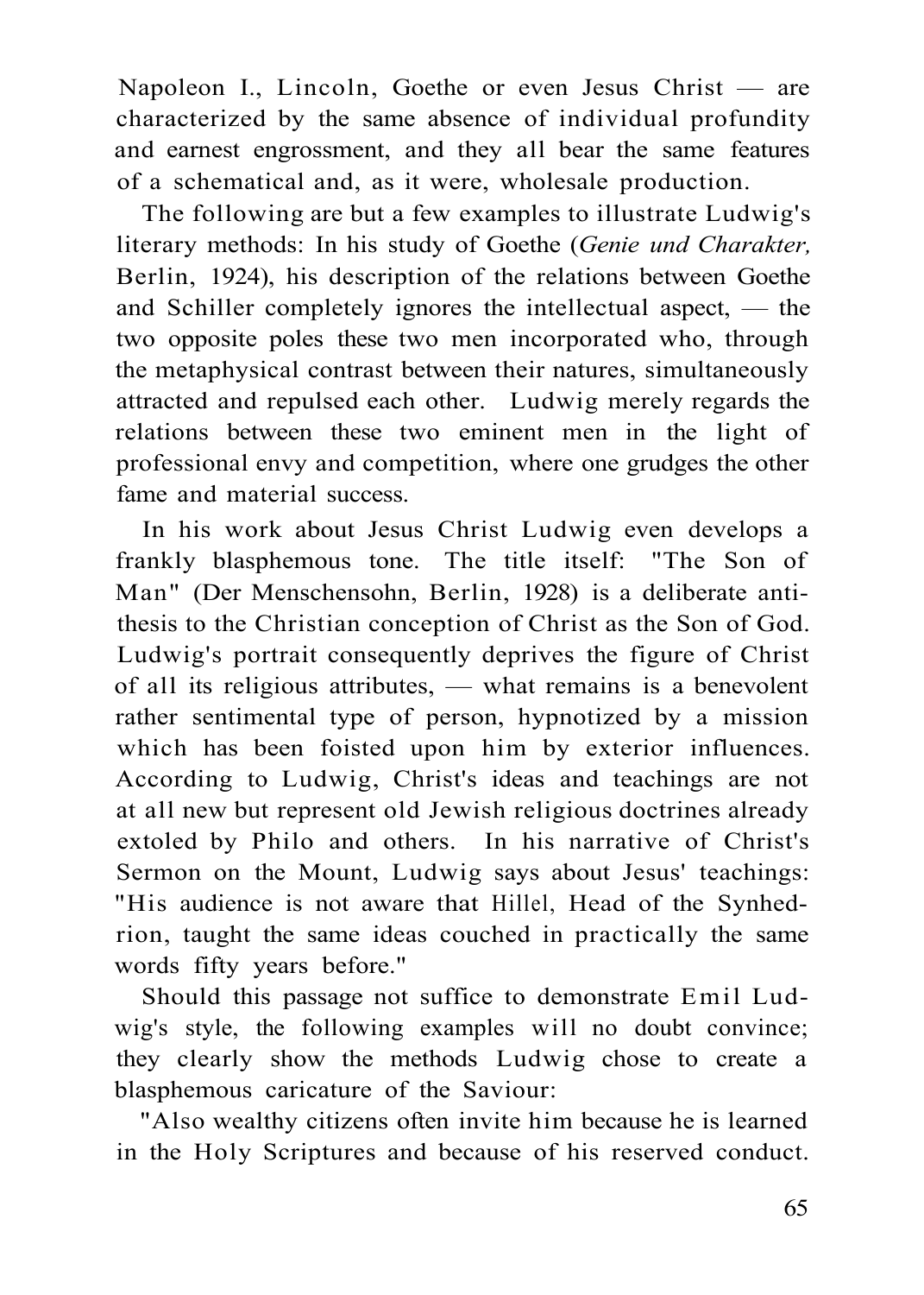Napoleon I., Lincoln, Goethe or even Jesus Christ — are characterized by the same absence of individual profundity and earnest engrossment, and they all bear the same features of a schematical and, as it were, wholesale production.

The following are but a few examples to illustrate Ludwig's literary methods: In his study of Goethe (*Genie und Charakter,* Berlin, 1924), his description of the relations between Goethe and Schiller completely ignores the intellectual aspect, — the two opposite poles these two men incorporated who, through the metaphysical contrast between their natures, simultaneously attracted and repulsed each other. Ludwig merely regards the relations between these two eminent men in the light of professional envy and competition, where one grudges the other fame and material success.

In his work about Jesus Christ Ludwig even develops a frankly blasphemous tone. The title itself: "The Son of Man" (Der Menschensohn, Berlin, 1928) is a deliberate antithesis to the Christian conception of Christ as the Son of God. Ludwig's portrait consequently deprives the figure of Christ of all its religious attributes, — what remains is a benevolent rather sentimental type of person, hypnotized by a mission which has been foisted upon him by exterior influences. According to Ludwig, Christ's ideas and teachings are not at all new but represent old Jewish religious doctrines already extoled by Philo and others. In his narrative of Christ's Sermon on the Mount, Ludwig says about Jesus' teachings: "His audience is not aware that Hillel, Head of the Synhedrion, taught the same ideas couched in practically the same words fifty years before."

Should this passage not suffice to demonstrate Emil Ludwig's style, the following examples will no doubt convince; they clearly show the methods Ludwig chose to create a blasphemous caricature of the Saviour:

"Also wealthy citizens often invite him because he is learned in the Holy Scriptures and because of his reserved conduct.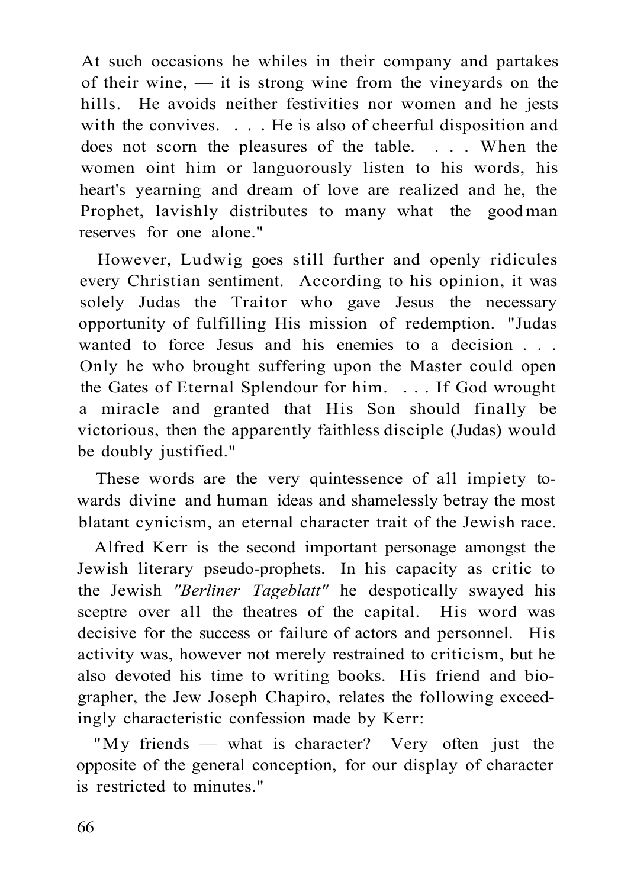At such occasions he whiles in their company and partakes of their wine, — it is strong wine from the vineyards on the hills. He avoids neither festivities nor women and he jests with the convives. . . . He is also of cheerful disposition and does not scorn the pleasures of the table. . . . When the women oint him or languorously listen to his words, his heart's yearning and dream of love are realized and he, the Prophet, lavishly distributes to many what the good man reserves for one alone."

However, Ludwig goes still further and openly ridicules every Christian sentiment. According to his opinion, it was solely Judas the Traitor who gave Jesus the necessary opportunity of fulfilling His mission of redemption. "Judas wanted to force Jesus and his enemies to a decision . . . Only he who brought suffering upon the Master could open the Gates of Eternal Splendour for him. . . . If God wrought a miracle and granted that His Son should finally be victorious, then the apparently faithless disciple (Judas) would be doubly justified."

These words are the very quintessence of all impiety towards divine and human ideas and shamelessly betray the most blatant cynicism, an eternal character trait of the Jewish race.

Alfred Kerr is the second important personage amongst the Jewish literary pseudo-prophets. In his capacity as critic to the Jewish *"Berliner Tageblatt"* he despotically swayed his sceptre over all the theatres of the capital. His word was decisive for the success or failure of actors and personnel. His activity was, however not merely restrained to criticism, but he also devoted his time to writing books. His friend and biographer, the Jew Joseph Chapiro, relates the following exceedingly characteristic confession made by Kerr:

"My friends — what is character? Very often just the opposite of the general conception, for our display of character is restricted to minutes."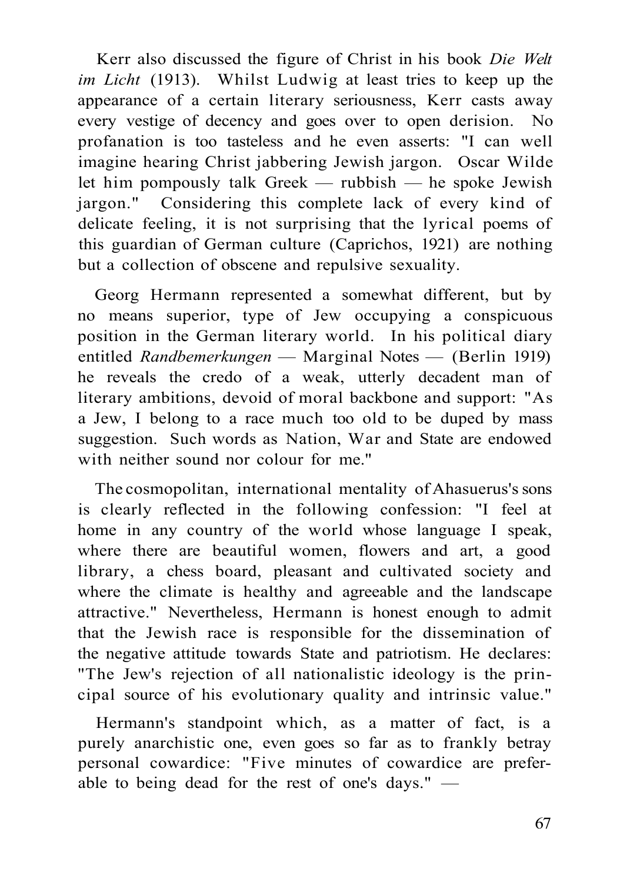Kerr also discussed the figure of Christ in his book *Die Welt im Licht* (1913). Whilst Ludwig at least tries to keep up the appearance of a certain literary seriousness, Kerr casts away every vestige of decency and goes over to open derision. No profanation is too tasteless and he even asserts: "I can well imagine hearing Christ jabbering Jewish jargon. Oscar Wilde let him pompously talk Greek — rubbish — he spoke Jewish jargon." Considering this complete lack of every kind of delicate feeling, it is not surprising that the lyrical poems of this guardian of German culture (Caprichos, 1921) are nothing but a collection of obscene and repulsive sexuality.

Georg Hermann represented a somewhat different, but by no means superior, type of Jew occupying a conspicuous position in the German literary world. In his political diary entitled *Randbemerkungen* — Marginal Notes — (Berlin 1919) he reveals the credo of a weak, utterly decadent man of literary ambitions, devoid of moral backbone and support: "As a Jew, I belong to a race much too old to be duped by mass suggestion. Such words as Nation, War and State are endowed with neither sound nor colour for me."

The cosmopolitan, international mentality of Ahasuerus's sons is clearly reflected in the following confession: "I feel at home in any country of the world whose language I speak, where there are beautiful women, flowers and art, a good library, a chess board, pleasant and cultivated society and where the climate is healthy and agreeable and the landscape attractive." Nevertheless, Hermann is honest enough to admit that the Jewish race is responsible for the dissemination of the negative attitude towards State and patriotism. He declares: "The Jew's rejection of all nationalistic ideology is the principal source of his evolutionary quality and intrinsic value."

Hermann's standpoint which, as a matter of fact, is a purely anarchistic one, even goes so far as to frankly betray personal cowardice: "Five minutes of cowardice are preferable to being dead for the rest of one's days." —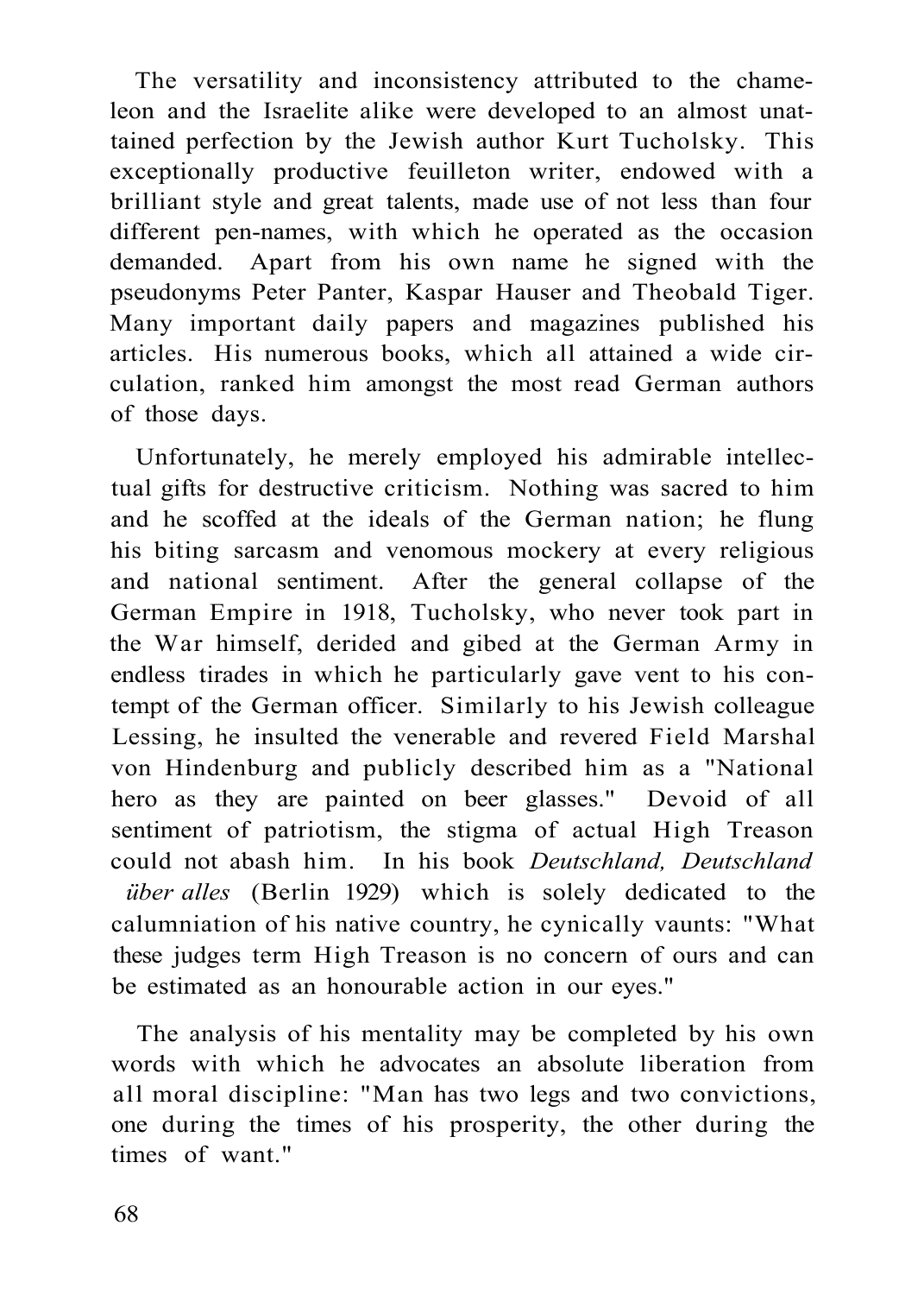The versatility and inconsistency attributed to the chameleon and the Israelite alike were developed to an almost unattained perfection by the Jewish author Kurt Tucholsky. This exceptionally productive feuilleton writer, endowed with a brilliant style and great talents, made use of not less than four different pen-names, with which he operated as the occasion demanded. Apart from his own name he signed with the pseudonyms Peter Panter, Kaspar Hauser and Theobald Tiger. Many important daily papers and magazines published his articles. His numerous books, which all attained a wide circulation, ranked him amongst the most read German authors of those days.

Unfortunately, he merely employed his admirable intellectual gifts for destructive criticism. Nothing was sacred to him and he scoffed at the ideals of the German nation; he flung his biting sarcasm and venomous mockery at every religious and national sentiment. After the general collapse of the German Empire in 1918, Tucholsky, who never took part in the War himself, derided and gibed at the German Army in endless tirades in which he particularly gave vent to his contempt of the German officer. Similarly to his Jewish colleague Lessing, he insulted the venerable and revered Field Marshal von Hindenburg and publicly described him as a "National hero as they are painted on beer glasses." Devoid of all sentiment of patriotism, the stigma of actual High Treason could not abash him. In his book *Deutschland, Deutschland über alles* (Berlin 1929) which is solely dedicated to the calumniation of his native country, he cynically vaunts: "What these judges term High Treason is no concern of ours and can be estimated as an honourable action in our eyes."

The analysis of his mentality may be completed by his own words with which he advocates an absolute liberation from all moral discipline: "Man has two legs and two convictions, one during the times of his prosperity, the other during the times of want."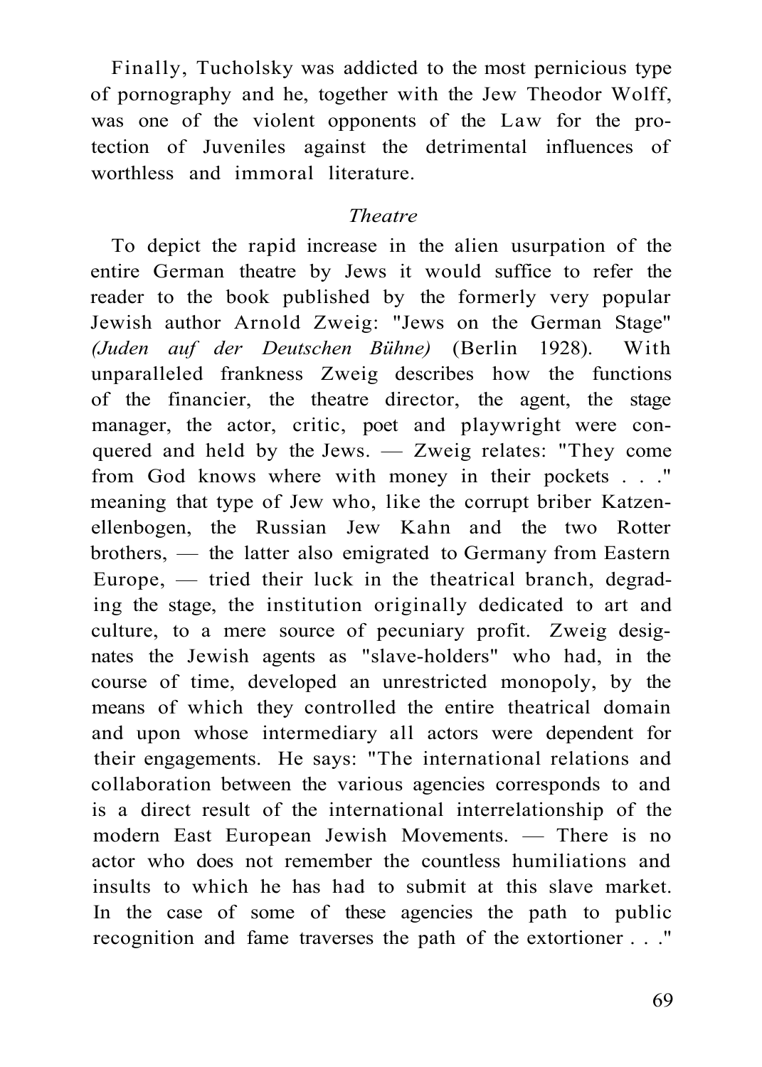Finally, Tucholsky was addicted to the most pernicious type of pornography and he, together with the Jew Theodor Wolff, was one of the violent opponents of the Law for the protection of Juveniles against the detrimental influences of worthless and immoral literature.

### *Theatre*

To depict the rapid increase in the alien usurpation of the entire German theatre by Jews it would suffice to refer the reader to the book published by the formerly very popular Jewish author Arnold Zweig: "Jews on the German Stage" *(Juden auf der Deutschen Bühne)* (Berlin 1928). With unparalleled frankness Zweig describes how the functions of the financier, the theatre director, the agent, the stage manager, the actor, critic, poet and playwright were conquered and held by the Jews. — Zweig relates: "They come from God knows where with money in their pockets . . ." meaning that type of Jew who, like the corrupt briber Katzenellenbogen, the Russian Jew Kahn and the two Rotter brothers, — the latter also emigrated to Germany from Eastern Europe, — tried their luck in the theatrical branch, degrading the stage, the institution originally dedicated to art and culture, to a mere source of pecuniary profit. Zweig designates the Jewish agents as "slave-holders" who had, in the course of time, developed an unrestricted monopoly, by the means of which they controlled the entire theatrical domain and upon whose intermediary all actors were dependent for their engagements. He says: "The international relations and collaboration between the various agencies corresponds to and is a direct result of the international interrelationship of the modern East European Jewish Movements. — There is no actor who does not remember the countless humiliations and insults to which he has had to submit at this slave market. In the case of some of these agencies the path to public recognition and fame traverses the path of the extortioner . . ."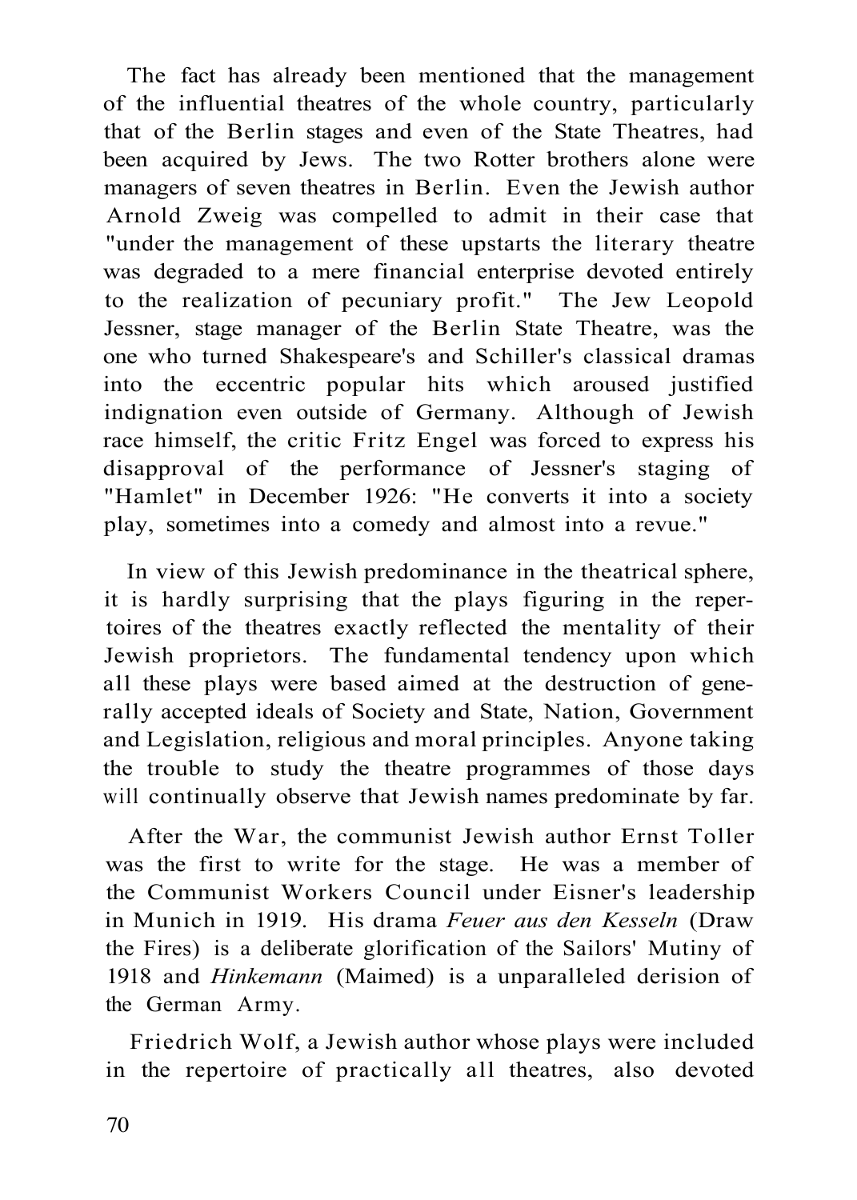The fact has already been mentioned that the management of the influential theatres of the whole country, particularly that of the Berlin stages and even of the State Theatres, had been acquired by Jews. The two Rotter brothers alone were managers of seven theatres in Berlin. Even the Jewish author Arnold Zweig was compelled to admit in their case that "under the management of these upstarts the literary theatre was degraded to a mere financial enterprise devoted entirely to the realization of pecuniary profit." The Jew Leopold Jessner, stage manager of the Berlin State Theatre, was the one who turned Shakespeare's and Schiller's classical dramas into the eccentric popular hits which aroused justified indignation even outside of Germany. Although of Jewish race himself, the critic Fritz Engel was forced to express his disapproval of the performance of Jessner's staging of "Hamlet" in December 1926: "He converts it into a society play, sometimes into a comedy and almost into a revue."

In view of this Jewish predominance in the theatrical sphere, it is hardly surprising that the plays figuring in the repertoires of the theatres exactly reflected the mentality of their Jewish proprietors. The fundamental tendency upon which all these plays were based aimed at the destruction of generally accepted ideals of Society and State, Nation, Government and Legislation, religious and moral principles. Anyone taking the trouble to study the theatre programmes of those days will continually observe that Jewish names predominate by far.

After the War, the communist Jewish author Ernst Toller was the first to write for the stage. He was a member of the Communist Workers Council under Eisner's leadership in Munich in 1919. His drama *Feuer aus den Kesseln* (Draw the Fires) is a deliberate glorification of the Sailors' Mutiny of 1918 and *Hinkemann* (Maimed) is a unparalleled derision of the German Army.

Friedrich Wolf, a Jewish author whose plays were included in the repertoire of practically all theatres, also devoted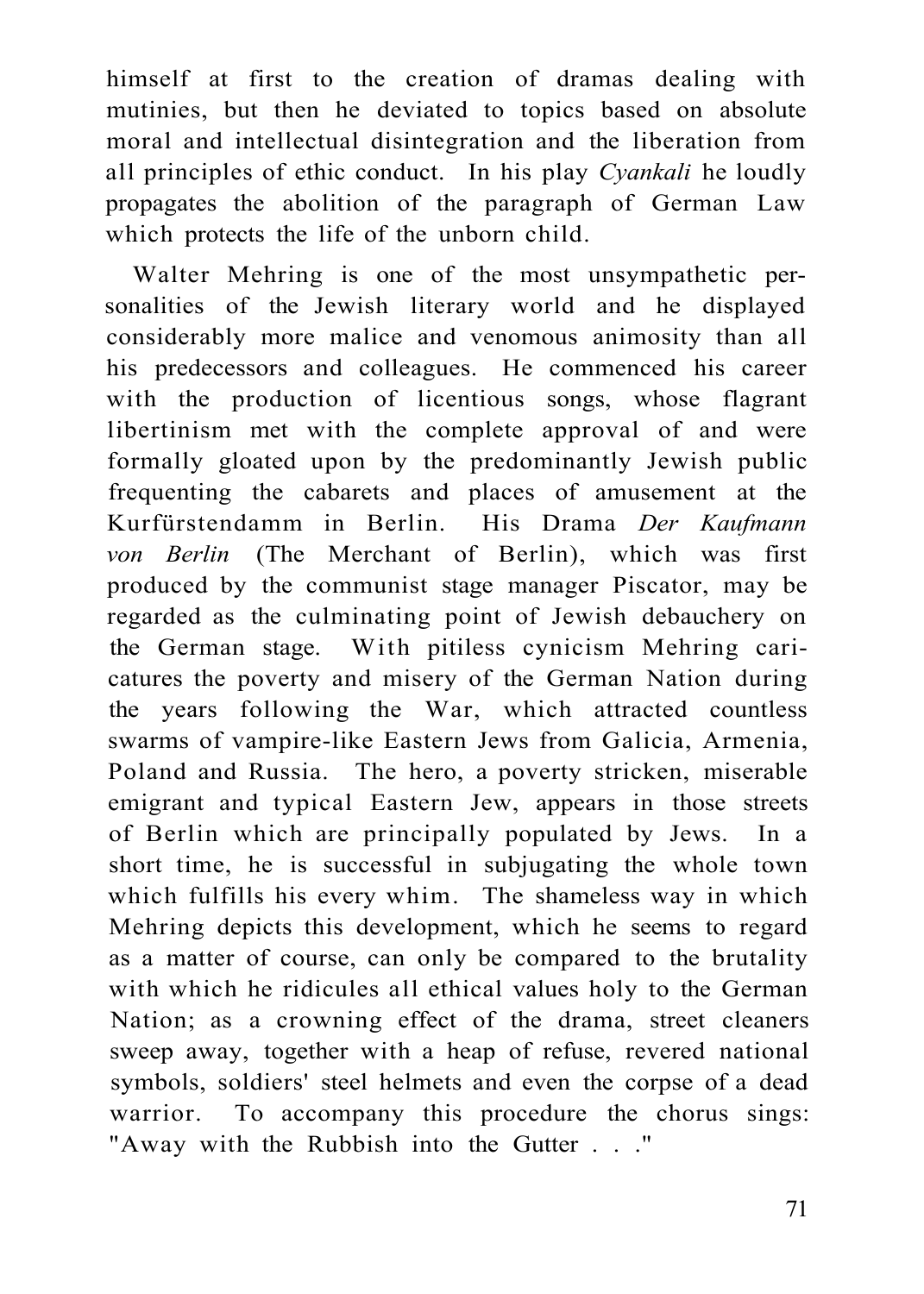himself at first to the creation of dramas dealing with mutinies, but then he deviated to topics based on absolute moral and intellectual disintegration and the liberation from all principles of ethic conduct. In his play *Cyankali* he loudly propagates the abolition of the paragraph of German Law which protects the life of the unborn child.

Walter Mehring is one of the most unsympathetic personalities of the Jewish literary world and he displayed considerably more malice and venomous animosity than all his predecessors and colleagues. He commenced his career with the production of licentious songs, whose flagrant libertinism met with the complete approval of and were formally gloated upon by the predominantly Jewish public frequenting the cabarets and places of amusement at the Kurfürstendamm in Berlin. His Drama *Der Kaufmann von Berlin* (The Merchant of Berlin), which was first produced by the communist stage manager Piscator, may be regarded as the culminating point of Jewish debauchery on the German stage. With pitiless cynicism Mehring caricatures the poverty and misery of the German Nation during the years following the War, which attracted countless swarms of vampire-like Eastern Jews from Galicia, Armenia, Poland and Russia. The hero, a poverty stricken, miserable emigrant and typical Eastern Jew, appears in those streets of Berlin which are principally populated by Jews. In a short time, he is successful in subjugating the whole town which fulfills his every whim. The shameless way in which Mehring depicts this development, which he seems to regard as a matter of course, can only be compared to the brutality with which he ridicules all ethical values holy to the German Nation; as a crowning effect of the drama, street cleaners sweep away, together with a heap of refuse, revered national symbols, soldiers' steel helmets and even the corpse of a dead warrior. To accompany this procedure the chorus sings: "Away with the Rubbish into the Gutter . . ."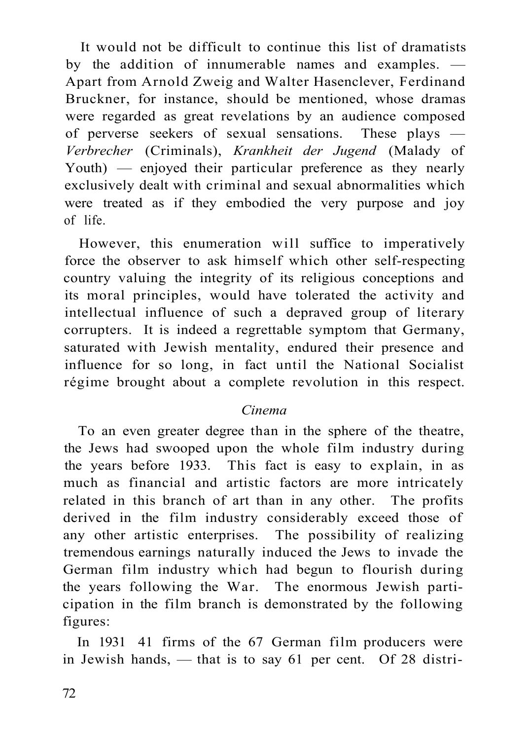It would not be difficult to continue this list of dramatists by the addition of innumerable names and examples. — Apart from Arnold Zweig and Walter Hasenclever, Ferdinand Bruckner, for instance, should be mentioned, whose dramas were regarded as great revelations by an audience composed of perverse seekers of sexual sensations. These plays — *Verbrecher* (Criminals), *Krankheit der Jugend* (Malady of Youth) — enjoyed their particular preference as they nearly exclusively dealt with criminal and sexual abnormalities which were treated as if they embodied the very purpose and joy of life.

However, this enumeration will suffice to imperatively force the observer to ask himself which other self-respecting country valuing the integrity of its religious conceptions and its moral principles, would have tolerated the activity and intellectual influence of such a depraved group of literary corrupters. It is indeed a regrettable symptom that Germany, saturated with Jewish mentality, endured their presence and influence for so long, in fact until the National Socialist régime brought about a complete revolution in this respect.

### *Cinema*

To an even greater degree than in the sphere of the theatre, the Jews had swooped upon the whole film industry during the years before 1933. This fact is easy to explain, in as much as financial and artistic factors are more intricately related in this branch of art than in any other. The profits derived in the film industry considerably exceed those of any other artistic enterprises. The possibility of realizing tremendous earnings naturally induced the Jews to invade the German film industry which had begun to flourish during the years following the War. The enormous Jewish participation in the film branch is demonstrated by the following figures:

In 1931 41 firms of the 67 German film producers were in Jewish hands, — that is to say 61 per cent. Of 28 distri-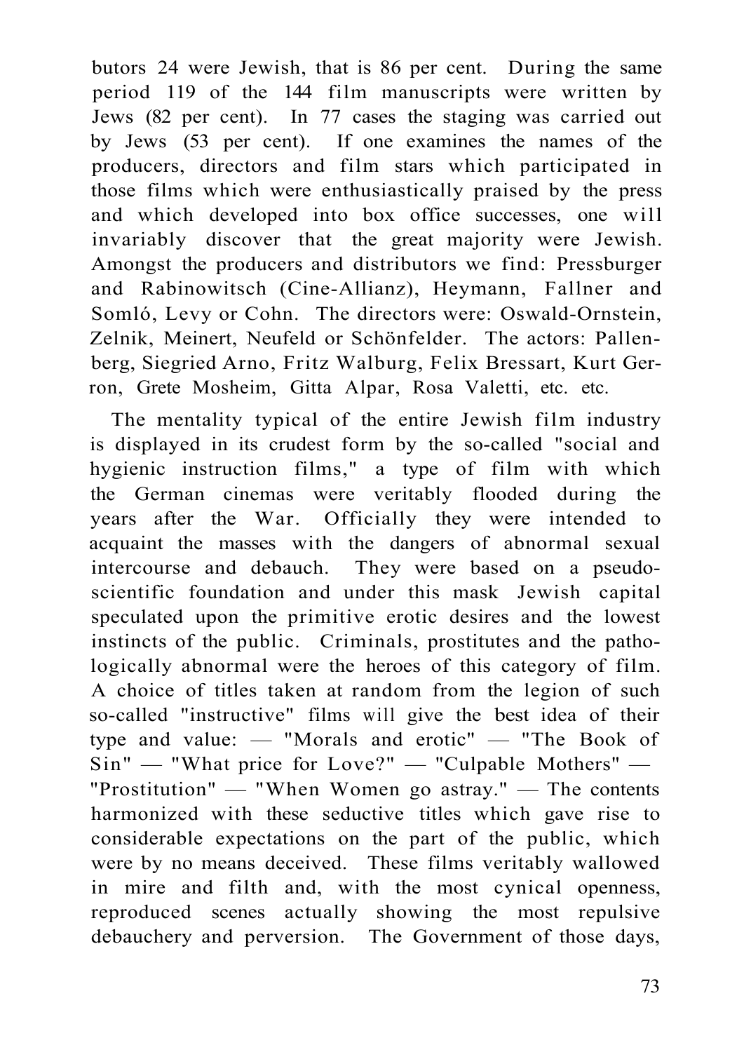butors 24 were Jewish, that is 86 per cent. During the same period 119 of the 144 film manuscripts were written by Jews (82 per cent). In 77 cases the staging was carried out by Jews (53 per cent). If one examines the names of the producers, directors and film stars which participated in those films which were enthusiastically praised by the press and which developed into box office successes, one will invariably discover that the great majority were Jewish. Amongst the producers and distributors we find: Pressburger and Rabinowitsch (Cine-Allianz), Heymann, Fallner and Somló, Levy or Cohn. The directors were: Oswald-Ornstein, Zelnik, Meinert, Neufeld or Schönfelder. The actors: Pallenberg, Siegried Arno, Fritz Walburg, Felix Bressart, Kurt Gerron, Grete Mosheim, Gitta Alpar, Rosa Valetti, etc. etc.

The mentality typical of the entire Jewish film industry is displayed in its crudest form by the so-called "social and hygienic instruction films," a type of film with which the German cinemas were veritably flooded during the years after the War. Officially they were intended to acquaint the masses with the dangers of abnormal sexual intercourse and debauch. They were based on a pseudo-scientific foundation and under this mask Jewish capital speculated upon the primitive erotic desires and the lowest instincts of the public. Criminals, prostitutes and the pathologically abnormal were the heroes of this category of film. A choice of titles taken at random from the legion of such so-called "instructive" films will give the best idea of their type and value: — "Morals and erotic" — "The Book of Sin" — "What price for Love?" — "Culpable Mothers" — "Prostitution" — "When Women go astray." — The contents harmonized with these seductive titles which gave rise to considerable expectations on the part of the public, which were by no means deceived. These films veritably wallowed in mire and filth and, with the most cynical openness, reproduced scenes actually showing the most repulsive debauchery and perversion. The Government of those days,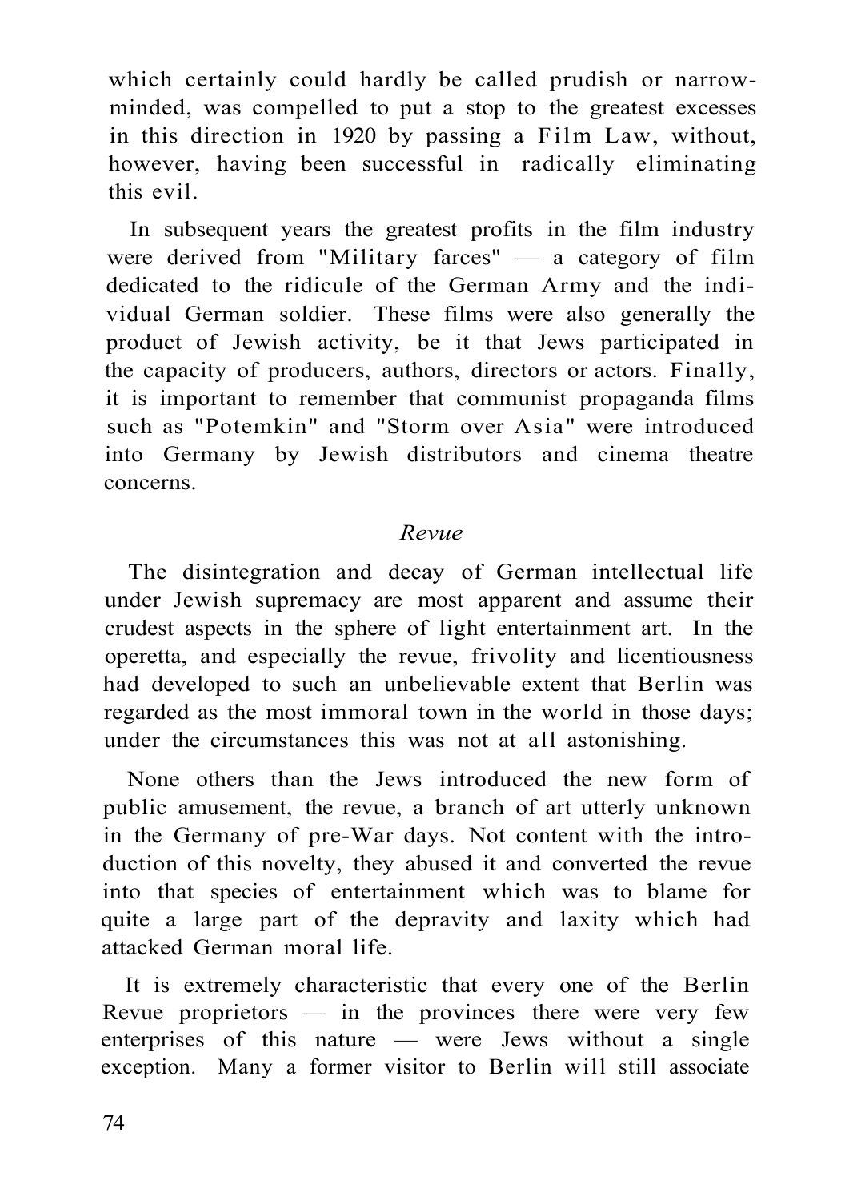which certainly could hardly be called prudish or narrow-minded, was compelled to put a stop to the greatest excesses in this direction in 1920 by passing a Film Law, without, however, having been successful in radically eliminating this evil.

In subsequent years the greatest profits in the film industry were derived from "Military farces" — a category of film dedicated to the ridicule of the German Army and the individual German soldier. These films were also generally the product of Jewish activity, be it that Jews participated in the capacity of producers, authors, directors or actors. Finally, it is important to remember that communist propaganda films such as "Potemkin" and "Storm over Asia" were introduced into Germany by Jewish distributors and cinema theatre concerns.

*Revue*

The disintegration and decay of German intellectual life under Jewish supremacy are most apparent and assume their crudest aspects in the sphere of light entertainment art. In the operetta, and especially the revue, frivolity and licentiousness had developed to such an unbelievable extent that Berlin was regarded as the most immoral town in the world in those days; under the circumstances this was not at all astonishing.

None others than the Jews introduced the new form of public amusement, the revue, a branch of art utterly unknown in the Germany of pre-War days. Not content with the introduction of this novelty, they abused it and converted the revue into that species of entertainment which was to blame for quite a large part of the depravity and laxity which had attacked German moral life.

It is extremely characteristic that every one of the Berlin Revue proprietors — in the provinces there were very few enterprises of this nature — were Jews without a single exception. Many a former visitor to Berlin will still associate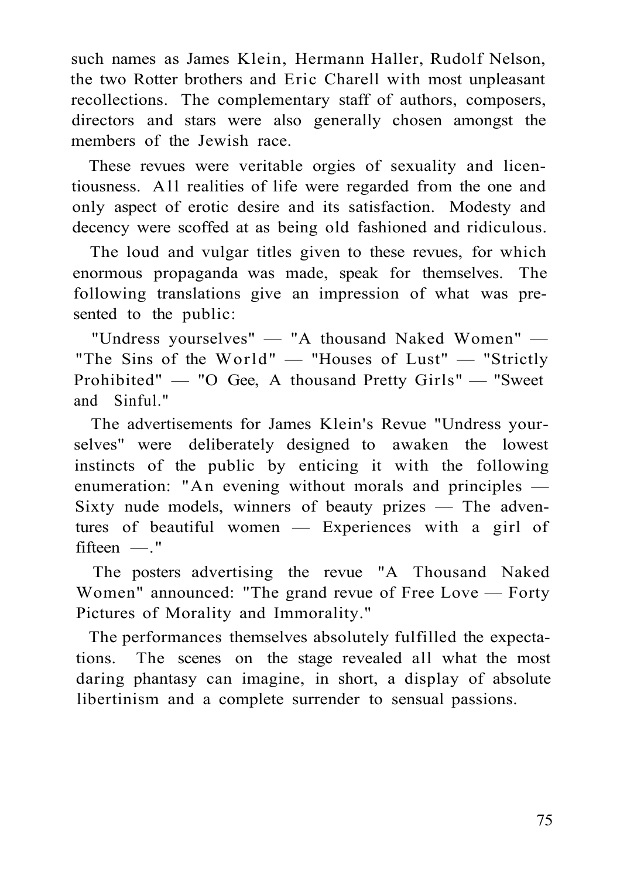such names as James Klein, Hermann Haller, Rudolf Nelson, the two Rotter brothers and Eric Charell with most unpleasant recollections. The complementary staff of authors, composers, directors and stars were also generally chosen amongst the members of the Jewish race.

These revues were veritable orgies of sexuality and licentiousness. All realities of life were regarded from the one and only aspect of erotic desire and its satisfaction. Modesty and decency were scoffed at as being old fashioned and ridiculous.

The loud and vulgar titles given to these revues, for which enormous propaganda was made, speak for themselves. The following translations give an impression of what was presented to the public:

"Undress yourselves" — "A thousand Naked Women" — "The Sins of the World" — "Houses of Lust" — "Strictly Prohibited" — "O Gee, A thousand Pretty Girls" — "Sweet and Sinful."

The advertisements for James Klein's Revue "Undress yourselves" were deliberately designed to awaken the lowest instincts of the public by enticing it with the following enumeration: "An evening without morals and principles — Sixty nude models, winners of beauty prizes — The adventures of beautiful women — Experiences with a girl of fifteen —."

The posters advertising the revue "A Thousand Naked Women" announced: "The grand revue of Free Love — Forty Pictures of Morality and Immorality."

The performances themselves absolutely fulfilled the expectations. The scenes on the stage revealed all what the most daring phantasy can imagine, in short, a display of absolute libertinism and a complete surrender to sensual passions.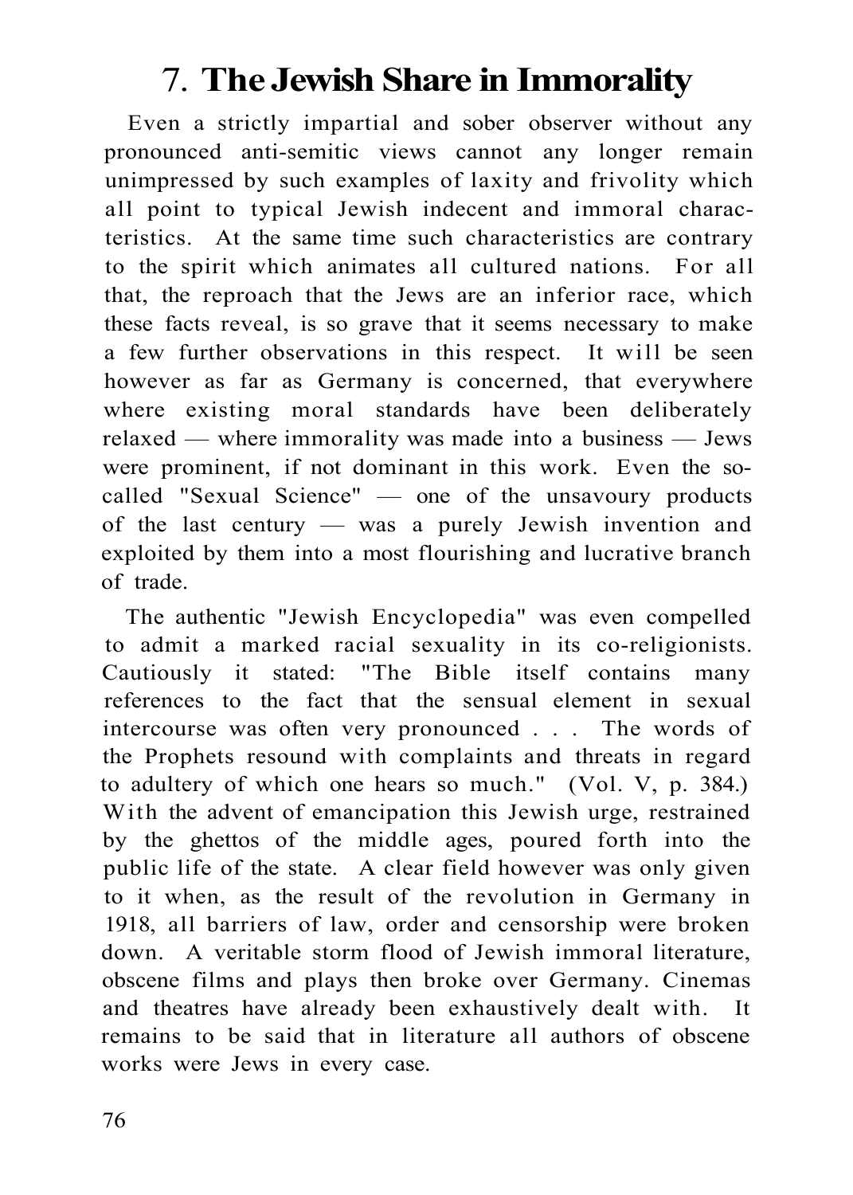# 7. The Jewish Share in Immorality

Even a strictly impartial and sober observer without any pronounced anti-semitic views cannot any longer remain unimpressed by such examples of laxity and frivolity which all point to typical Jewish indecent and immoral characteristics. At the same time such characteristics are contrary to the spirit which animates all cultured nations. For all that, the reproach that the Jews are an inferior race, which these facts reveal, is so grave that it seems necessary to make a few further observations in this respect. It will be seen however as far as Germany is concerned, that everywhere where existing moral standards have been deliberately relaxed — where immorality was made into a business — Jews were prominent, if not dominant in this work. Even the so-called "Sexual Science" — one of the unsavoury products of the last century — was a purely Jewish invention and exploited by them into a most flourishing and lucrative branch of trade.

The authentic "Jewish Encyclopedia" was even compelled to admit a marked racial sexuality in its co-religionists. Cautiously it stated: "The Bible itself contains many references to the fact that the sensual element in sexual intercourse was often very pronounced . . . The words of the Prophets resound with complaints and threats in regard to adultery of which one hears so much." (Vol. V, p. 384.) With the advent of emancipation this Jewish urge, restrained by the ghettos of the middle ages, poured forth into the public life of the state. A clear field however was only given to it when, as the result of the revolution in Germany in 1918, all barriers of law, order and censorship were broken down. A veritable storm flood of Jewish immoral literature, obscene films and plays then broke over Germany. Cinemas and theatres have already been exhaustively dealt with. It remains to be said that in literature all authors of obscene works were Jews in every case.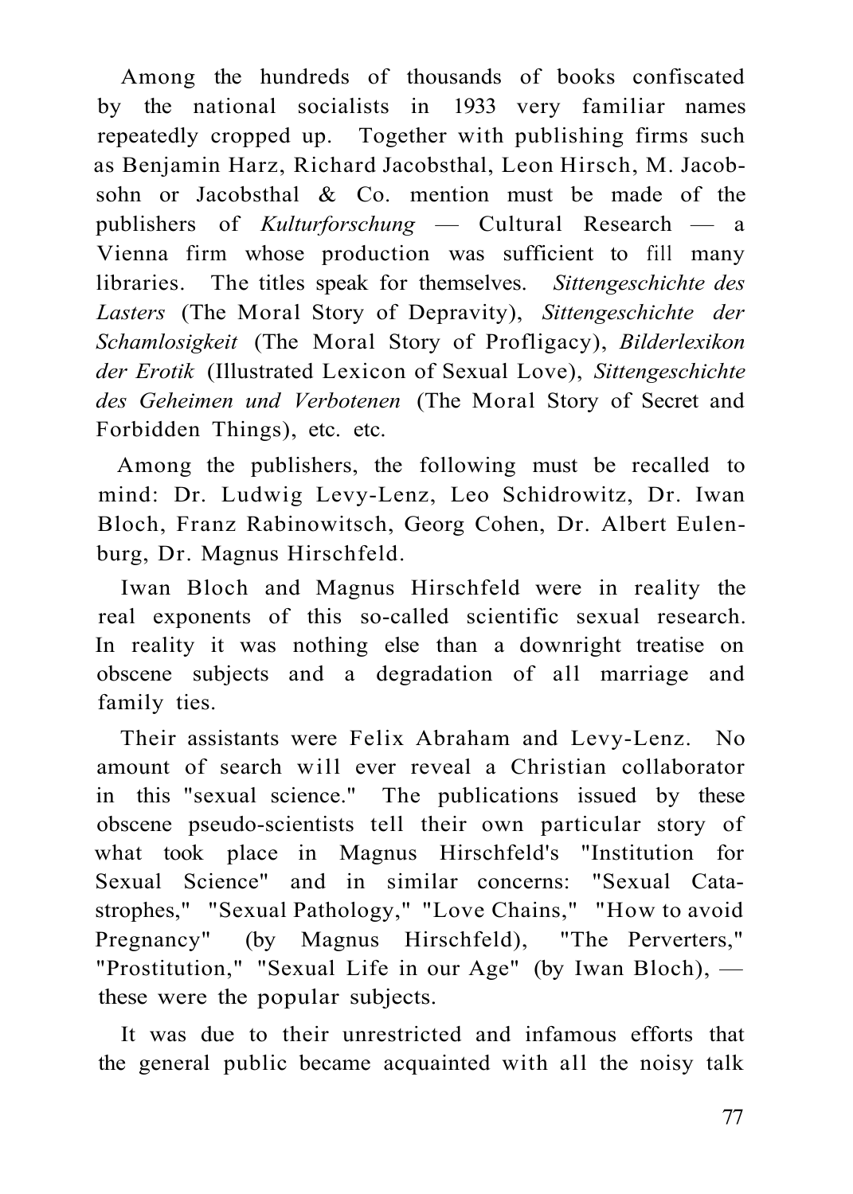Among the hundreds of thousands of books confiscated by the national socialists in 1933 very familiar names repeatedly cropped up. Together with publishing firms such as Benjamin Harz, Richard Jacobsthal, Leon Hirsch, M. Jacobsohn or Jacobsthal & Co. mention must be made of the publishers of *Kulturforschung* — Cultural Research — a Vienna firm whose production was sufficient to fill many libraries. The titles speak for themselves. *Sittengeschichte des Lasters* (The Moral Story of Depravity), *Sittengeschichte der Schamlosigkeit* (The Moral Story of Profligacy), *Bilderlexikon der Erotik* (Illustrated Lexicon of Sexual Love), *Sittengeschichte des Geheimen und Verbotenen* (The Moral Story of Secret and Forbidden Things), etc. etc.

Among the publishers, the following must be recalled to mind: Dr. Ludwig Levy-Lenz, Leo Schidrowitz, Dr. Iwan Bloch, Franz Rabinowitsch, Georg Cohen, Dr. Albert Eulenburg, Dr. Magnus Hirschfeld.

Iwan Bloch and Magnus Hirschfeld were in reality the real exponents of this so-called scientific sexual research. In reality it was nothing else than a downright treatise on obscene subjects and a degradation of all marriage and family ties.

Their assistants were Felix Abraham and Levy-Lenz. No amount of search will ever reveal a Christian collaborator in this "sexual science." The publications issued by these obscene pseudo-scientists tell their own particular story of what took place in Magnus Hirschfeld's "Institution for Sexual Science" and in similar concerns: "Sexual Catastrophes," "Sexual Pathology," "Love Chains," "How to avoid Pregnancy" (by Magnus Hirschfeld), "The Perverters," "Prostitution," "Sexual Life in our Age" (by Iwan Bloch), — these were the popular subjects.

It was due to their unrestricted and infamous efforts that the general public became acquainted with all the noisy talk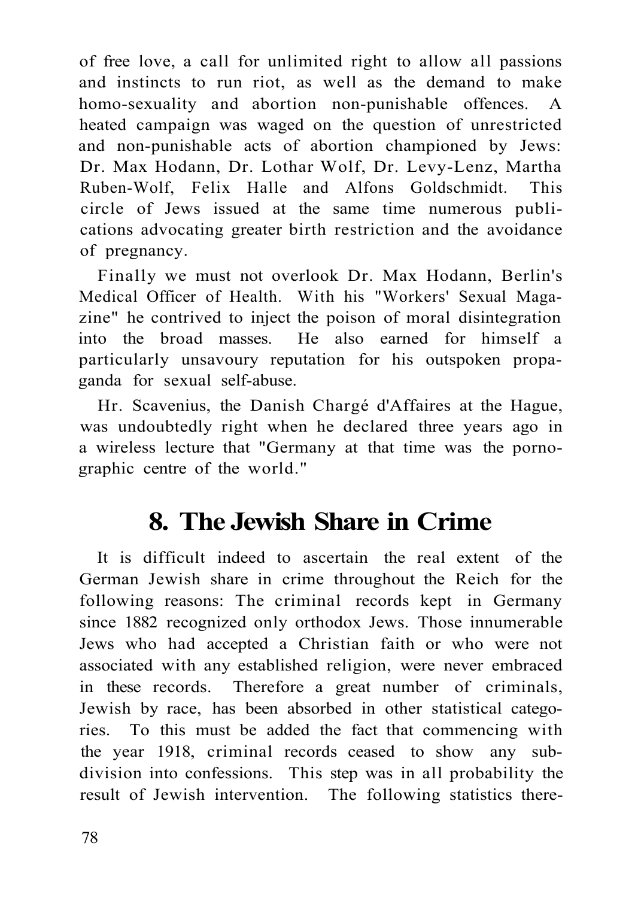of free love, a call for unlimited right to allow all passions and instincts to run riot, as well as the demand to make homo-sexuality and abortion non-punishable offences. A heated campaign was waged on the question of unrestricted and non-punishable acts of abortion championed by Jews: Dr. Max Hodann, Dr. Lothar Wolf, Dr. Levy-Lenz, Martha Ruben-Wolf, Felix Halle and Alfons Goldschmidt. This circle of Jews issued at the same time numerous publications advocating greater birth restriction and the avoidance of pregnancy.

Finally we must not overlook Dr. Max Hodann, Berlin's Medical Officer of Health. With his "Workers' Sexual Magazine" he contrived to inject the poison of moral disintegration into the broad masses. He also earned for himself a particularly unsavoury reputation for his outspoken propaganda for sexual self-abuse.

Hr. Scavenius, the Danish Chargé d'Affaires at the Hague, was undoubtedly right when he declared three years ago in a wireless lecture that "Germany at that time was the pornographic centre of the world."

## 8. The Jewish Share in Crime

It is difficult indeed to ascertain the real extent of the German Jewish share in crime throughout the Reich for the following reasons: The criminal records kept in Germany since 1882 recognized only orthodox Jews. Those innumerable Jews who had accepted a Christian faith or who were not associated with any established religion, were never embraced in these records. Therefore a great number of criminals, Jewish by race, has been absorbed in other statistical categories. To this must be added the fact that commencing with the year 1918, criminal records ceased to show any subdivision into confessions. This step was in all probability the result of Jewish intervention. The following statistics there-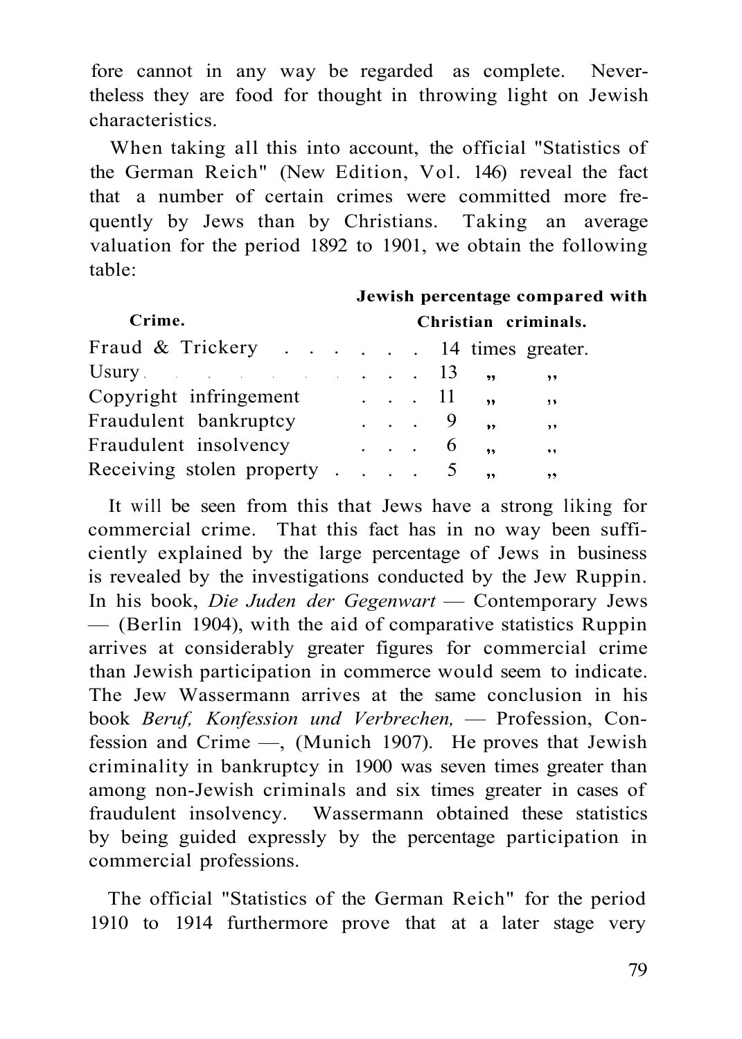fore cannot in any way be regarded as complete. Nevertheless they are food for thought in throwing light on Jewish characteristics.

When taking all this into account, the official "Statistics of the German Reich" (New Edition, Vol. 146) reveal the fact that a number of certain crimes were committed more frequently by Jews than by Christians. Taking an average valuation for the period 1892 to 1901, we obtain the following table:

| Crime. | Jewish percentage compared with Christian criminals. |
|---|---|
| Fraud & Trickery | 14 times greater. |
| Usury | 13 ,, ,, |
| Copyright infringement | 11 ,, ,, |
| Fraudulent bankruptcy | 9 ,, ,, |
| Fraudulent insolvency | 6 ,, ,, |
| Receiving stolen property | 5 ,, ,, |

It will be seen from this that Jews have a strong liking for commercial crime. That this fact has in no way been sufficiently explained by the large percentage of Jews in business is revealed by the investigations conducted by the Jew Ruppin. In his book, *Die Juden der Gegenwart* — Contemporary Jews — (Berlin 1904), with the aid of comparative statistics Ruppin arrives at considerably greater figures for commercial crime than Jewish participation in commerce would seem to indicate. The Jew Wassermann arrives at the same conclusion in his book *Beruf, Konfession und Verbrechen,* — Profession, Confession and Crime —, (Munich 1907). He proves that Jewish criminality in bankruptcy in 1900 was seven times greater than among non-Jewish criminals and six times greater in cases of fraudulent insolvency. Wassermann obtained these statistics by being guided expressly by the percentage participation in commercial professions.

The official "Statistics of the German Reich" for the period 1910 to 1914 furthermore prove that at a later stage very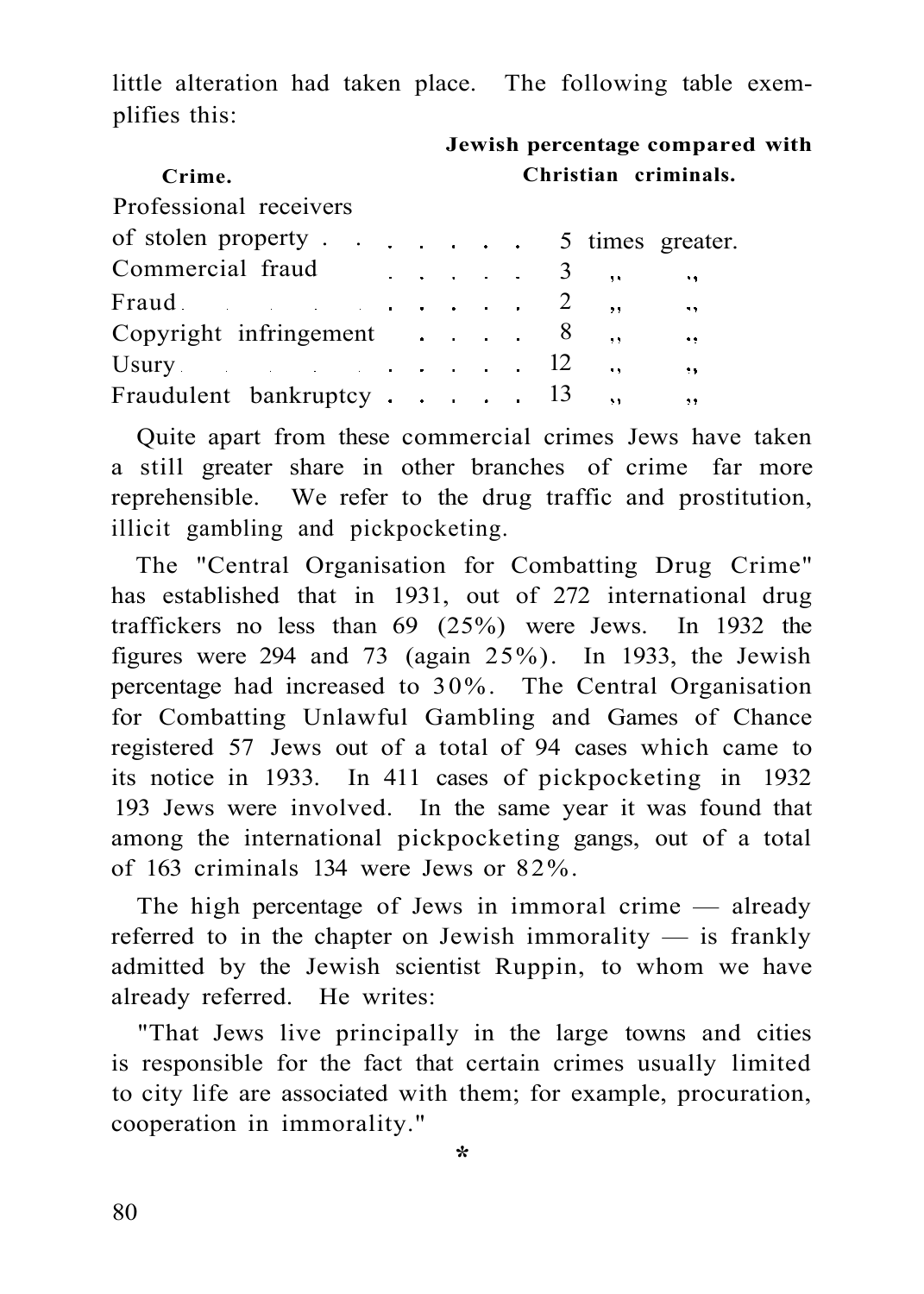little alteration had taken place. The following table exemplifies this:

| Crime. | Jewish percentage compared with Christian criminals. |
|---|---|
| Professional receivers of stolen property | 5 times greater. |
| Commercial fraud | 3 ,, ,, |
| Fraud | 2 ,, ,, |
| Copyright infringement | 8 ,, ,, |
| Usury | 12 ,, ,, |
| Fraudulent bankruptcy | 13 ,, ,, |

Quite apart from these commercial crimes Jews have taken a still greater share in other branches of crime far more reprehensible. We refer to the drug traffic and prostitution, illicit gambling and pickpocketing.

The "Central Organisation for Combatting Drug Crime" has established that in 1931, out of 272 international drug traffickers no less than 69 (25%) were Jews. In 1932 the figures were 294 and 73 (again 25%). In 1933, the Jewish percentage had increased to 30%. The Central Organisation for Combatting Unlawful Gambling and Games of Chance registered 57 Jews out of a total of 94 cases which came to its notice in 1933. In 411 cases of pickpocketing in 1932 193 Jews were involved. In the same year it was found that among the international pickpocketing gangs, out of a total of 163 criminals 134 were Jews or 82%.

The high percentage of Jews in immoral crime — already referred to in the chapter on Jewish immorality — is frankly admitted by the Jewish scientist Ruppin, to whom we have already referred. He writes:

"That Jews live principally in the large towns and cities is responsible for the fact that certain crimes usually limited to city life are associated with them; for example, procuration, cooperation in immorality."

*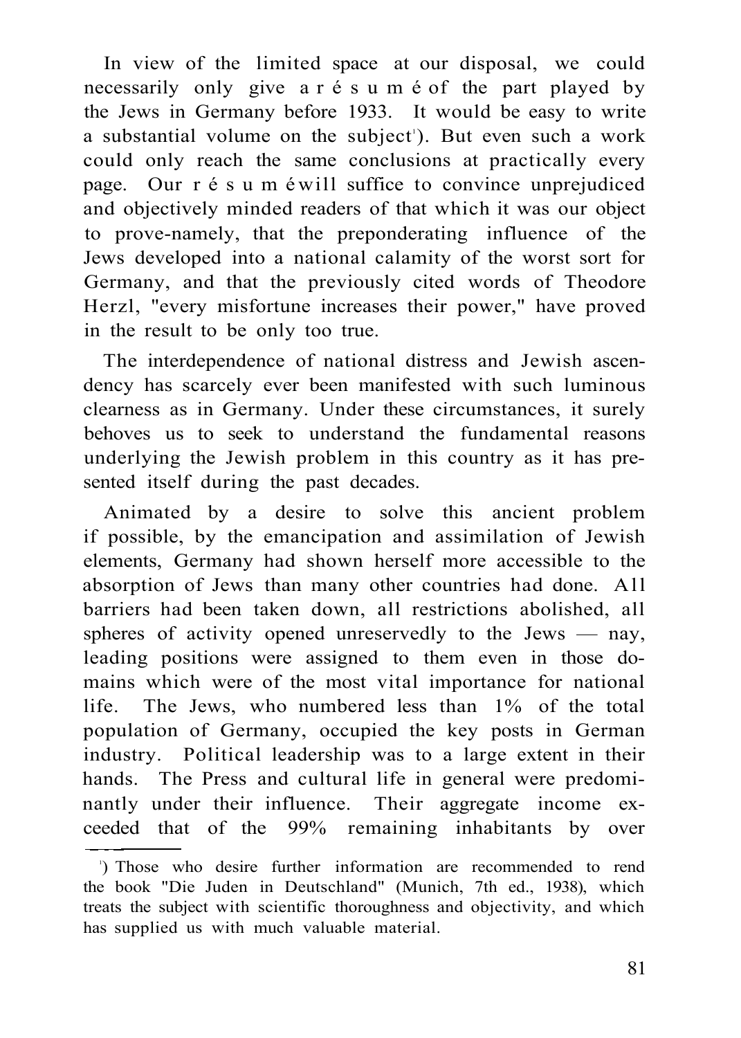In view of the limited space at our disposal, we could necessarily only give a résumé of the part played by the Jews in Germany before 1933. It would be easy to write a substantial volume on the subject[1]). But even such a work could only reach the same conclusions at practically every page. Our résumé will suffice to convince unprejudiced and objectively minded readers of that which it was our object to prove-namely, that the preponderating influence of the Jews developed into a national calamity of the worst sort for Germany, and that the previously cited words of Theodore Herzl, "every misfortune increases their power," have proved in the result to be only too true.

The interdependence of national distress and Jewish ascendency has scarcely ever been manifested with such luminous clearness as in Germany. Under these circumstances, it surely behoves us to seek to understand the fundamental reasons underlying the Jewish problem in this country as it has presented itself during the past decades.

Animated by a desire to solve this ancient problem if possible, by the emancipation and assimilation of Jewish elements, Germany had shown herself more accessible to the absorption of Jews than many other countries had done. All barriers had been taken down, all restrictions abolished, all spheres of activity opened unreservedly to the Jews — nay, leading positions were assigned to them even in those domains which were of the most vital importance for national life. The Jews, who numbered less than 1% of the total population of Germany, occupied the key posts in German industry. Political leadership was to a large extent in their hands. The Press and cultural life in general were predominantly under their influence. Their aggregate income exceeded that of the 99% remaining inhabitants by over

---

[1]) Those who desire further information are recommended to rend the book "Die Juden in Deutschland" (Munich, 7th ed., 1938), which treats the subject with scientific thoroughness and objectivity, and which has supplied us with much valuable material.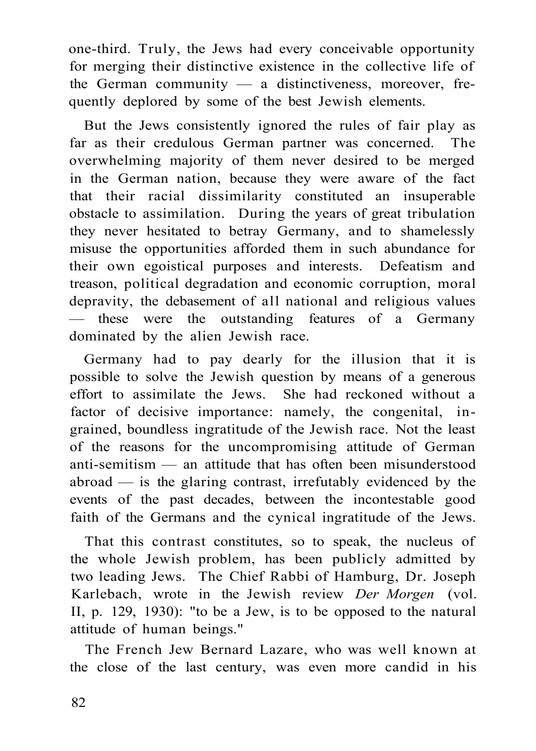one-third. Truly, the Jews had every conceivable opportunity for merging their distinctive existence in the collective life of the German community — a distinctiveness, moreover, frequently deplored by some of the best Jewish elements.

But the Jews consistently ignored the rules of fair play as far as their credulous German partner was concerned. The overwhelming majority of them never desired to be merged in the German nation, because they were aware of the fact that their racial dissimilarity constituted an insuperable obstacle to assimilation. During the years of great tribulation they never hesitated to betray Germany, and to shamelessly misuse the opportunities afforded them in such abundance for their own egoistical purposes and interests. Defeatism and treason, political degradation and economic corruption, moral depravity, the debasement of all national and religious values — these were the outstanding features of a Germany dominated by the alien Jewish race.

Germany had to pay dearly for the illusion that it is possible to solve the Jewish question by means of a generous effort to assimilate the Jews. She had reckoned without a factor of decisive importance: namely, the congenital, ingrained, boundless ingratitude of the Jewish race. Not the least of the reasons for the uncompromising attitude of German anti-semitism — an attitude that has often been misunderstood abroad — is the glaring contrast, irrefutably evidenced by the events of the past decades, between the incontestable good faith of the Germans and the cynical ingratitude of the Jews.

That this contrast constitutes, so to speak, the nucleus of the whole Jewish problem, has been publicly admitted by two leading Jews. The Chief Rabbi of Hamburg, Dr. Joseph Karlebach, wrote in the Jewish review *Der Morgen* (vol. II, p. 129, 1930): "to be a Jew, is to be opposed to the natural attitude of human beings."

The French Jew Bernard Lazare, who was well known at the close of the last century, was even more candid in his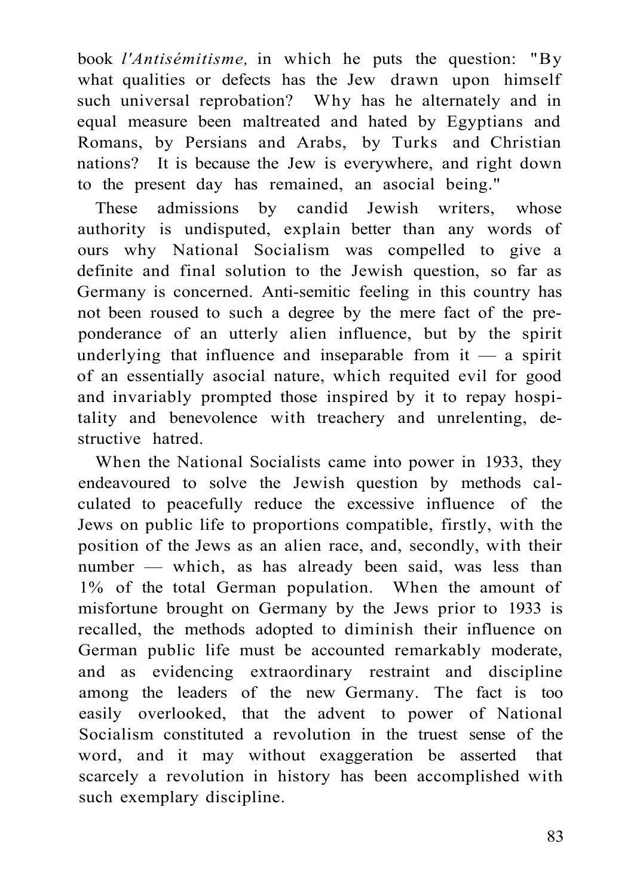book *l'Antisémitisme,* in which he puts the question: "By what qualities or defects has the Jew drawn upon himself such universal reprobation? Why has he alternately and in equal measure been maltreated and hated by Egyptians and Romans, by Persians and Arabs, by Turks and Christian nations? It is because the Jew is everywhere, and right down to the present day has remained, an asocial being."

These admissions by candid Jewish writers, whose authority is undisputed, explain better than any words of ours why National Socialism was compelled to give a definite and final solution to the Jewish question, so far as Germany is concerned. Anti-semitic feeling in this country has not been roused to such a degree by the mere fact of the preponderance of an utterly alien influence, but by the spirit underlying that influence and inseparable from it — a spirit of an essentially asocial nature, which requited evil for good and invariably prompted those inspired by it to repay hospitality and benevolence with treachery and unrelenting, destructive hatred.

When the National Socialists came into power in 1933, they endeavoured to solve the Jewish question by methods calculated to peacefully reduce the excessive influence of the Jews on public life to proportions compatible, firstly, with the position of the Jews as an alien race, and, secondly, with their number — which, as has already been said, was less than 1% of the total German population. When the amount of misfortune brought on Germany by the Jews prior to 1933 is recalled, the methods adopted to diminish their influence on German public life must be accounted remarkably moderate, and as evidencing extraordinary restraint and discipline among the leaders of the new Germany. The fact is too easily overlooked, that the advent to power of National Socialism constituted a revolution in the truest sense of the word, and it may without exaggeration be asserted that scarcely a revolution in history has been accomplished with such exemplary discipline.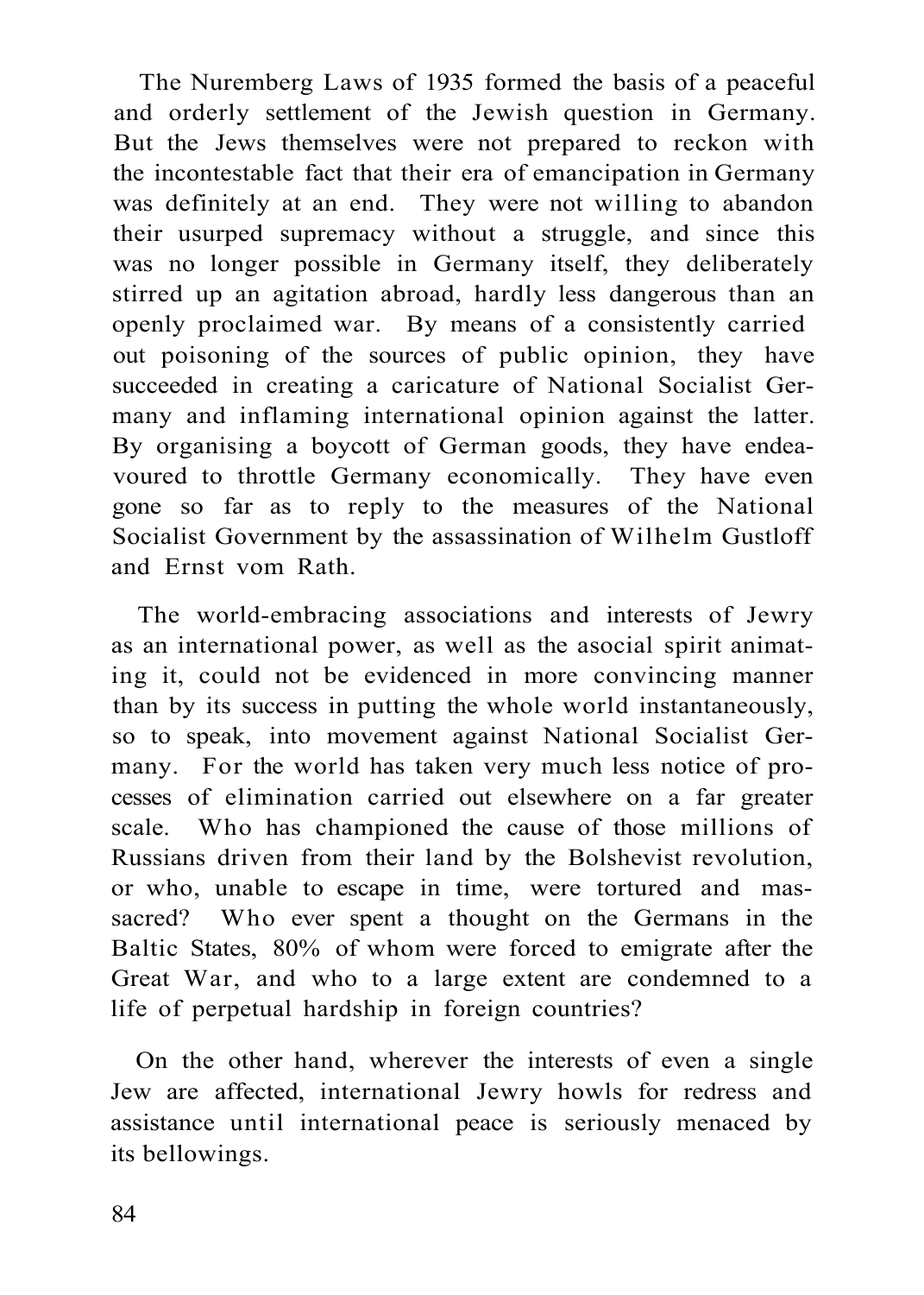The Nuremberg Laws of 1935 formed the basis of a peaceful and orderly settlement of the Jewish question in Germany. But the Jews themselves were not prepared to reckon with the incontestable fact that their era of emancipation in Germany was definitely at an end. They were not willing to abandon their usurped supremacy without a struggle, and since this was no longer possible in Germany itself, they deliberately stirred up an agitation abroad, hardly less dangerous than an openly proclaimed war. By means of a consistently carried out poisoning of the sources of public opinion, they have succeeded in creating a caricature of National Socialist Germany and inflaming international opinion against the latter. By organising a boycott of German goods, they have endeavoured to throttle Germany economically. They have even gone so far as to reply to the measures of the National Socialist Government by the assassination of Wilhelm Gustloff and Ernst vom Rath.

The world-embracing associations and interests of Jewry as an international power, as well as the asocial spirit animating it, could not be evidenced in more convincing manner than by its success in putting the whole world instantaneously, so to speak, into movement against National Socialist Germany. For the world has taken very much less notice of processes of elimination carried out elsewhere on a far greater scale. Who has championed the cause of those millions of Russians driven from their land by the Bolshevist revolution, or who, unable to escape in time, were tortured and massacred? Who ever spent a thought on the Germans in the Baltic States, 80% of whom were forced to emigrate after the Great War, and who to a large extent are condemned to a life of perpetual hardship in foreign countries?

On the other hand, wherever the interests of even a single Jew are affected, international Jewry howls for redress and assistance until international peace is seriously menaced by its bellowings.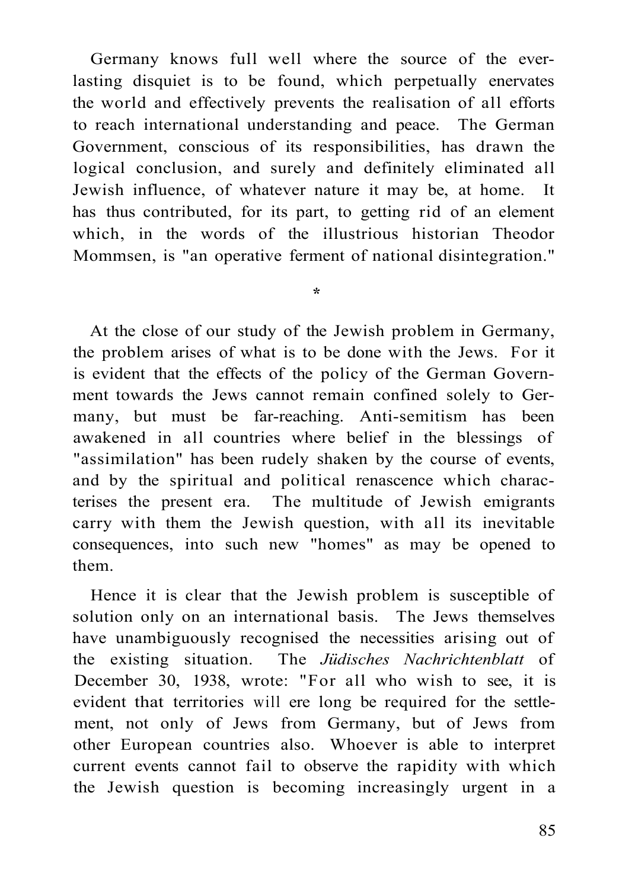Germany knows full well where the source of the everlasting disquiet is to be found, which perpetually enervates the world and effectively prevents the realisation of all efforts to reach international understanding and peace. The German Government, conscious of its responsibilities, has drawn the logical conclusion, and surely and definitely eliminated all Jewish influence, of whatever nature it may be, at home. It has thus contributed, for its part, to getting rid of an element which, in the words of the illustrious historian Theodor Mommsen, is "an operative ferment of national disintegration."

*

At the close of our study of the Jewish problem in Germany, the problem arises of what is to be done with the Jews. For it is evident that the effects of the policy of the German Government towards the Jews cannot remain confined solely to Germany, but must be far-reaching. Anti-semitism has been awakened in all countries where belief in the blessings of "assimilation" has been rudely shaken by the course of events, and by the spiritual and political renascence which characterises the present era. The multitude of Jewish emigrants carry with them the Jewish question, with all its inevitable consequences, into such new "homes" as may be opened to them.

Hence it is clear that the Jewish problem is susceptible of solution only on an international basis. The Jews themselves have unambiguously recognised the necessities arising out of the existing situation. The *Jüdisches Nachrichtenblatt* of December 30, 1938, wrote: "For all who wish to see, it is evident that territories will ere long be required for the settlement, not only of Jews from Germany, but of Jews from other European countries also. Whoever is able to interpret current events cannot fail to observe the rapidity with which the Jewish question is becoming increasingly urgent in a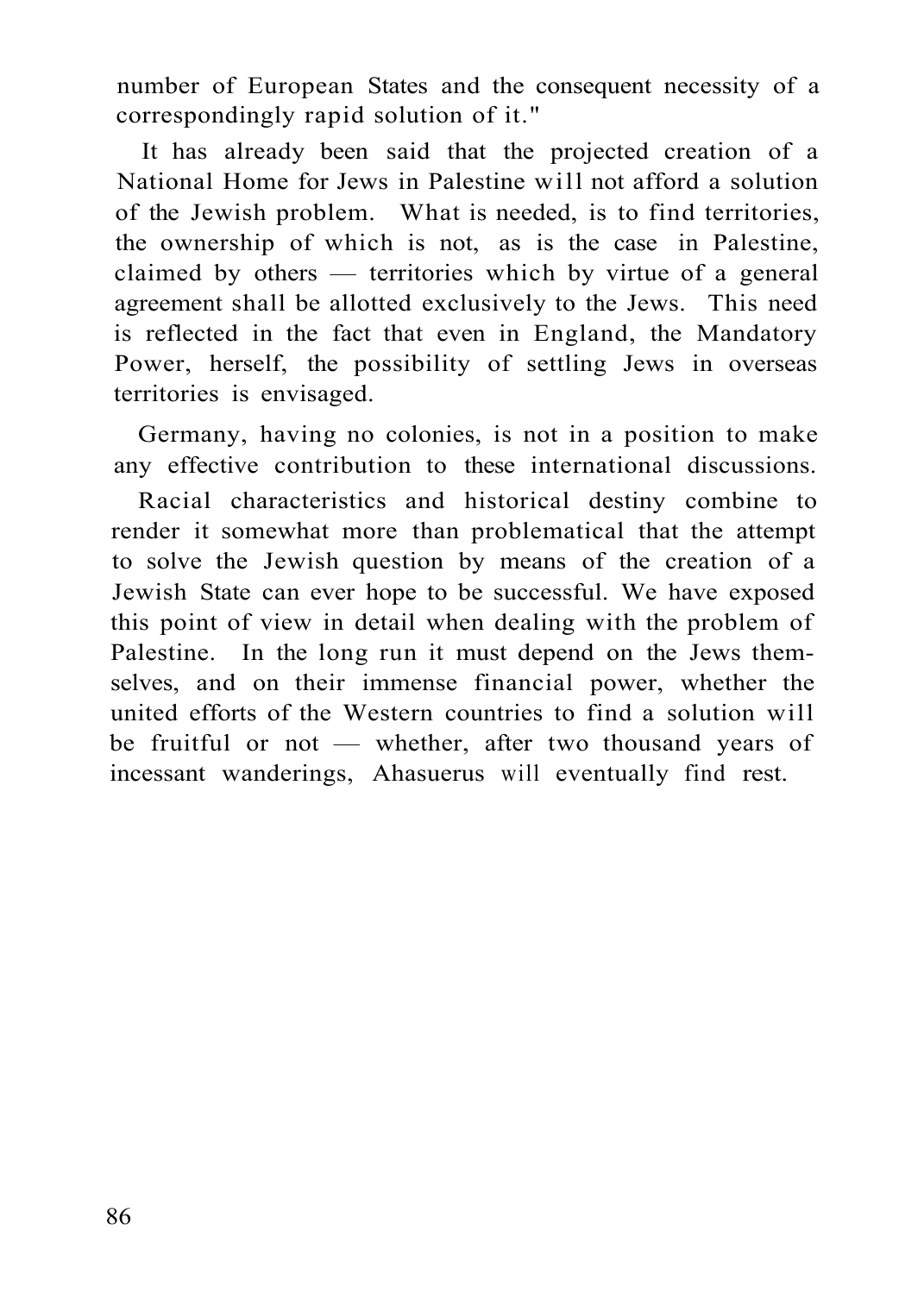number of European States and the consequent necessity of a correspondingly rapid solution of it."

It has already been said that the projected creation of a National Home for Jews in Palestine will not afford a solution of the Jewish problem. What is needed, is to find territories, the ownership of which is not, as is the case in Palestine, claimed by others — territories which by virtue of a general agreement shall be allotted exclusively to the Jews. This need is reflected in the fact that even in England, the Mandatory Power, herself, the possibility of settling Jews in overseas territories is envisaged.

Germany, having no colonies, is not in a position to make any effective contribution to these international discussions.

Racial characteristics and historical destiny combine to render it somewhat more than problematical that the attempt to solve the Jewish question by means of the creation of a Jewish State can ever hope to be successful. We have exposed this point of view in detail when dealing with the problem of Palestine. In the long run it must depend on the Jews themselves, and on their immense financial power, whether the united efforts of the Western countries to find a solution will be fruitful or not — whether, after two thousand years of incessant wanderings, Ahasuerus will eventually find rest.